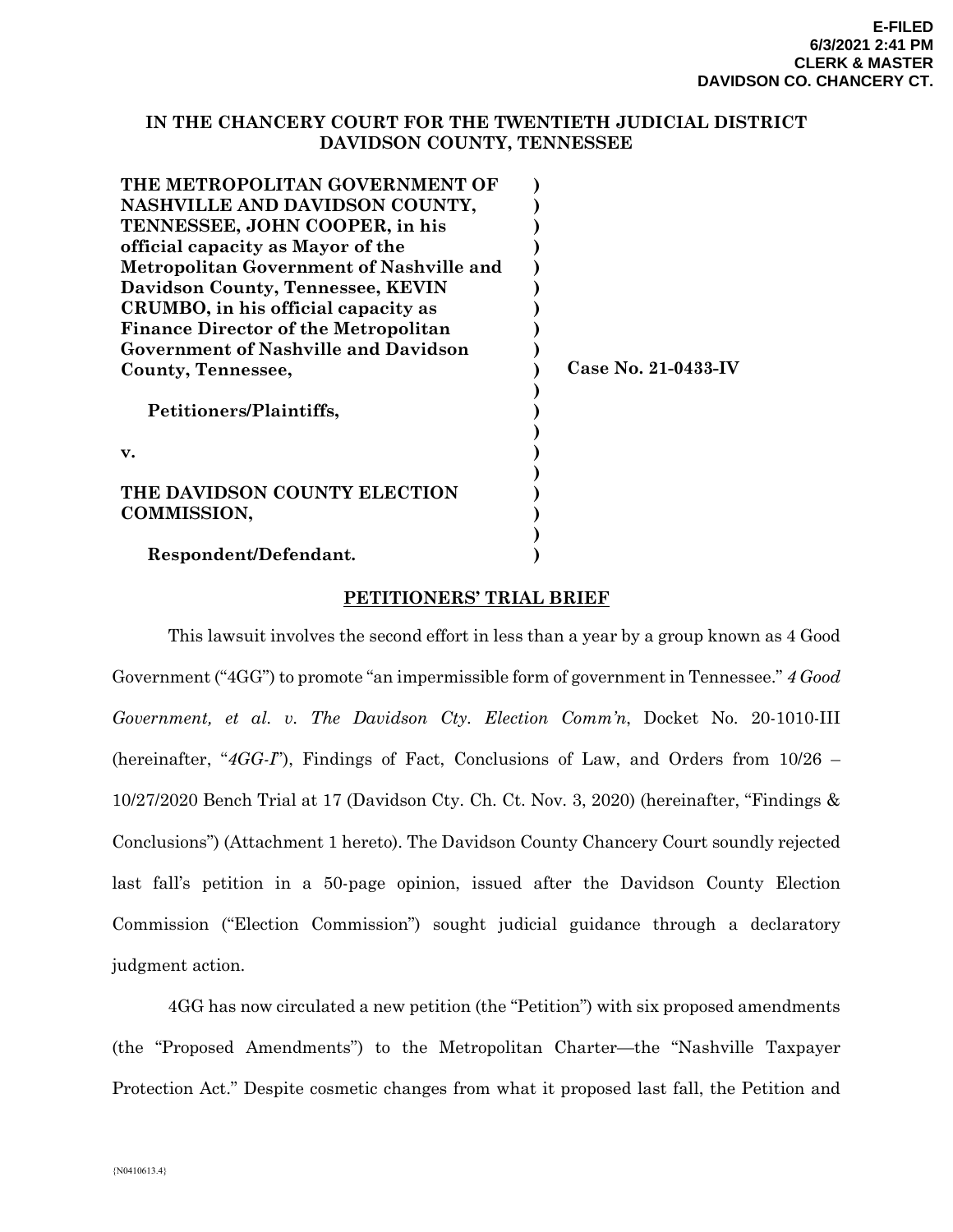**E-FILED**
**6/3/2021 2:41 PM**
**CLERK & MASTER**
**DAVIDSON CO. CHANCERY CT.**

**IN THE CHANCERY COURT FOR THE TWENTIETH JUDICIAL DISTRICT**
**DAVIDSON COUNTY, TENNESSEE**

**THE METROPOLITAN GOVERNMENT OF NASHVILLE AND DAVIDSON COUNTY, TENNESSEE, JOHN COOPER, in his official capacity as Mayor of the Metropolitan Government of Nashville and Davidson County, Tennessee, KEVIN CRUMBO, in his official capacity as Finance Director of the Metropolitan Government of Nashville and Davidson County, Tennessee,**

**Petitioners/Plaintiffs,**

**v.**

**THE DAVIDSON COUNTY ELECTION COMMISSION,**

**Respondent/Defendant.**

**Case No. 21-0433-IV**

**PETITIONERS' TRIAL BRIEF**

This lawsuit involves the second effort in less than a year by a group known as 4 Good Government ("4GG") to promote "an impermissible form of government in Tennessee." *4 Good Government, et al. v. The Davidson Cty. Election Comm'n*, Docket No. 20-1010-III (hereinafter, "*4GG-I*"), Findings of Fact, Conclusions of Law, and Orders from 10/26 – 10/27/2020 Bench Trial at 17 (Davidson Cty. Ch. Ct. Nov. 3, 2020) (hereinafter, "Findings & Conclusions") (Attachment 1 hereto). The Davidson County Chancery Court soundly rejected last fall's petition in a 50-page opinion, issued after the Davidson County Election Commission ("Election Commission") sought judicial guidance through a declaratory judgment action.

4GG has now circulated a new petition (the "Petition") with six proposed amendments (the "Proposed Amendments") to the Metropolitan Charter—the "Nashville Taxpayer Protection Act." Despite cosmetic changes from what it proposed last fall, the Petition and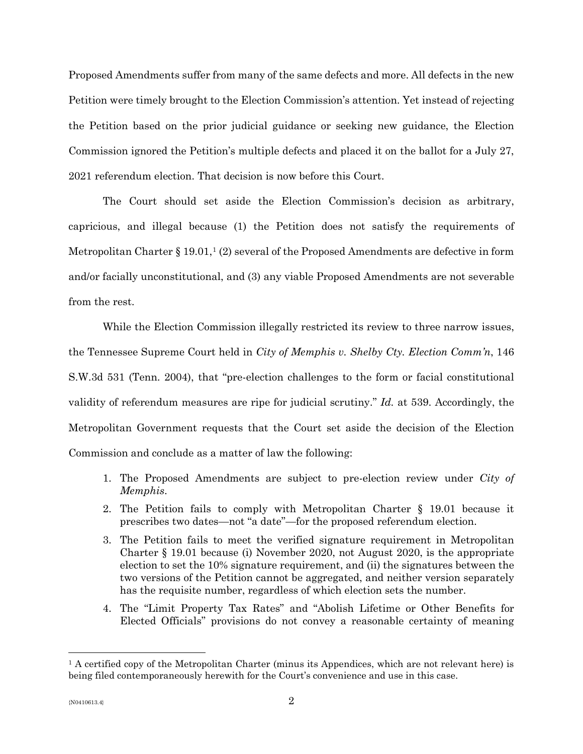Proposed Amendments suffer from many of the same defects and more. All defects in the new Petition were timely brought to the Election Commission's attention. Yet instead of rejecting the Petition based on the prior judicial guidance or seeking new guidance, the Election Commission ignored the Petition's multiple defects and placed it on the ballot for a July 27, 2021 referendum election. That decision is now before this Court.

The Court should set aside the Election Commission's decision as arbitrary, capricious, and illegal because (1) the Petition does not satisfy the requirements of Metropolitan Charter § 19.01,[1] (2) several of the Proposed Amendments are defective in form and/or facially unconstitutional, and (3) any viable Proposed Amendments are not severable from the rest.

While the Election Commission illegally restricted its review to three narrow issues, the Tennessee Supreme Court held in *City of Memphis v. Shelby Cty. Election Comm'n*, 146 S.W.3d 531 (Tenn. 2004), that "pre-election challenges to the form or facial constitutional validity of referendum measures are ripe for judicial scrutiny." *Id.* at 539. Accordingly, the Metropolitan Government requests that the Court set aside the decision of the Election Commission and conclude as a matter of law the following:

1. The Proposed Amendments are subject to pre-election review under *City of Memphis*.
2. The Petition fails to comply with Metropolitan Charter § 19.01 because it prescribes two dates—not "a date"—for the proposed referendum election.
3. The Petition fails to meet the verified signature requirement in Metropolitan Charter § 19.01 because (i) November 2020, not August 2020, is the appropriate election to set the 10% signature requirement, and (ii) the signatures between the two versions of the Petition cannot be aggregated, and neither version separately has the requisite number, regardless of which election sets the number.
4. The "Limit Property Tax Rates" and "Abolish Lifetime or Other Benefits for Elected Officials" provisions do not convey a reasonable certainty of meaning

[1] A certified copy of the Metropolitan Charter (minus its Appendices, which are not relevant here) is being filed contemporaneously herewith for the Court's convenience and use in this case.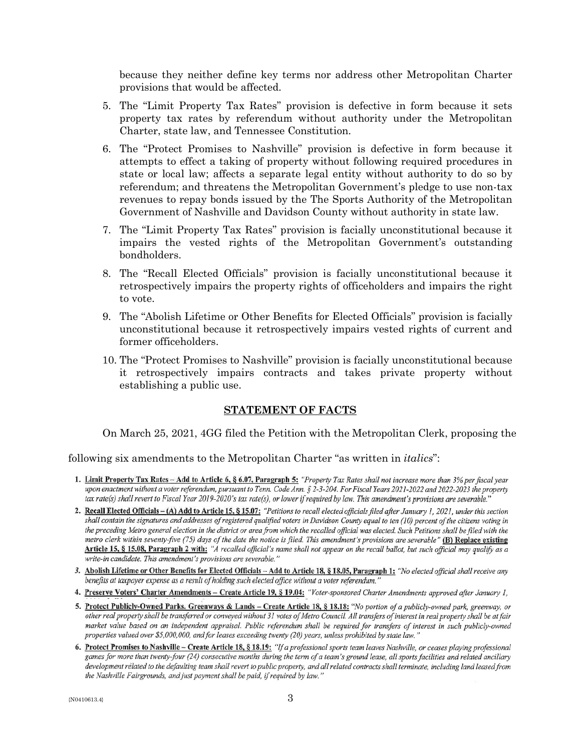because they neither define key terms nor address other Metropolitan Charter provisions that would be affected.

5. The "Limit Property Tax Rates" provision is defective in form because it sets property tax rates by referendum without authority under the Metropolitan Charter, state law, and Tennessee Constitution.

6. The "Protect Promises to Nashville" provision is defective in form because it attempts to effect a taking of property without following required procedures in state or local law; affects a separate legal entity without authority to do so by referendum; and threatens the Metropolitan Government's pledge to use non-tax revenues to repay bonds issued by the The Sports Authority of the Metropolitan Government of Nashville and Davidson County without authority in state law.

7. The "Limit Property Tax Rates" provision is facially unconstitutional because it impairs the vested rights of the Metropolitan Government's outstanding bondholders.

8. The "Recall Elected Officials" provision is facially unconstitutional because it retrospectively impairs the property rights of officeholders and impairs the right to vote.

9. The "Abolish Lifetime or Other Benefits for Elected Officials" provision is facially unconstitutional because it retrospectively impairs vested rights of current and former officeholders.

10. The "Protect Promises to Nashville" provision is facially unconstitutional because it retrospectively impairs contracts and takes private property without establishing a public use.

## STATEMENT OF FACTS

On March 25, 2021, 4GG filed the Petition with the Metropolitan Clerk, proposing the following six amendments to the Metropolitan Charter "as written in *italics*":

1. **Limit Property Tax Rates – Add to Article 6, § 6.07, Paragraph 5:** *"Property Tax Rates shall not increase more than 3% per fiscal year upon enactment without a voter referendum, pursuant to Tenn. Code Ann. § 2-3-204. For Fiscal Years 2021-2022 and 2022-2023 the property tax rate(s) shall revert to Fiscal Year 2019-2020's tax rate(s), or lower if required by law. This amendment's provisions are severable."*

2. **Recall Elected Officials – (A) Add to Article 15, § 15.07:** *"Petitions to recall elected officials filed after January 1, 2021, under this section shall contain the signatures and addresses of registered qualified voters in Davidson County equal to ten (10) percent of the citizens voting in the preceding Metro general election in the district or area from which the recalled official was elected. Such Petitions shall be filed with the metro clerk within seventy-five (75) days of the date the notice is filed. This amendment's provisions are severable"* **(B) Replace existing Article 15, § 15.08, Paragraph 2 with:** *"A recalled official's name shall not appear on the recall ballot, but such official may qualify as a write-in candidate. This amendment's provisions are severable."*

3. **Abolish Lifetime or Other Benefits for Elected Officials – Add to Article 18, § 18.05, Paragraph 1:** *"No elected official shall receive any benefits at taxpayer expense as a result of holding such elected office without a voter referendum."*

4. **Preserve Voters' Charter Amendments – Create Article 19, § 19.04:** *"Voter-sponsored Charter Amendments approved after January 1,*

5. **Protect Publicly-Owned Parks, Greenways & Lands – Create Article 18, § 18.18:** *"No portion of a publicly-owned park, greenway, or other real property shall be transferred or conveyed without 31 votes of Metro Council. All transfers of interest in real property shall be at fair market value based on an independent appraisal. Public referendum shall be required for transfers of interest in such publicly-owned properties valued over $5,000,000, and for leases exceeding twenty (20) years, unless prohibited by state law."*

6. **Protect Promises to Nashville – Create Article 18, § 18.19:** *"If a professional sports team leaves Nashville, or ceases playing professional games for more than twenty-four (24) consecutive months during the term of a team's ground lease, all sports facilities and related ancillary development related to the defaulting team shall revert to public property, and all related contracts shall terminate, including land leased from the Nashville Fairgrounds, and just payment shall be paid, if required by law."*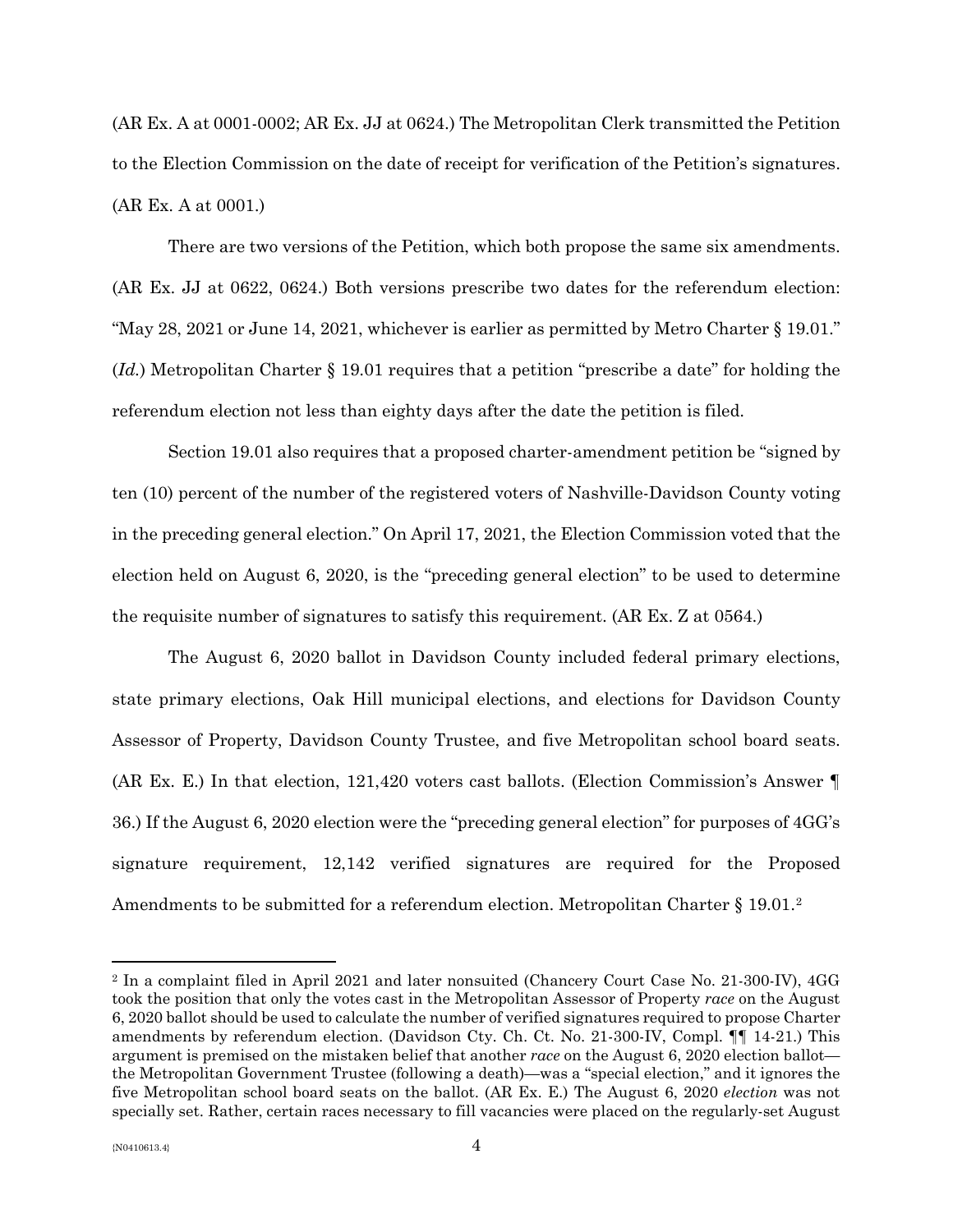(AR Ex. A at 0001-0002; AR Ex. JJ at 0624.) The Metropolitan Clerk transmitted the Petition to the Election Commission on the date of receipt for verification of the Petition's signatures. (AR Ex. A at 0001.)

There are two versions of the Petition, which both propose the same six amendments. (AR Ex. JJ at 0622, 0624.) Both versions prescribe two dates for the referendum election: "May 28, 2021 or June 14, 2021, whichever is earlier as permitted by Metro Charter § 19.01." (*Id.*) Metropolitan Charter § 19.01 requires that a petition "prescribe a date" for holding the referendum election not less than eighty days after the date the petition is filed.

Section 19.01 also requires that a proposed charter-amendment petition be "signed by ten (10) percent of the number of the registered voters of Nashville-Davidson County voting in the preceding general election." On April 17, 2021, the Election Commission voted that the election held on August 6, 2020, is the "preceding general election" to be used to determine the requisite number of signatures to satisfy this requirement. (AR Ex. Z at 0564.)

The August 6, 2020 ballot in Davidson County included federal primary elections, state primary elections, Oak Hill municipal elections, and elections for Davidson County Assessor of Property, Davidson County Trustee, and five Metropolitan school board seats. (AR Ex. E.) In that election, 121,420 voters cast ballots. (Election Commission's Answer ¶ 36.) If the August 6, 2020 election were the "preceding general election" for purposes of 4GG's signature requirement, 12,142 verified signatures are required for the Proposed Amendments to be submitted for a referendum election. Metropolitan Charter § 19.01.[2]

---

[2] In a complaint filed in April 2021 and later nonsuited (Chancery Court Case No. 21-300-IV), 4GG took the position that only the votes cast in the Metropolitan Assessor of Property *race* on the August 6, 2020 ballot should be used to calculate the number of verified signatures required to propose Charter amendments by referendum election. (Davidson Cty. Ch. Ct. No. 21-300-IV, Compl. ¶¶ 14-21.) This argument is premised on the mistaken belief that another *race* on the August 6, 2020 election ballot—the Metropolitan Government Trustee (following a death)—was a "special election," and it ignores the five Metropolitan school board seats on the ballot. (AR Ex. E.) The August 6, 2020 *election* was not specially set. Rather, certain races necessary to fill vacancies were placed on the regularly-set August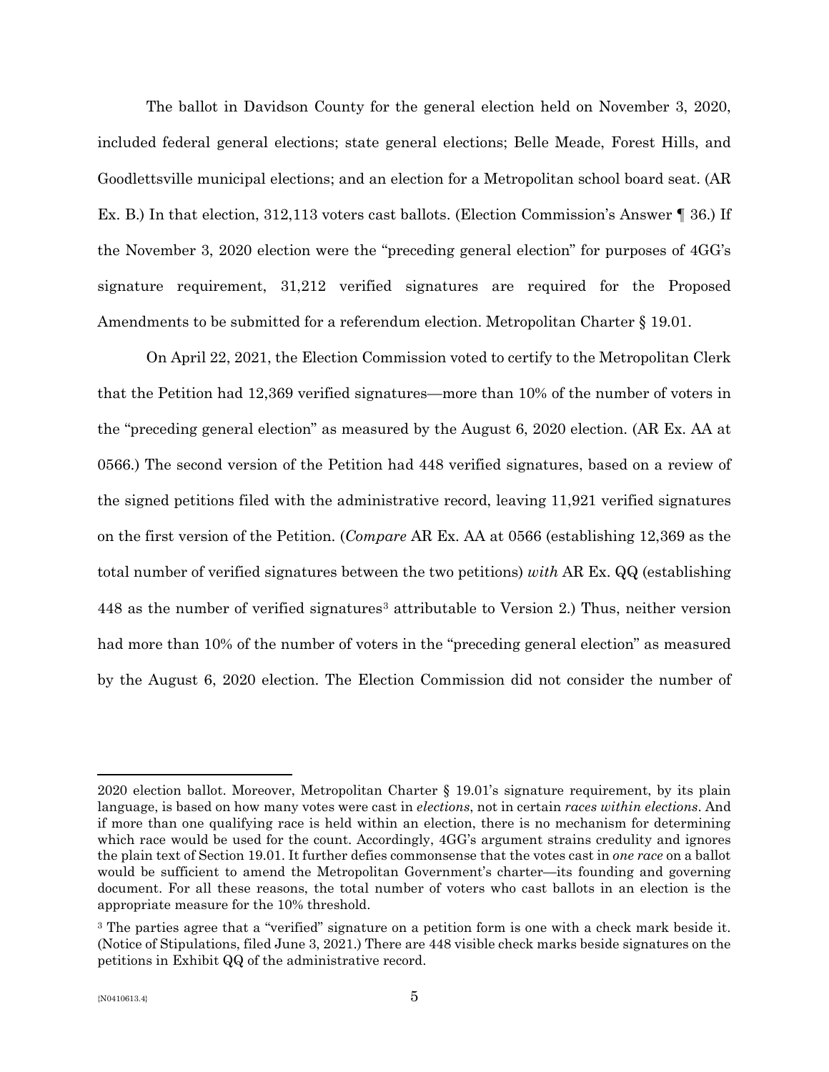The ballot in Davidson County for the general election held on November 3, 2020, included federal general elections; state general elections; Belle Meade, Forest Hills, and Goodlettsville municipal elections; and an election for a Metropolitan school board seat. (AR Ex. B.) In that election, 312,113 voters cast ballots. (Election Commission's Answer ¶ 36.) If the November 3, 2020 election were the "preceding general election" for purposes of 4GG's signature requirement, 31,212 verified signatures are required for the Proposed Amendments to be submitted for a referendum election. Metropolitan Charter § 19.01.

On April 22, 2021, the Election Commission voted to certify to the Metropolitan Clerk that the Petition had 12,369 verified signatures—more than 10% of the number of voters in the "preceding general election" as measured by the August 6, 2020 election. (AR Ex. AA at 0566.) The second version of the Petition had 448 verified signatures, based on a review of the signed petitions filed with the administrative record, leaving 11,921 verified signatures on the first version of the Petition. (*Compare* AR Ex. AA at 0566 (establishing 12,369 as the total number of verified signatures between the two petitions) *with* AR Ex. QQ (establishing 448 as the number of verified signatures[3] attributable to Version 2.) Thus, neither version had more than 10% of the number of voters in the "preceding general election" as measured by the August 6, 2020 election. The Election Commission did not consider the number of

---

2020 election ballot. Moreover, Metropolitan Charter § 19.01's signature requirement, by its plain language, is based on how many votes were cast in *elections*, not in certain *races within elections*. And if more than one qualifying race is held within an election, there is no mechanism for determining which race would be used for the count. Accordingly, 4GG's argument strains credulity and ignores the plain text of Section 19.01. It further defies commonsense that the votes cast in *one race* on a ballot would be sufficient to amend the Metropolitan Government's charter—its founding and governing document. For all these reasons, the total number of voters who cast ballots in an election is the appropriate measure for the 10% threshold.

[3] The parties agree that a "verified" signature on a petition form is one with a check mark beside it. (Notice of Stipulations, filed June 3, 2021.) There are 448 visible check marks beside signatures on the petitions in Exhibit QQ of the administrative record.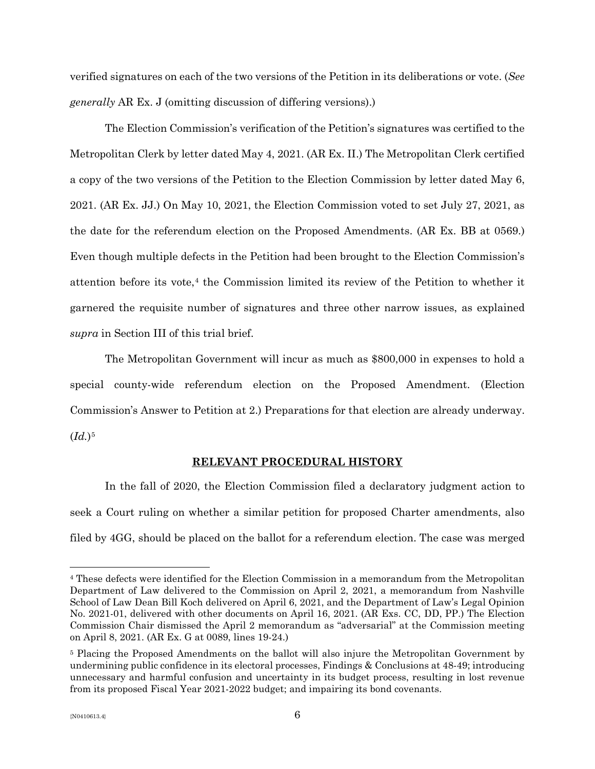verified signatures on each of the two versions of the Petition in its deliberations or vote. (*See generally* AR Ex. J (omitting discussion of differing versions).)

The Election Commission's verification of the Petition's signatures was certified to the Metropolitan Clerk by letter dated May 4, 2021. (AR Ex. II.) The Metropolitan Clerk certified a copy of the two versions of the Petition to the Election Commission by letter dated May 6, 2021. (AR Ex. JJ.) On May 10, 2021, the Election Commission voted to set July 27, 2021, as the date for the referendum election on the Proposed Amendments. (AR Ex. BB at 0569.) Even though multiple defects in the Petition had been brought to the Election Commission's attention before its vote,[4] the Commission limited its review of the Petition to whether it garnered the requisite number of signatures and three other narrow issues, as explained *supra* in Section III of this trial brief.

The Metropolitan Government will incur as much as $800,000 in expenses to hold a special county-wide referendum election on the Proposed Amendment. (Election Commission's Answer to Petition at 2.) Preparations for that election are already underway. (*Id.*)[5]

## RELEVANT PROCEDURAL HISTORY

In the fall of 2020, the Election Commission filed a declaratory judgment action to seek a Court ruling on whether a similar petition for proposed Charter amendments, also filed by 4GG, should be placed on the ballot for a referendum election. The case was merged

---

[4] These defects were identified for the Election Commission in a memorandum from the Metropolitan Department of Law delivered to the Commission on April 2, 2021, a memorandum from Nashville School of Law Dean Bill Koch delivered on April 6, 2021, and the Department of Law's Legal Opinion No. 2021-01, delivered with other documents on April 16, 2021. (AR Exs. CC, DD, PP.) The Election Commission Chair dismissed the April 2 memorandum as "adversarial" at the Commission meeting on April 8, 2021. (AR Ex. G at 0089, lines 19-24.)

[5] Placing the Proposed Amendments on the ballot will also injure the Metropolitan Government by undermining public confidence in its electoral processes, Findings & Conclusions at 48-49; introducing unnecessary and harmful confusion and uncertainty in its budget process, resulting in lost revenue from its proposed Fiscal Year 2021-2022 budget; and impairing its bond covenants.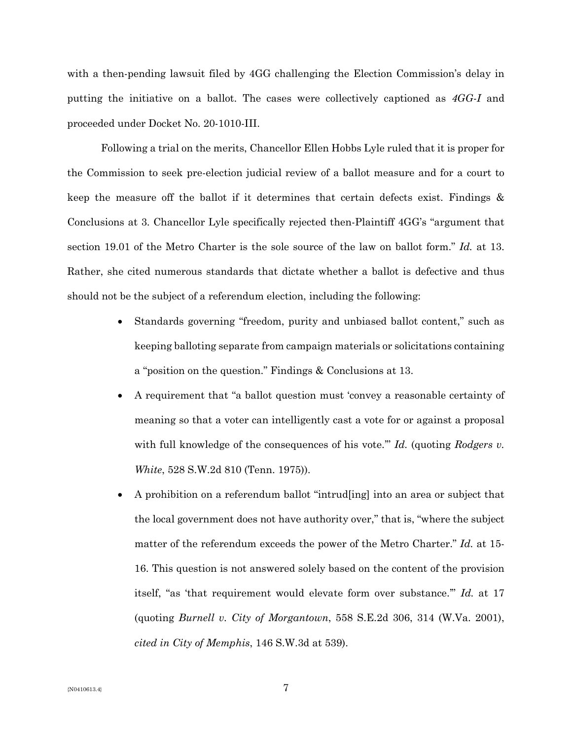with a then-pending lawsuit filed by 4GG challenging the Election Commission's delay in putting the initiative on a ballot. The cases were collectively captioned as *4GG-I* and proceeded under Docket No. 20-1010-III.

Following a trial on the merits, Chancellor Ellen Hobbs Lyle ruled that it is proper for the Commission to seek pre-election judicial review of a ballot measure and for a court to keep the measure off the ballot if it determines that certain defects exist. Findings & Conclusions at 3. Chancellor Lyle specifically rejected then-Plaintiff 4GG's "argument that section 19.01 of the Metro Charter is the sole source of the law on ballot form." *Id.* at 13. Rather, she cited numerous standards that dictate whether a ballot is defective and thus should not be the subject of a referendum election, including the following:

- Standards governing "freedom, purity and unbiased ballot content," such as keeping balloting separate from campaign materials or solicitations containing a "position on the question." Findings & Conclusions at 13.
- A requirement that "a ballot question must 'convey a reasonable certainty of meaning so that a voter can intelligently cast a vote for or against a proposal with full knowledge of the consequences of his vote.'" *Id.* (quoting *Rodgers v. White*, 528 S.W.2d 810 (Tenn. 1975)).
- A prohibition on a referendum ballot "intrud[ing] into an area or subject that the local government does not have authority over," that is, "where the subject matter of the referendum exceeds the power of the Metro Charter." *Id.* at 15-16. This question is not answered solely based on the content of the provision itself, "as 'that requirement would elevate form over substance.'" *Id.* at 17 (quoting *Burnell v. City of Morgantown*, 558 S.E.2d 306, 314 (W.Va. 2001), *cited in City of Memphis*, 146 S.W.3d at 539).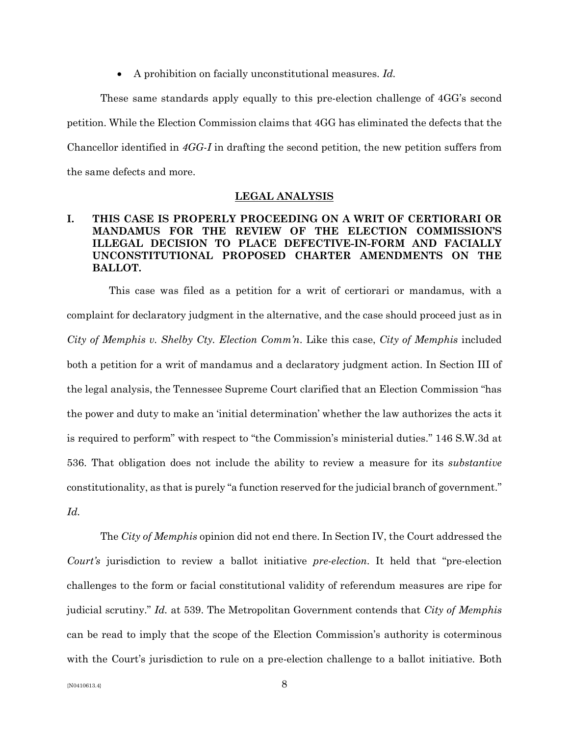- A prohibition on facially unconstitutional measures. *Id.*

These same standards apply equally to this pre-election challenge of 4GG's second petition. While the Election Commission claims that 4GG has eliminated the defects that the Chancellor identified in *4GG-I* in drafting the second petition, the new petition suffers from the same defects and more.

## LEGAL ANALYSIS

### I. THIS CASE IS PROPERLY PROCEEDING ON A WRIT OF CERTIORARI OR MANDAMUS FOR THE REVIEW OF THE ELECTION COMMISSION'S ILLEGAL DECISION TO PLACE DEFECTIVE-IN-FORM AND FACIALLY UNCONSTITUTIONAL PROPOSED CHARTER AMENDMENTS ON THE BALLOT.

This case was filed as a petition for a writ of certiorari or mandamus, with a complaint for declaratory judgment in the alternative, and the case should proceed just as in *City of Memphis v. Shelby Cty. Election Comm'n*. Like this case, *City of Memphis* included both a petition for a writ of mandamus and a declaratory judgment action. In Section III of the legal analysis, the Tennessee Supreme Court clarified that an Election Commission "has the power and duty to make an 'initial determination' whether the law authorizes the acts it is required to perform" with respect to "the Commission's ministerial duties." 146 S.W.3d at 536. That obligation does not include the ability to review a measure for its *substantive* constitutionality, as that is purely "a function reserved for the judicial branch of government." *Id.*

The *City of Memphis* opinion did not end there. In Section IV, the Court addressed the *Court's* jurisdiction to review a ballot initiative *pre-election*. It held that "pre-election challenges to the form or facial constitutional validity of referendum measures are ripe for judicial scrutiny." *Id.* at 539. The Metropolitan Government contends that *City of Memphis* can be read to imply that the scope of the Election Commission's authority is coterminous with the Court's jurisdiction to rule on a pre-election challenge to a ballot initiative. Both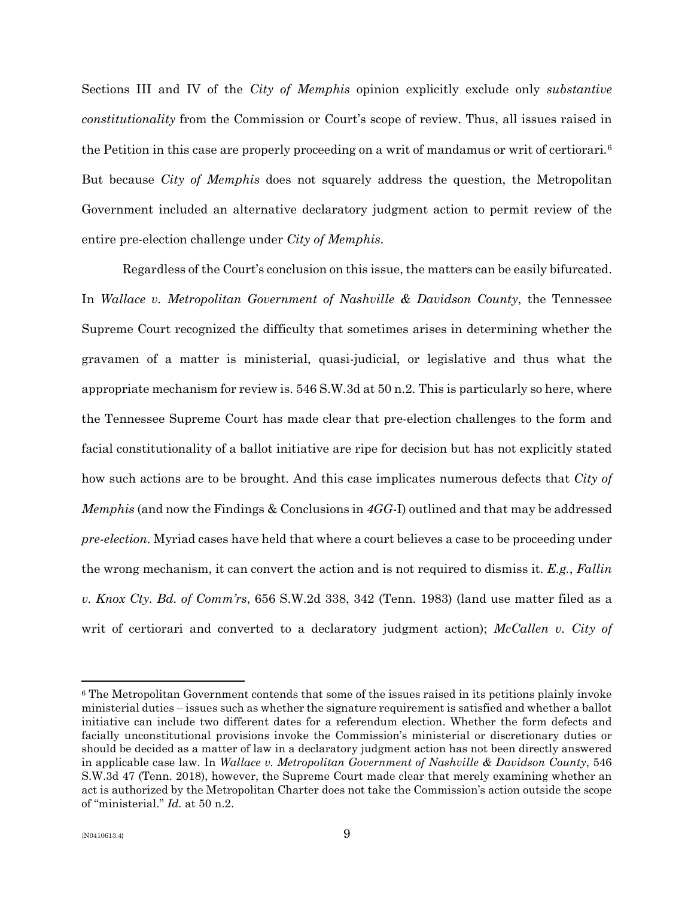Sections III and IV of the *City of Memphis* opinion explicitly exclude only *substantive constitutionality* from the Commission or Court's scope of review. Thus, all issues raised in the Petition in this case are properly proceeding on a writ of mandamus or writ of certiorari.[6] But because *City of Memphis* does not squarely address the question, the Metropolitan Government included an alternative declaratory judgment action to permit review of the entire pre-election challenge under *City of Memphis*.

Regardless of the Court's conclusion on this issue, the matters can be easily bifurcated. In *Wallace v. Metropolitan Government of Nashville & Davidson County*, the Tennessee Supreme Court recognized the difficulty that sometimes arises in determining whether the gravamen of a matter is ministerial, quasi-judicial, or legislative and thus what the appropriate mechanism for review is. 546 S.W.3d at 50 n.2. This is particularly so here, where the Tennessee Supreme Court has made clear that pre-election challenges to the form and facial constitutionality of a ballot initiative are ripe for decision but has not explicitly stated how such actions are to be brought. And this case implicates numerous defects that *City of Memphis* (and now the Findings & Conclusions in *4GG*-I) outlined and that may be addressed *pre-election*. Myriad cases have held that where a court believes a case to be proceeding under the wrong mechanism, it can convert the action and is not required to dismiss it. *E.g.*, *Fallin v. Knox Cty. Bd. of Comm'rs*, 656 S.W.2d 338, 342 (Tenn. 1983) (land use matter filed as a writ of certiorari and converted to a declaratory judgment action); *McCallen v. City of*

[6] The Metropolitan Government contends that some of the issues raised in its petitions plainly invoke ministerial duties – issues such as whether the signature requirement is satisfied and whether a ballot initiative can include two different dates for a referendum election. Whether the form defects and facially unconstitutional provisions invoke the Commission's ministerial or discretionary duties or should be decided as a matter of law in a declaratory judgment action has not been directly answered in applicable case law. In *Wallace v. Metropolitan Government of Nashville & Davidson County*, 546 S.W.3d 47 (Tenn. 2018), however, the Supreme Court made clear that merely examining whether an act is authorized by the Metropolitan Charter does not take the Commission's action outside the scope of "ministerial." *Id.* at 50 n.2.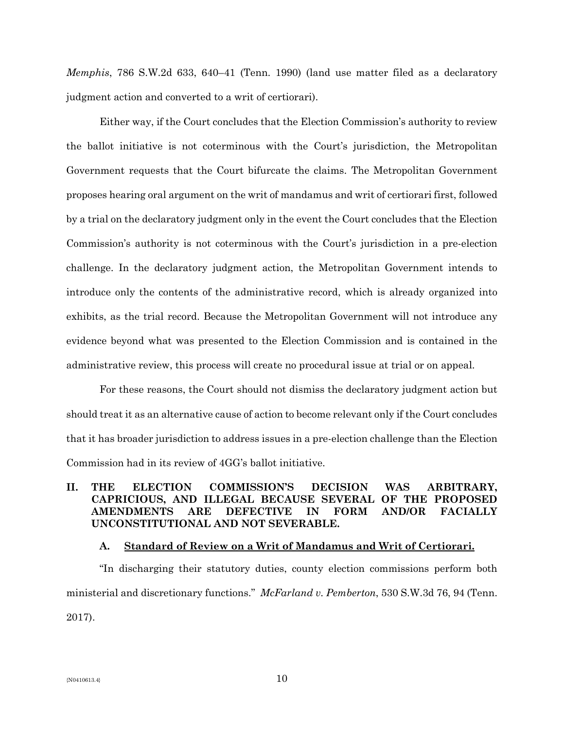*Memphis*, 786 S.W.2d 633, 640–41 (Tenn. 1990) (land use matter filed as a declaratory judgment action and converted to a writ of certiorari).

Either way, if the Court concludes that the Election Commission's authority to review the ballot initiative is not coterminous with the Court's jurisdiction, the Metropolitan Government requests that the Court bifurcate the claims. The Metropolitan Government proposes hearing oral argument on the writ of mandamus and writ of certiorari first, followed by a trial on the declaratory judgment only in the event the Court concludes that the Election Commission's authority is not coterminous with the Court's jurisdiction in a pre-election challenge. In the declaratory judgment action, the Metropolitan Government intends to introduce only the contents of the administrative record, which is already organized into exhibits, as the trial record. Because the Metropolitan Government will not introduce any evidence beyond what was presented to the Election Commission and is contained in the administrative review, this process will create no procedural issue at trial or on appeal.

For these reasons, the Court should not dismiss the declaratory judgment action but should treat it as an alternative cause of action to become relevant only if the Court concludes that it has broader jurisdiction to address issues in a pre-election challenge than the Election Commission had in its review of 4GG's ballot initiative.

## II. THE ELECTION COMMISSION'S DECISION WAS ARBITRARY, CAPRICIOUS, AND ILLEGAL BECAUSE SEVERAL OF THE PROPOSED AMENDMENTS ARE DEFECTIVE IN FORM AND/OR FACIALLY UNCONSTITUTIONAL AND NOT SEVERABLE.

### A. Standard of Review on a Writ of Mandamus and Writ of Certiorari.

"In discharging their statutory duties, county election commissions perform both ministerial and discretionary functions." *McFarland v. Pemberton*, 530 S.W.3d 76, 94 (Tenn. 2017).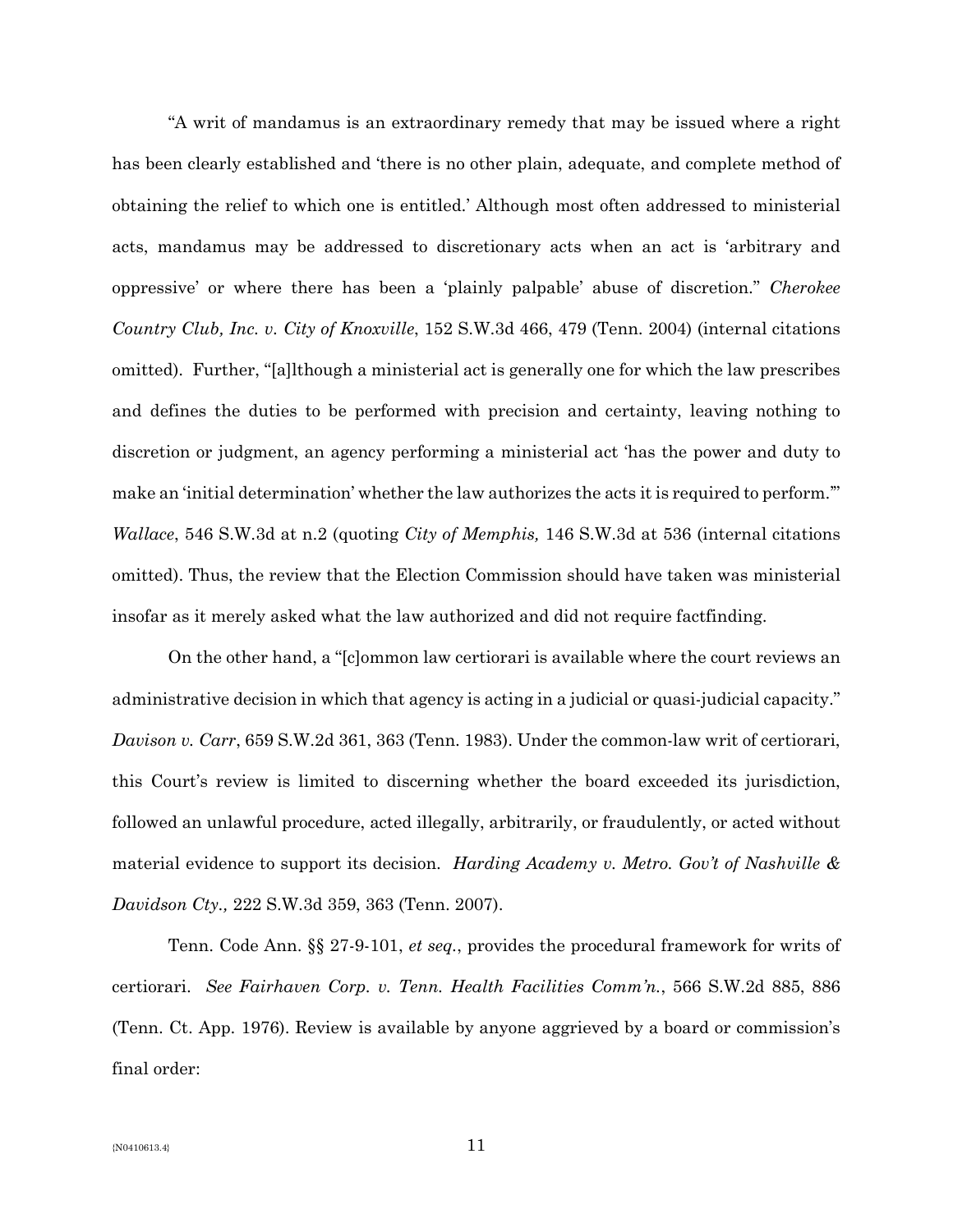"A writ of mandamus is an extraordinary remedy that may be issued where a right has been clearly established and 'there is no other plain, adequate, and complete method of obtaining the relief to which one is entitled.' Although most often addressed to ministerial acts, mandamus may be addressed to discretionary acts when an act is 'arbitrary and oppressive' or where there has been a 'plainly palpable' abuse of discretion." *Cherokee Country Club, Inc. v. City of Knoxville*, 152 S.W.3d 466, 479 (Tenn. 2004) (internal citations omitted). Further, "[a]lthough a ministerial act is generally one for which the law prescribes and defines the duties to be performed with precision and certainty, leaving nothing to discretion or judgment, an agency performing a ministerial act 'has the power and duty to make an 'initial determination' whether the law authorizes the acts it is required to perform.'" *Wallace*, 546 S.W.3d at n.2 (quoting *City of Memphis,* 146 S.W.3d at 536 (internal citations omitted). Thus, the review that the Election Commission should have taken was ministerial insofar as it merely asked what the law authorized and did not require factfinding.

On the other hand, a "[c]ommon law certiorari is available where the court reviews an administrative decision in which that agency is acting in a judicial or quasi-judicial capacity." *Davison v. Carr*, 659 S.W.2d 361, 363 (Tenn. 1983). Under the common-law writ of certiorari, this Court's review is limited to discerning whether the board exceeded its jurisdiction, followed an unlawful procedure, acted illegally, arbitrarily, or fraudulently, or acted without material evidence to support its decision. *Harding Academy v. Metro. Gov't of Nashville & Davidson Cty.,* 222 S.W.3d 359, 363 (Tenn. 2007).

Tenn. Code Ann. §§ 27-9-101, *et seq.*, provides the procedural framework for writs of certiorari. *See Fairhaven Corp. v. Tenn. Health Facilities Comm'n.*, 566 S.W.2d 885, 886 (Tenn. Ct. App. 1976). Review is available by anyone aggrieved by a board or commission's final order: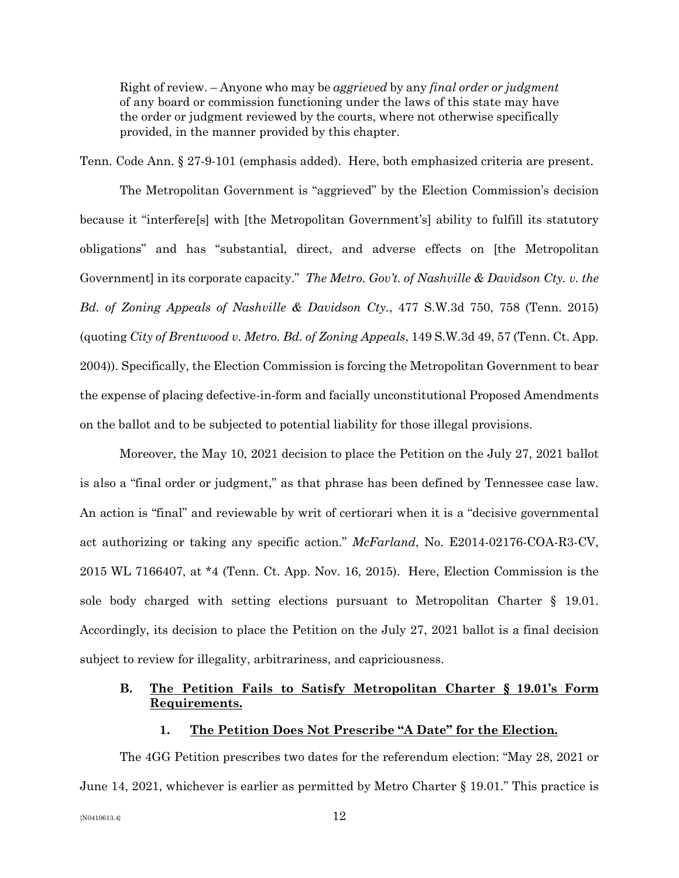> Right of review. – Anyone who may be *aggrieved* by any *final order or judgment* of any board or commission functioning under the laws of this state may have the order or judgment reviewed by the courts, where not otherwise specifically provided, in the manner provided by this chapter.

Tenn. Code Ann. § 27-9-101 (emphasis added). Here, both emphasized criteria are present.

The Metropolitan Government is "aggrieved" by the Election Commission's decision because it "interfere[s] with [the Metropolitan Government's] ability to fulfill its statutory obligations" and has "substantial, direct, and adverse effects on [the Metropolitan Government] in its corporate capacity." *The Metro. Gov't. of Nashville & Davidson Cty. v. the Bd. of Zoning Appeals of Nashville & Davidson Cty.*, 477 S.W.3d 750, 758 (Tenn. 2015) (quoting *City of Brentwood v. Metro. Bd. of Zoning Appeals*, 149 S.W.3d 49, 57 (Tenn. Ct. App. 2004)). Specifically, the Election Commission is forcing the Metropolitan Government to bear the expense of placing defective-in-form and facially unconstitutional Proposed Amendments on the ballot and to be subjected to potential liability for those illegal provisions.

Moreover, the May 10, 2021 decision to place the Petition on the July 27, 2021 ballot is also a "final order or judgment," as that phrase has been defined by Tennessee case law. An action is "final" and reviewable by writ of certiorari when it is a "decisive governmental act authorizing or taking any specific action." *McFarland*, No. E2014-02176-COA-R3-CV, 2015 WL 7166407, at *4 (Tenn. Ct. App. Nov. 16, 2015). Here, Election Commission is the sole body charged with setting elections pursuant to Metropolitan Charter § 19.01. Accordingly, its decision to place the Petition on the July 27, 2021 ballot is a final decision subject to review for illegality, arbitrariness, and capriciousness.

### B. <u>The Petition Fails to Satisfy Metropolitan Charter § 19.01's Form Requirements.</u>

#### 1. <u>The Petition Does Not Prescribe "A Date" for the Election.</u>

The 4GG Petition prescribes two dates for the referendum election: "May 28, 2021 or June 14, 2021, whichever is earlier as permitted by Metro Charter § 19.01." This practice is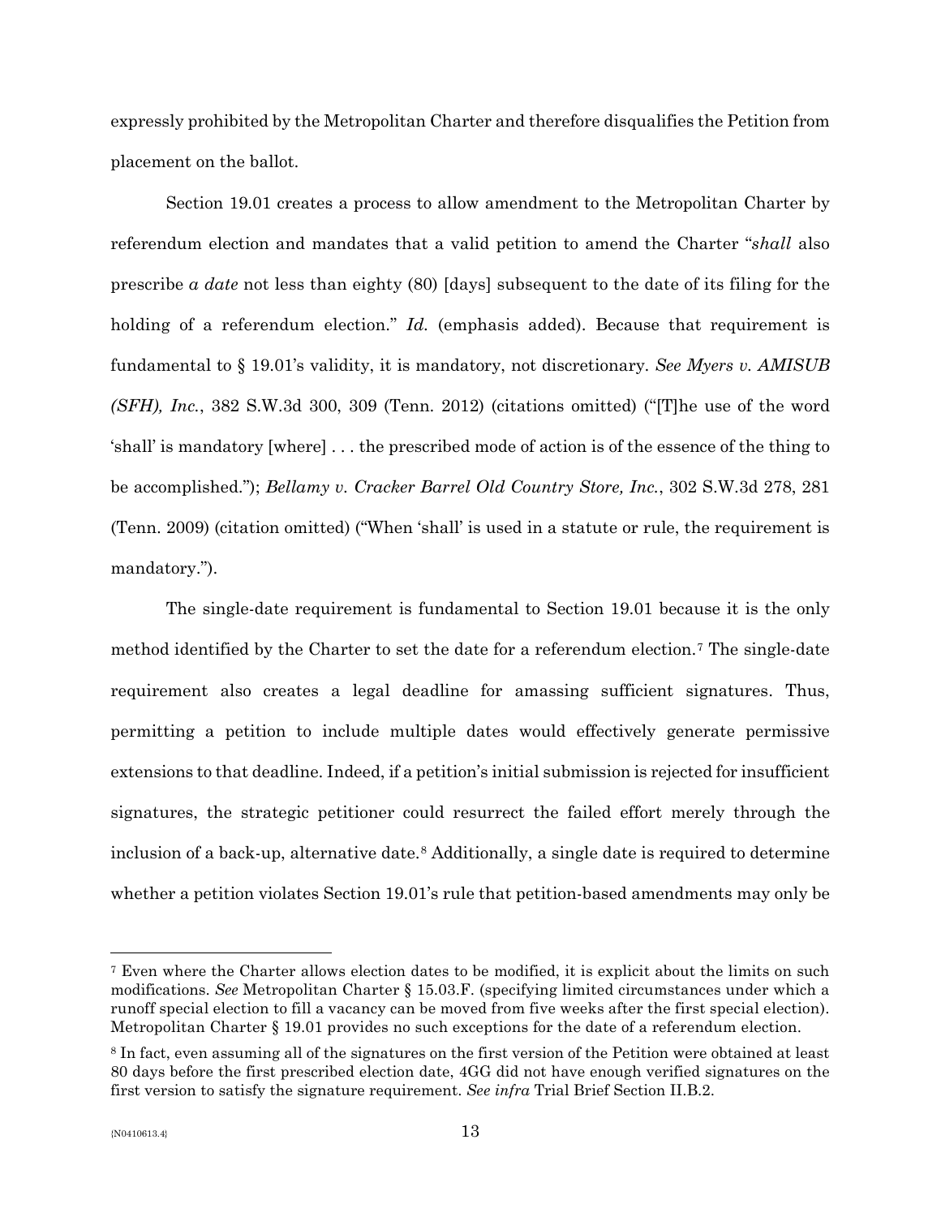expressly prohibited by the Metropolitan Charter and therefore disqualifies the Petition from placement on the ballot.

Section 19.01 creates a process to allow amendment to the Metropolitan Charter by referendum election and mandates that a valid petition to amend the Charter "*shall* also prescribe *a date* not less than eighty (80) [days] subsequent to the date of its filing for the holding of a referendum election." *Id.* (emphasis added). Because that requirement is fundamental to § 19.01's validity, it is mandatory, not discretionary. *See Myers v. AMISUB (SFH), Inc.*, 382 S.W.3d 300, 309 (Tenn. 2012) (citations omitted) ("[T]he use of the word 'shall' is mandatory [where] . . . the prescribed mode of action is of the essence of the thing to be accomplished."); *Bellamy v. Cracker Barrel Old Country Store, Inc.*, 302 S.W.3d 278, 281 (Tenn. 2009) (citation omitted) ("When 'shall' is used in a statute or rule, the requirement is mandatory.").

The single-date requirement is fundamental to Section 19.01 because it is the only method identified by the Charter to set the date for a referendum election.[7] The single-date requirement also creates a legal deadline for amassing sufficient signatures. Thus, permitting a petition to include multiple dates would effectively generate permissive extensions to that deadline. Indeed, if a petition's initial submission is rejected for insufficient signatures, the strategic petitioner could resurrect the failed effort merely through the inclusion of a back-up, alternative date.[8] Additionally, a single date is required to determine whether a petition violates Section 19.01's rule that petition-based amendments may only be

---

[7] Even where the Charter allows election dates to be modified, it is explicit about the limits on such modifications. *See* Metropolitan Charter § 15.03.F. (specifying limited circumstances under which a runoff special election to fill a vacancy can be moved from five weeks after the first special election). Metropolitan Charter § 19.01 provides no such exceptions for the date of a referendum election.

[8] In fact, even assuming all of the signatures on the first version of the Petition were obtained at least 80 days before the first prescribed election date, 4GG did not have enough verified signatures on the first version to satisfy the signature requirement. *See infra* Trial Brief Section II.B.2.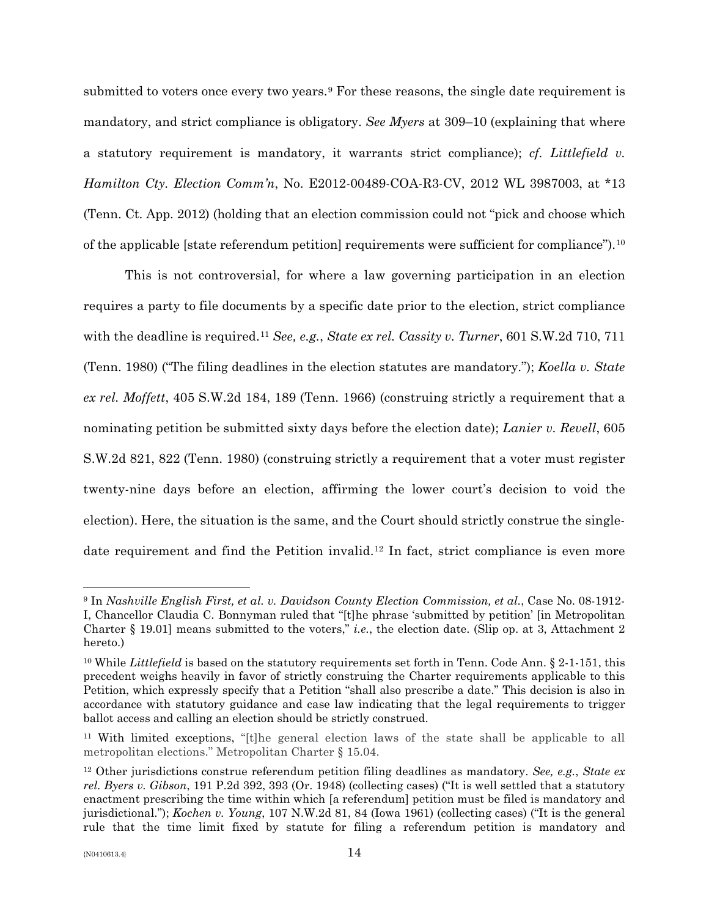submitted to voters once every two years.[9] For these reasons, the single date requirement is mandatory, and strict compliance is obligatory. *See Myers* at 309–10 (explaining that where a statutory requirement is mandatory, it warrants strict compliance); *cf. Littlefield v. Hamilton Cty. Election Comm'n*, No. E2012-00489-COA-R3-CV, 2012 WL 3987003, at *13 (Tenn. Ct. App. 2012) (holding that an election commission could not "pick and choose which of the applicable [state referendum petition] requirements were sufficient for compliance").[10]

This is not controversial, for where a law governing participation in an election requires a party to file documents by a specific date prior to the election, strict compliance with the deadline is required.[11] *See, e.g.*, *State ex rel. Cassity v. Turner*, 601 S.W.2d 710, 711 (Tenn. 1980) ("The filing deadlines in the election statutes are mandatory."); *Koella v. State ex rel. Moffett*, 405 S.W.2d 184, 189 (Tenn. 1966) (construing strictly a requirement that a nominating petition be submitted sixty days before the election date); *Lanier v. Revell*, 605 S.W.2d 821, 822 (Tenn. 1980) (construing strictly a requirement that a voter must register twenty-nine days before an election, affirming the lower court's decision to void the election). Here, the situation is the same, and the Court should strictly construe the single-date requirement and find the Petition invalid.[12] In fact, strict compliance is even more

---

[9] In *Nashville English First, et al. v. Davidson County Election Commission, et al.*, Case No. 08-1912-I, Chancellor Claudia C. Bonnyman ruled that "[t]he phrase 'submitted by petition' [in Metropolitan Charter § 19.01] means submitted to the voters," *i.e.*, the election date. (Slip op. at 3, Attachment 2 hereto.)

[10] While *Littlefield* is based on the statutory requirements set forth in Tenn. Code Ann. § 2-1-151, this precedent weighs heavily in favor of strictly construing the Charter requirements applicable to this Petition, which expressly specify that a Petition "shall also prescribe a date." This decision is also in accordance with statutory guidance and case law indicating that the legal requirements to trigger ballot access and calling an election should be strictly construed.

[11] With limited exceptions, "[t]he general election laws of the state shall be applicable to all metropolitan elections." Metropolitan Charter § 15.04.

[12] Other jurisdictions construe referendum petition filing deadlines as mandatory. *See, e.g.*, *State ex rel. Byers v. Gibson*, 191 P.2d 392, 393 (Or. 1948) (collecting cases) ("It is well settled that a statutory enactment prescribing the time within which [a referendum] petition must be filed is mandatory and jurisdictional."); *Kochen v. Young*, 107 N.W.2d 81, 84 (Iowa 1961) (collecting cases) ("It is the general rule that the time limit fixed by statute for filing a referendum petition is mandatory and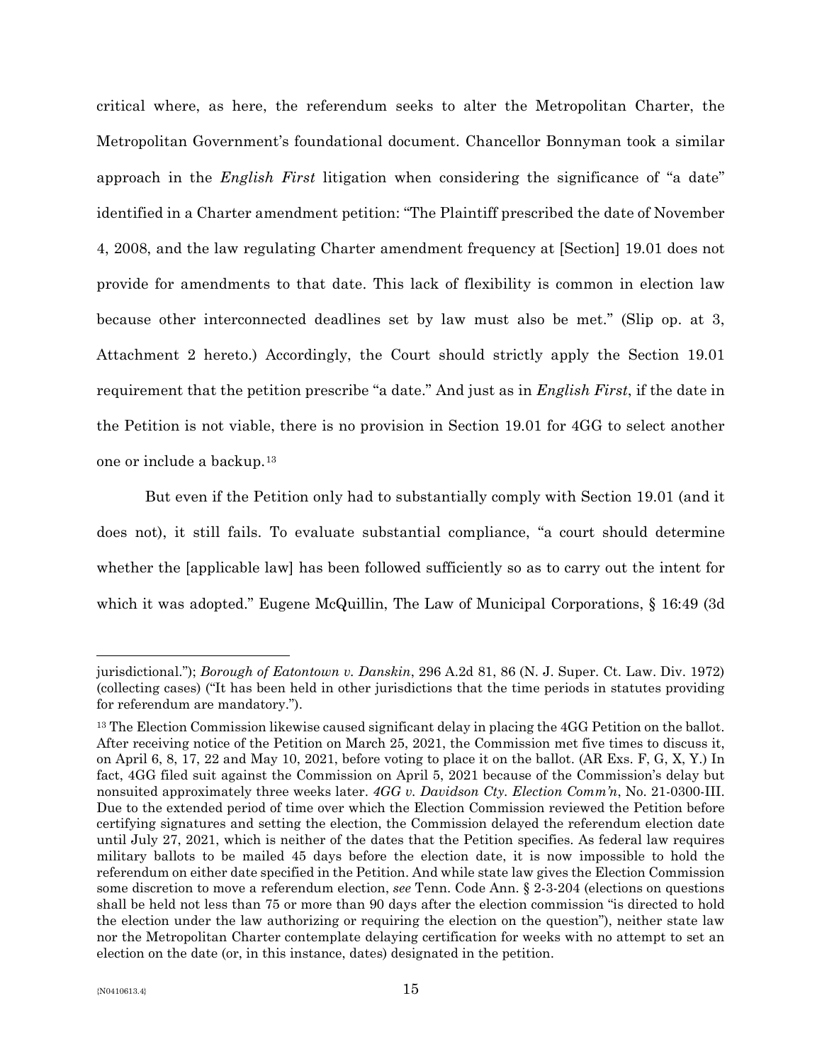critical where, as here, the referendum seeks to alter the Metropolitan Charter, the Metropolitan Government's foundational document. Chancellor Bonnyman took a similar approach in the *English First* litigation when considering the significance of "a date" identified in a Charter amendment petition: "The Plaintiff prescribed the date of November 4, 2008, and the law regulating Charter amendment frequency at [Section] 19.01 does not provide for amendments to that date. This lack of flexibility is common in election law because other interconnected deadlines set by law must also be met." (Slip op. at 3, Attachment 2 hereto.) Accordingly, the Court should strictly apply the Section 19.01 requirement that the petition prescribe "a date." And just as in *English First*, if the date in the Petition is not viable, there is no provision in Section 19.01 for 4GG to select another one or include a backup.[13]

But even if the Petition only had to substantially comply with Section 19.01 (and it does not), it still fails. To evaluate substantial compliance, "a court should determine whether the [applicable law] has been followed sufficiently so as to carry out the intent for which it was adopted." Eugene McQuillin, The Law of Municipal Corporations, § 16:49 (3d

---

jurisdictional."); *Borough of Eatontown v. Danskin*, 296 A.2d 81, 86 (N. J. Super. Ct. Law. Div. 1972) (collecting cases) ("It has been held in other jurisdictions that the time periods in statutes providing for referendum are mandatory.").

[13] The Election Commission likewise caused significant delay in placing the 4GG Petition on the ballot. After receiving notice of the Petition on March 25, 2021, the Commission met five times to discuss it, on April 6, 8, 17, 22 and May 10, 2021, before voting to place it on the ballot. (AR Exs. F, G, X, Y.) In fact, 4GG filed suit against the Commission on April 5, 2021 because of the Commission's delay but nonsuited approximately three weeks later. *4GG v. Davidson Cty. Election Comm'n*, No. 21-0300-III. Due to the extended period of time over which the Election Commission reviewed the Petition before certifying signatures and setting the election, the Commission delayed the referendum election date until July 27, 2021, which is neither of the dates that the Petition specifies. As federal law requires military ballots to be mailed 45 days before the election date, it is now impossible to hold the referendum on either date specified in the Petition. And while state law gives the Election Commission some discretion to move a referendum election, *see* Tenn. Code Ann. § 2-3-204 (elections on questions shall be held not less than 75 or more than 90 days after the election commission "is directed to hold the election under the law authorizing or requiring the election on the question"), neither state law nor the Metropolitan Charter contemplate delaying certification for weeks with no attempt to set an election on the date (or, in this instance, dates) designated in the petition.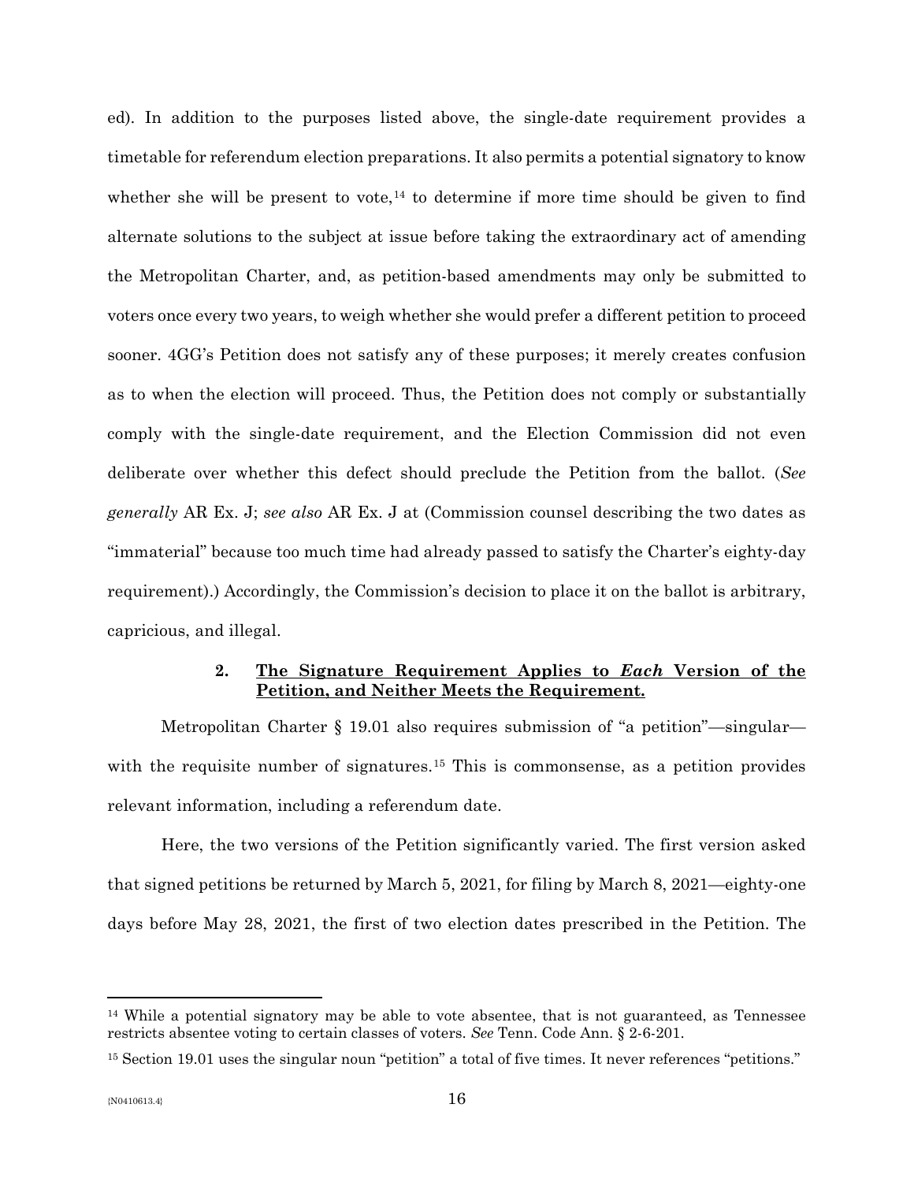ed). In addition to the purposes listed above, the single-date requirement provides a timetable for referendum election preparations. It also permits a potential signatory to know whether she will be present to vote,[14] to determine if more time should be given to find alternate solutions to the subject at issue before taking the extraordinary act of amending the Metropolitan Charter, and, as petition-based amendments may only be submitted to voters once every two years, to weigh whether she would prefer a different petition to proceed sooner. 4GG's Petition does not satisfy any of these purposes; it merely creates confusion as to when the election will proceed. Thus, the Petition does not comply or substantially comply with the single-date requirement, and the Election Commission did not even deliberate over whether this defect should preclude the Petition from the ballot. (*See generally* AR Ex. J; *see also* AR Ex. J at (Commission counsel describing the two dates as "immaterial" because too much time had already passed to satisfy the Charter's eighty-day requirement).) Accordingly, the Commission's decision to place it on the ballot is arbitrary, capricious, and illegal.

#### 2. **<u>The Signature Requirement Applies to *Each* Version of the Petition, and Neither Meets the Requirement.</u>**

Metropolitan Charter § 19.01 also requires submission of "a petition"—singular—with the requisite number of signatures.[15] This is commonsense, as a petition provides relevant information, including a referendum date.

Here, the two versions of the Petition significantly varied. The first version asked that signed petitions be returned by March 5, 2021, for filing by March 8, 2021—eighty-one days before May 28, 2021, the first of two election dates prescribed in the Petition. The

---

[14] While a potential signatory may be able to vote absentee, that is not guaranteed, as Tennessee restricts absentee voting to certain classes of voters. *See* Tenn. Code Ann. § 2-6-201.

[15] Section 19.01 uses the singular noun "petition" a total of five times. It never references "petitions."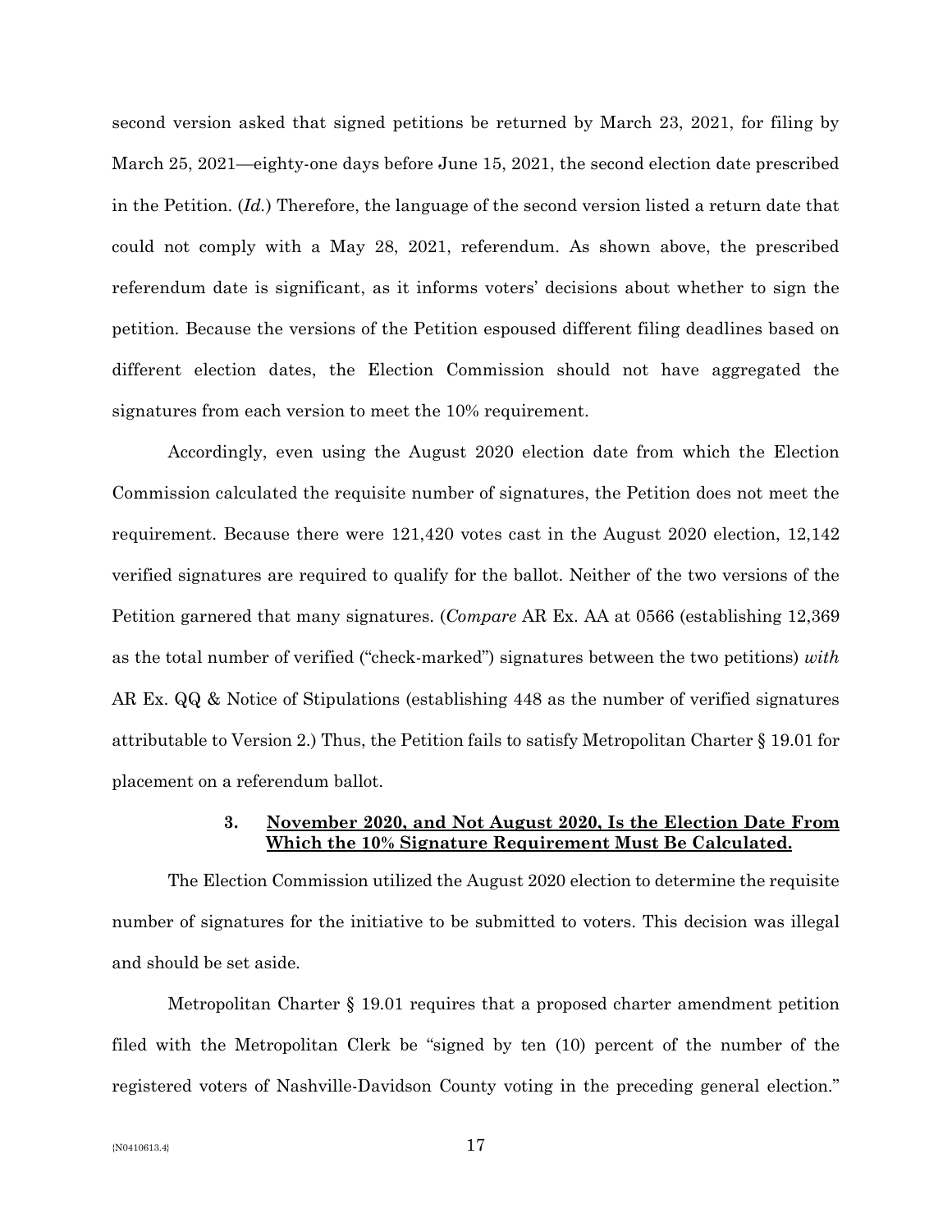second version asked that signed petitions be returned by March 23, 2021, for filing by March 25, 2021—eighty-one days before June 15, 2021, the second election date prescribed in the Petition. (*Id.*) Therefore, the language of the second version listed a return date that could not comply with a May 28, 2021, referendum. As shown above, the prescribed referendum date is significant, as it informs voters' decisions about whether to sign the petition. Because the versions of the Petition espoused different filing deadlines based on different election dates, the Election Commission should not have aggregated the signatures from each version to meet the 10% requirement.

Accordingly, even using the August 2020 election date from which the Election Commission calculated the requisite number of signatures, the Petition does not meet the requirement. Because there were 121,420 votes cast in the August 2020 election, 12,142 verified signatures are required to qualify for the ballot. Neither of the two versions of the Petition garnered that many signatures. (*Compare* AR Ex. AA at 0566 (establishing 12,369 as the total number of verified ("check-marked") signatures between the two petitions) *with* AR Ex. QQ & Notice of Stipulations (establishing 448 as the number of verified signatures attributable to Version 2.) Thus, the Petition fails to satisfy Metropolitan Charter § 19.01 for placement on a referendum ballot.

### 3. November 2020, and Not August 2020, Is the Election Date From Which the 10% Signature Requirement Must Be Calculated.

The Election Commission utilized the August 2020 election to determine the requisite number of signatures for the initiative to be submitted to voters. This decision was illegal and should be set aside.

Metropolitan Charter § 19.01 requires that a proposed charter amendment petition filed with the Metropolitan Clerk be "signed by ten (10) percent of the number of the registered voters of Nashville-Davidson County voting in the preceding general election."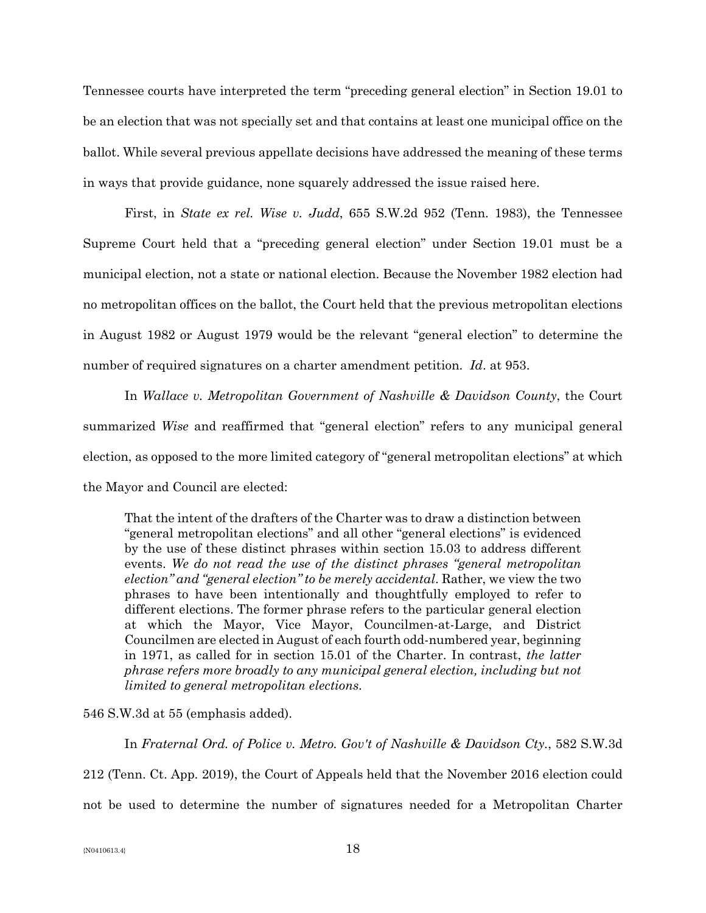Tennessee courts have interpreted the term "preceding general election" in Section 19.01 to be an election that was not specially set and that contains at least one municipal office on the ballot. While several previous appellate decisions have addressed the meaning of these terms in ways that provide guidance, none squarely addressed the issue raised here.

First, in *State ex rel. Wise v. Judd*, 655 S.W.2d 952 (Tenn. 1983), the Tennessee Supreme Court held that a "preceding general election" under Section 19.01 must be a municipal election, not a state or national election. Because the November 1982 election had no metropolitan offices on the ballot, the Court held that the previous metropolitan elections in August 1982 or August 1979 would be the relevant "general election" to determine the number of required signatures on a charter amendment petition. *Id*. at 953.

In *Wallace v. Metropolitan Government of Nashville & Davidson County*, the Court summarized *Wise* and reaffirmed that "general election" refers to any municipal general election, as opposed to the more limited category of "general metropolitan elections" at which the Mayor and Council are elected:

> That the intent of the drafters of the Charter was to draw a distinction between "general metropolitan elections" and all other "general elections" is evidenced by the use of these distinct phrases within section 15.03 to address different events. *We do not read the use of the distinct phrases "general metropolitan election" and "general election" to be merely accidental*. Rather, we view the two phrases to have been intentionally and thoughtfully employed to refer to different elections. The former phrase refers to the particular general election at which the Mayor, Vice Mayor, Councilmen-at-Large, and District Councilmen are elected in August of each fourth odd-numbered year, beginning in 1971, as called for in section 15.01 of the Charter. In contrast, *the latter phrase refers more broadly to any municipal general election, including but not limited to general metropolitan elections*.

546 S.W.3d at 55 (emphasis added).

In *Fraternal Ord. of Police v. Metro. Gov't of Nashville & Davidson Cty.*, 582 S.W.3d 212 (Tenn. Ct. App. 2019), the Court of Appeals held that the November 2016 election could not be used to determine the number of signatures needed for a Metropolitan Charter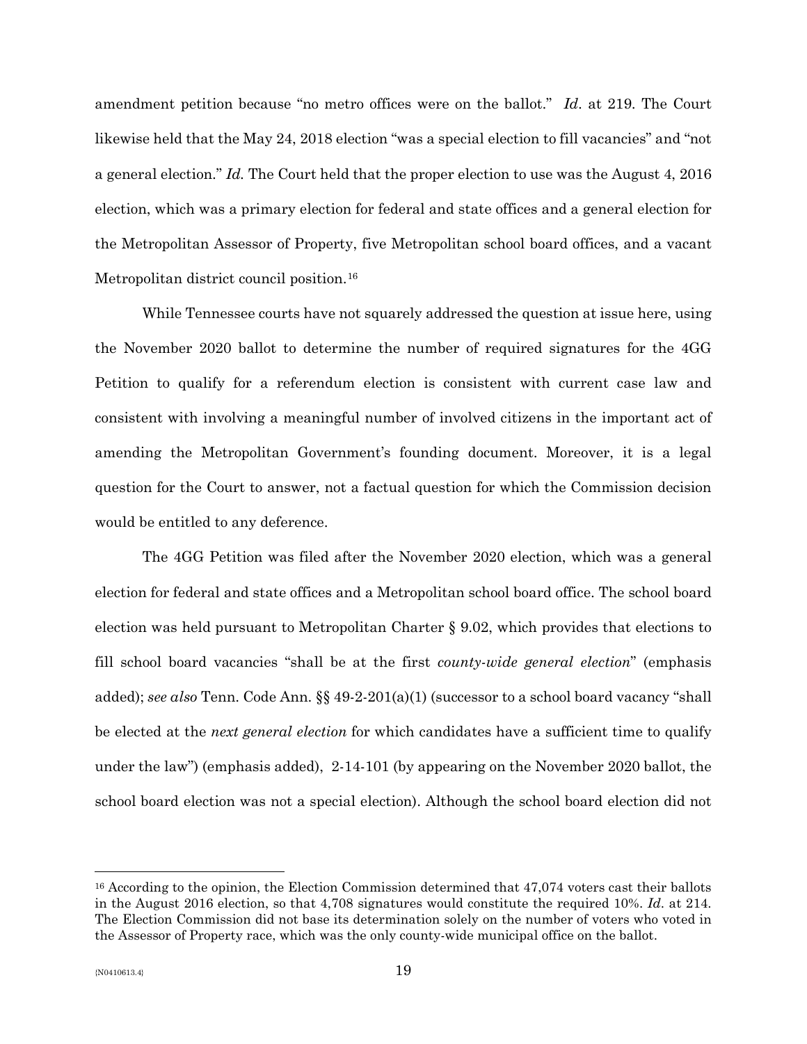amendment petition because "no metro offices were on the ballot." *Id*. at 219. The Court likewise held that the May 24, 2018 election "was a special election to fill vacancies" and "not a general election." *Id.* The Court held that the proper election to use was the August 4, 2016 election, which was a primary election for federal and state offices and a general election for the Metropolitan Assessor of Property, five Metropolitan school board offices, and a vacant Metropolitan district council position.[16]

While Tennessee courts have not squarely addressed the question at issue here, using the November 2020 ballot to determine the number of required signatures for the 4GG Petition to qualify for a referendum election is consistent with current case law and consistent with involving a meaningful number of involved citizens in the important act of amending the Metropolitan Government's founding document. Moreover, it is a legal question for the Court to answer, not a factual question for which the Commission decision would be entitled to any deference.

The 4GG Petition was filed after the November 2020 election, which was a general election for federal and state offices and a Metropolitan school board office. The school board election was held pursuant to Metropolitan Charter § 9.02, which provides that elections to fill school board vacancies "shall be at the first *county-wide general election*" (emphasis added); *see also* Tenn. Code Ann. §§ 49-2-201(a)(1) (successor to a school board vacancy "shall be elected at the *next general election* for which candidates have a sufficient time to qualify under the law") (emphasis added), 2-14-101 (by appearing on the November 2020 ballot, the school board election was not a special election). Although the school board election did not

---

[16] According to the opinion, the Election Commission determined that 47,074 voters cast their ballots in the August 2016 election, so that 4,708 signatures would constitute the required 10%. *Id*. at 214. The Election Commission did not base its determination solely on the number of voters who voted in the Assessor of Property race, which was the only county-wide municipal office on the ballot.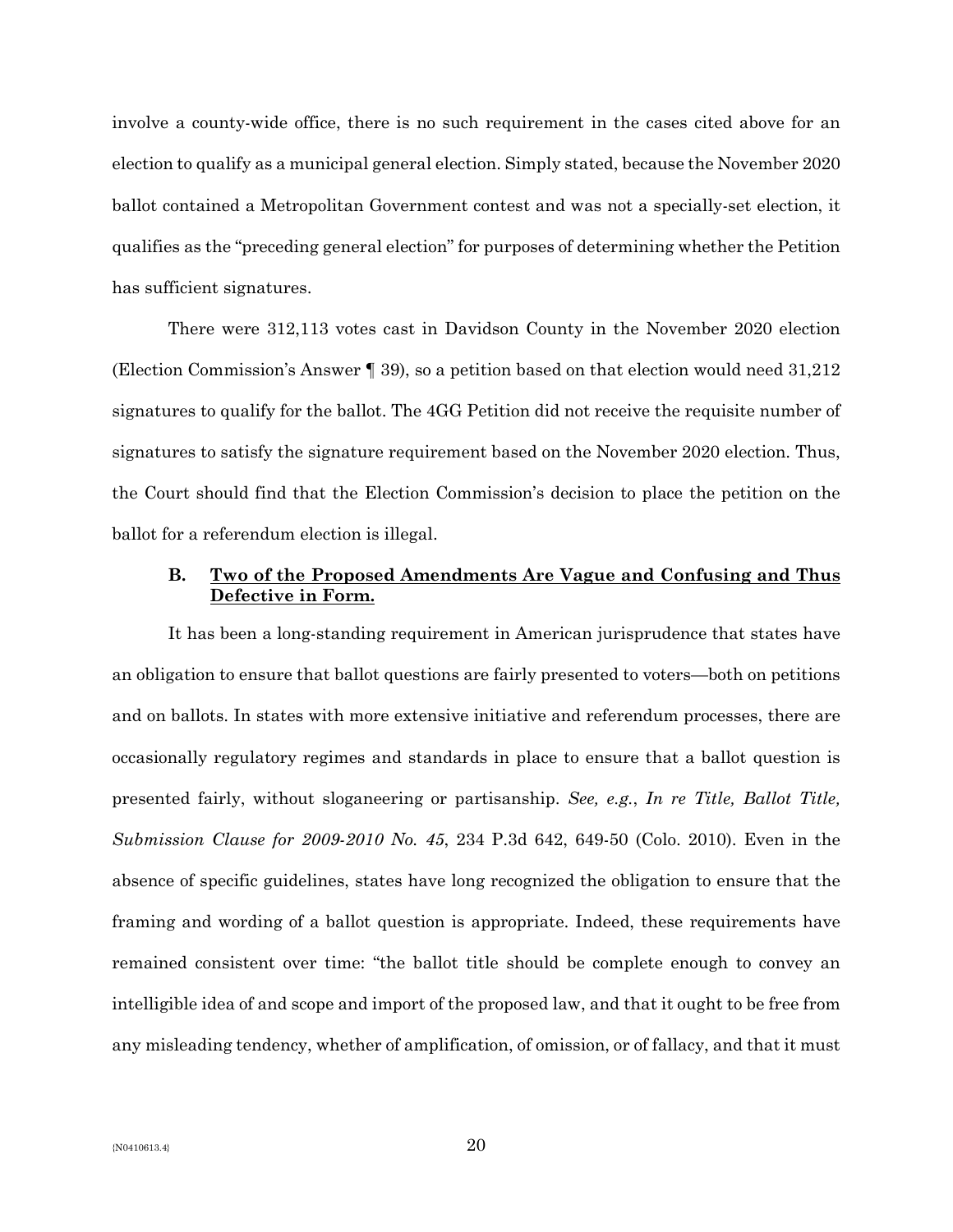involve a county-wide office, there is no such requirement in the cases cited above for an election to qualify as a municipal general election. Simply stated, because the November 2020 ballot contained a Metropolitan Government contest and was not a specially-set election, it qualifies as the "preceding general election" for purposes of determining whether the Petition has sufficient signatures.

There were 312,113 votes cast in Davidson County in the November 2020 election (Election Commission's Answer ¶ 39), so a petition based on that election would need 31,212 signatures to qualify for the ballot. The 4GG Petition did not receive the requisite number of signatures to satisfy the signature requirement based on the November 2020 election. Thus, the Court should find that the Election Commission's decision to place the petition on the ballot for a referendum election is illegal.

### B. **<u>Two of the Proposed Amendments Are Vague and Confusing and Thus Defective in Form.</u>**

It has been a long-standing requirement in American jurisprudence that states have an obligation to ensure that ballot questions are fairly presented to voters—both on petitions and on ballots. In states with more extensive initiative and referendum processes, there are occasionally regulatory regimes and standards in place to ensure that a ballot question is presented fairly, without sloganeering or partisanship. *See, e.g.*, *In re Title, Ballot Title, Submission Clause for 2009-2010 No. 45*, 234 P.3d 642, 649-50 (Colo. 2010). Even in the absence of specific guidelines, states have long recognized the obligation to ensure that the framing and wording of a ballot question is appropriate. Indeed, these requirements have remained consistent over time: "the ballot title should be complete enough to convey an intelligible idea of and scope and import of the proposed law, and that it ought to be free from any misleading tendency, whether of amplification, of omission, or of fallacy, and that it must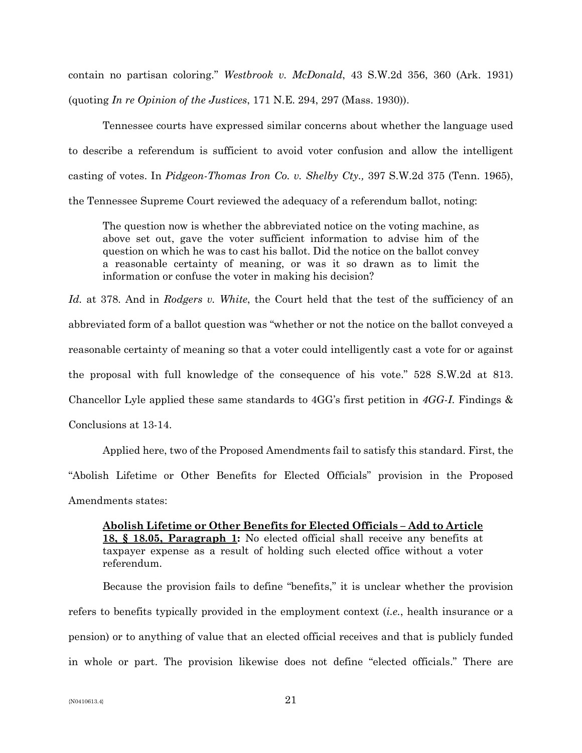contain no partisan coloring." *Westbrook v. McDonald*, 43 S.W.2d 356, 360 (Ark. 1931) (quoting *In re Opinion of the Justices*, 171 N.E. 294, 297 (Mass. 1930)).

Tennessee courts have expressed similar concerns about whether the language used to describe a referendum is sufficient to avoid voter confusion and allow the intelligent casting of votes. In *Pidgeon-Thomas Iron Co. v. Shelby Cty.,* 397 S.W.2d 375 (Tenn. 1965), the Tennessee Supreme Court reviewed the adequacy of a referendum ballot, noting:

> The question now is whether the abbreviated notice on the voting machine, as above set out, gave the voter sufficient information to advise him of the question on which he was to cast his ballot. Did the notice on the ballot convey a reasonable certainty of meaning, or was it so drawn as to limit the information or confuse the voter in making his decision?

*Id.* at 378. And in *Rodgers v. White*, the Court held that the test of the sufficiency of an abbreviated form of a ballot question was "whether or not the notice on the ballot conveyed a reasonable certainty of meaning so that a voter could intelligently cast a vote for or against the proposal with full knowledge of the consequence of his vote." 528 S.W.2d at 813. Chancellor Lyle applied these same standards to 4GG's first petition in *4GG-I.* Findings & Conclusions at 13-14.

Applied here, two of the Proposed Amendments fail to satisfy this standard. First, the "Abolish Lifetime or Other Benefits for Elected Officials" provision in the Proposed Amendments states:

> **<u>Abolish Lifetime or Other Benefits for Elected Officials – Add to Article 18, § 18.05, Paragraph 1</u>:** No elected official shall receive any benefits at taxpayer expense as a result of holding such elected office without a voter referendum.

Because the provision fails to define "benefits," it is unclear whether the provision refers to benefits typically provided in the employment context (*i.e.*, health insurance or a pension) or to anything of value that an elected official receives and that is publicly funded in whole or part. The provision likewise does not define "elected officials." There are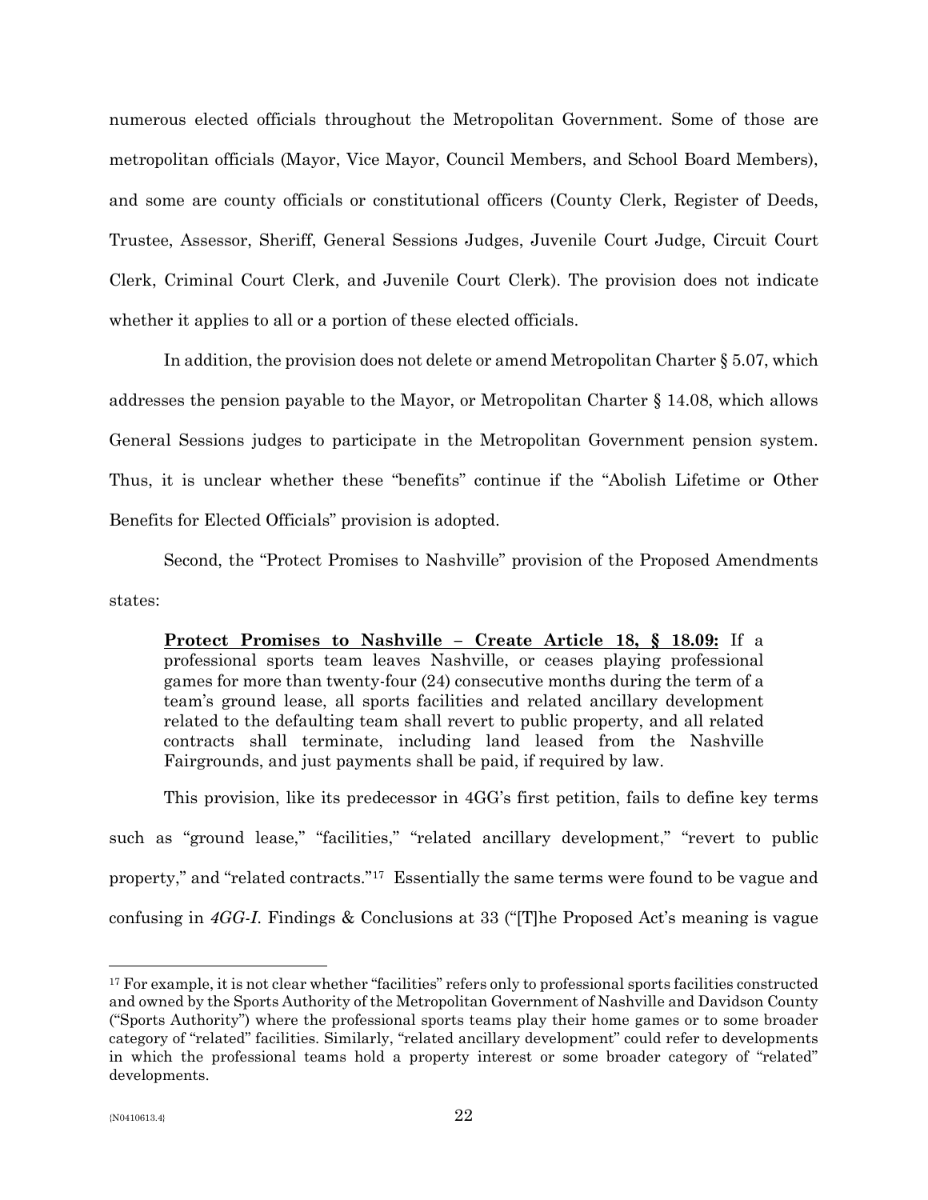numerous elected officials throughout the Metropolitan Government. Some of those are metropolitan officials (Mayor, Vice Mayor, Council Members, and School Board Members), and some are county officials or constitutional officers (County Clerk, Register of Deeds, Trustee, Assessor, Sheriff, General Sessions Judges, Juvenile Court Judge, Circuit Court Clerk, Criminal Court Clerk, and Juvenile Court Clerk). The provision does not indicate whether it applies to all or a portion of these elected officials.

In addition, the provision does not delete or amend Metropolitan Charter § 5.07, which addresses the pension payable to the Mayor, or Metropolitan Charter § 14.08, which allows General Sessions judges to participate in the Metropolitan Government pension system. Thus, it is unclear whether these "benefits" continue if the "Abolish Lifetime or Other Benefits for Elected Officials" provision is adopted.

Second, the "Protect Promises to Nashville" provision of the Proposed Amendments states:

> **Protect Promises to Nashville – Create Article 18, § 18.09:** If a professional sports team leaves Nashville, or ceases playing professional games for more than twenty-four (24) consecutive months during the term of a team's ground lease, all sports facilities and related ancillary development related to the defaulting team shall revert to public property, and all related contracts shall terminate, including land leased from the Nashville Fairgrounds, and just payments shall be paid, if required by law.

This provision, like its predecessor in 4GG's first petition, fails to define key terms such as "ground lease," "facilities," "related ancillary development," "revert to public property," and "related contracts."[17] Essentially the same terms were found to be vague and confusing in *4GG-I*. Findings & Conclusions at 33 ("[T]he Proposed Act's meaning is vague

---

[17] For example, it is not clear whether "facilities" refers only to professional sports facilities constructed and owned by the Sports Authority of the Metropolitan Government of Nashville and Davidson County ("Sports Authority") where the professional sports teams play their home games or to some broader category of "related" facilities. Similarly, "related ancillary development" could refer to developments in which the professional teams hold a property interest or some broader category of "related" developments.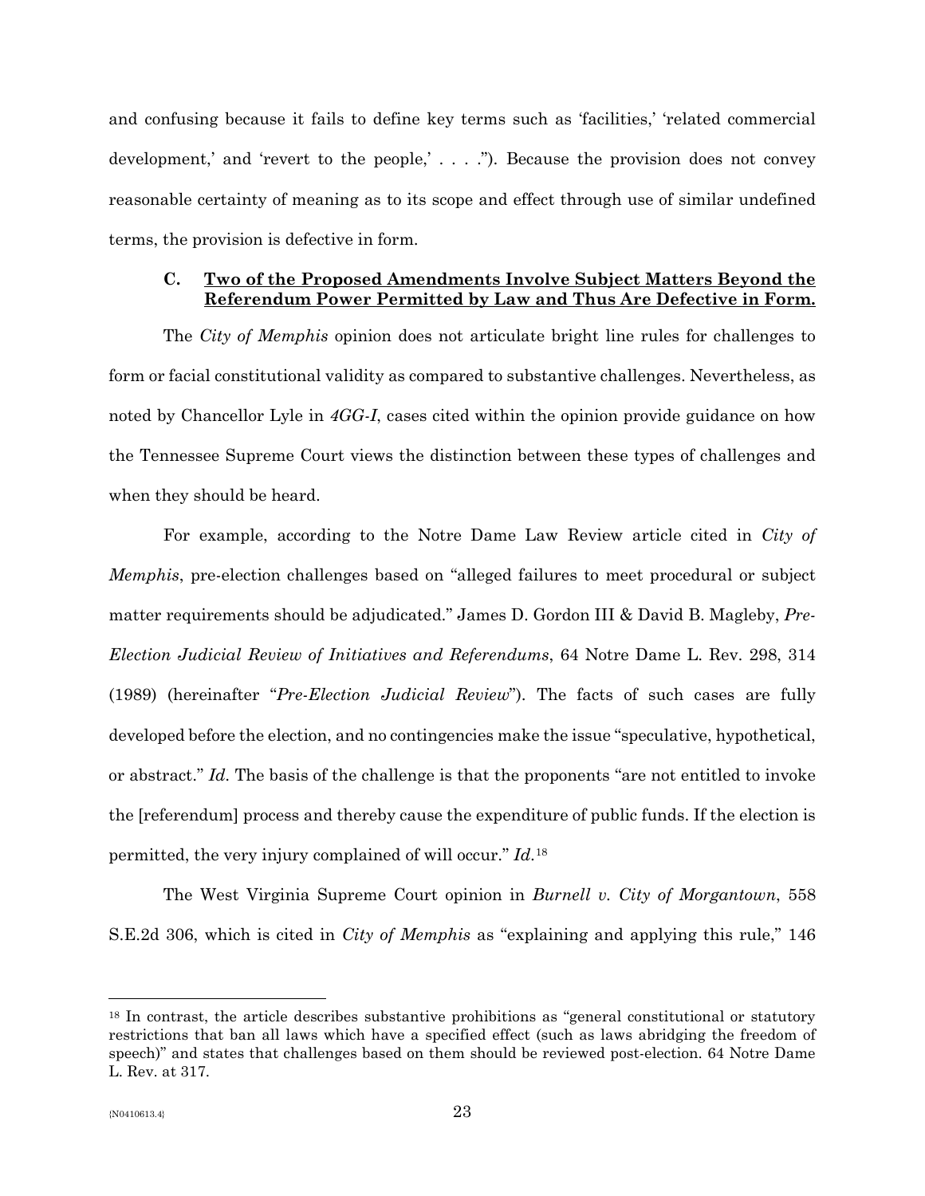and confusing because it fails to define key terms such as 'facilities,' 'related commercial development,' and 'revert to the people,' . . . ."). Because the provision does not convey reasonable certainty of meaning as to its scope and effect through use of similar undefined terms, the provision is defective in form.

### C. **<u>Two of the Proposed Amendments Involve Subject Matters Beyond the Referendum Power Permitted by Law and Thus Are Defective in Form.</u>**

The *City of Memphis* opinion does not articulate bright line rules for challenges to form or facial constitutional validity as compared to substantive challenges. Nevertheless, as noted by Chancellor Lyle in *4GG-I*, cases cited within the opinion provide guidance on how the Tennessee Supreme Court views the distinction between these types of challenges and when they should be heard.

For example, according to the Notre Dame Law Review article cited in *City of Memphis*, pre-election challenges based on "alleged failures to meet procedural or subject matter requirements should be adjudicated." James D. Gordon III & David B. Magleby, *Pre-Election Judicial Review of Initiatives and Referendums*, 64 Notre Dame L. Rev. 298, 314 (1989) (hereinafter "*Pre-Election Judicial Review*"). The facts of such cases are fully developed before the election, and no contingencies make the issue "speculative, hypothetical, or abstract." *Id.* The basis of the challenge is that the proponents "are not entitled to invoke the [referendum] process and thereby cause the expenditure of public funds. If the election is permitted, the very injury complained of will occur." *Id.*[18]

The West Virginia Supreme Court opinion in *Burnell v. City of Morgantown*, 558 S.E.2d 306, which is cited in *City of Memphis* as "explaining and applying this rule," 146

---

[18] In contrast, the article describes substantive prohibitions as "general constitutional or statutory restrictions that ban all laws which have a specified effect (such as laws abridging the freedom of speech)" and states that challenges based on them should be reviewed post-election. 64 Notre Dame L. Rev. at 317.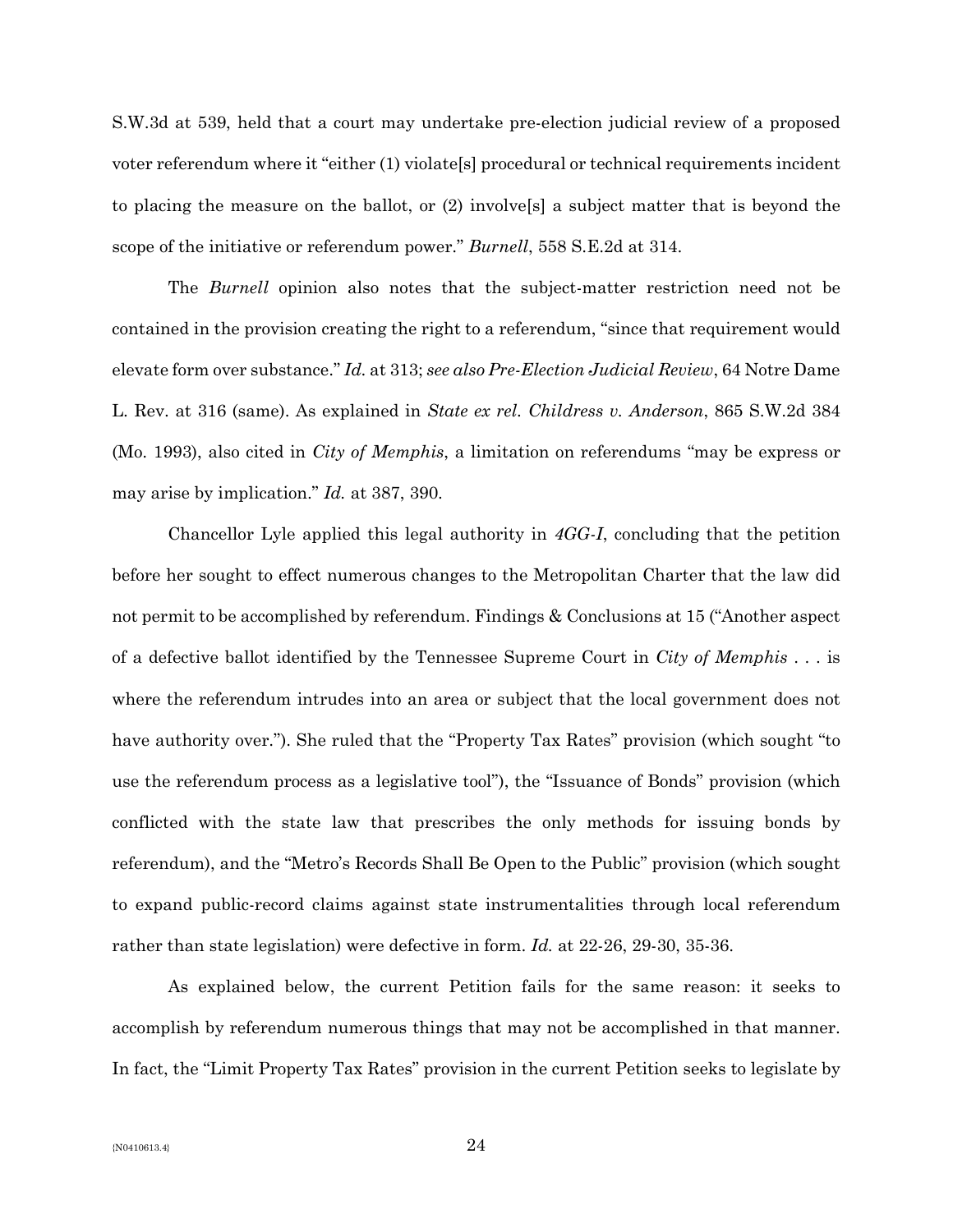S.W.3d at 539, held that a court may undertake pre-election judicial review of a proposed voter referendum where it "either (1) violate[s] procedural or technical requirements incident to placing the measure on the ballot, or (2) involve[s] a subject matter that is beyond the scope of the initiative or referendum power." *Burnell*, 558 S.E.2d at 314.

The *Burnell* opinion also notes that the subject-matter restriction need not be contained in the provision creating the right to a referendum, "since that requirement would elevate form over substance." *Id.* at 313; *see also Pre-Election Judicial Review*, 64 Notre Dame L. Rev. at 316 (same). As explained in *State ex rel. Childress v. Anderson*, 865 S.W.2d 384 (Mo. 1993), also cited in *City of Memphis*, a limitation on referendums "may be express or may arise by implication." *Id.* at 387, 390.

Chancellor Lyle applied this legal authority in *4GG-I*, concluding that the petition before her sought to effect numerous changes to the Metropolitan Charter that the law did not permit to be accomplished by referendum. Findings & Conclusions at 15 ("Another aspect of a defective ballot identified by the Tennessee Supreme Court in *City of Memphis* . . . is where the referendum intrudes into an area or subject that the local government does not have authority over."). She ruled that the "Property Tax Rates" provision (which sought "to use the referendum process as a legislative tool"), the "Issuance of Bonds" provision (which conflicted with the state law that prescribes the only methods for issuing bonds by referendum), and the "Metro's Records Shall Be Open to the Public" provision (which sought to expand public-record claims against state instrumentalities through local referendum rather than state legislation) were defective in form. *Id.* at 22-26, 29-30, 35-36.

As explained below, the current Petition fails for the same reason: it seeks to accomplish by referendum numerous things that may not be accomplished in that manner. In fact, the "Limit Property Tax Rates" provision in the current Petition seeks to legislate by

{N0410613.4}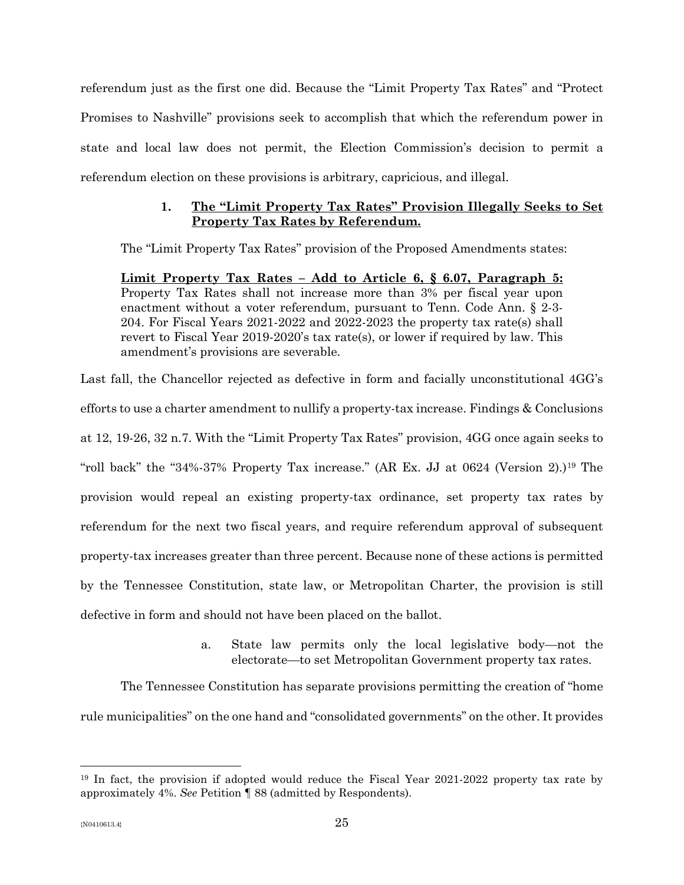referendum just as the first one did. Because the "Limit Property Tax Rates" and "Protect Promises to Nashville" provisions seek to accomplish that which the referendum power in state and local law does not permit, the Election Commission's decision to permit a referendum election on these provisions is arbitrary, capricious, and illegal.

### 1. **The "Limit Property Tax Rates" Provision Illegally Seeks to Set Property Tax Rates by Referendum.**

The "Limit Property Tax Rates" provision of the Proposed Amendments states:

> **Limit Property Tax Rates – Add to Article 6, § 6.07, Paragraph 5:** Property Tax Rates shall not increase more than 3% per fiscal year upon enactment without a voter referendum, pursuant to Tenn. Code Ann. § 2-3-204. For Fiscal Years 2021-2022 and 2022-2023 the property tax rate(s) shall revert to Fiscal Year 2019-2020's tax rate(s), or lower if required by law. This amendment's provisions are severable.

Last fall, the Chancellor rejected as defective in form and facially unconstitutional 4GG's efforts to use a charter amendment to nullify a property-tax increase. Findings & Conclusions at 12, 19-26, 32 n.7. With the "Limit Property Tax Rates" provision, 4GG once again seeks to "roll back" the "34%-37% Property Tax increase." (AR Ex. JJ at 0624 (Version 2).)[19] The provision would repeal an existing property-tax ordinance, set property tax rates by referendum for the next two fiscal years, and require referendum approval of subsequent property-tax increases greater than three percent. Because none of these actions is permitted by the Tennessee Constitution, state law, or Metropolitan Charter, the provision is still defective in form and should not have been placed on the ballot.

#### a. State law permits only the local legislative body—not the electorate—to set Metropolitan Government property tax rates.

The Tennessee Constitution has separate provisions permitting the creation of "home rule municipalities" on the one hand and "consolidated governments" on the other. It provides

---

[19] In fact, the provision if adopted would reduce the Fiscal Year 2021-2022 property tax rate by approximately 4%. *See* Petition ¶ 88 (admitted by Respondents).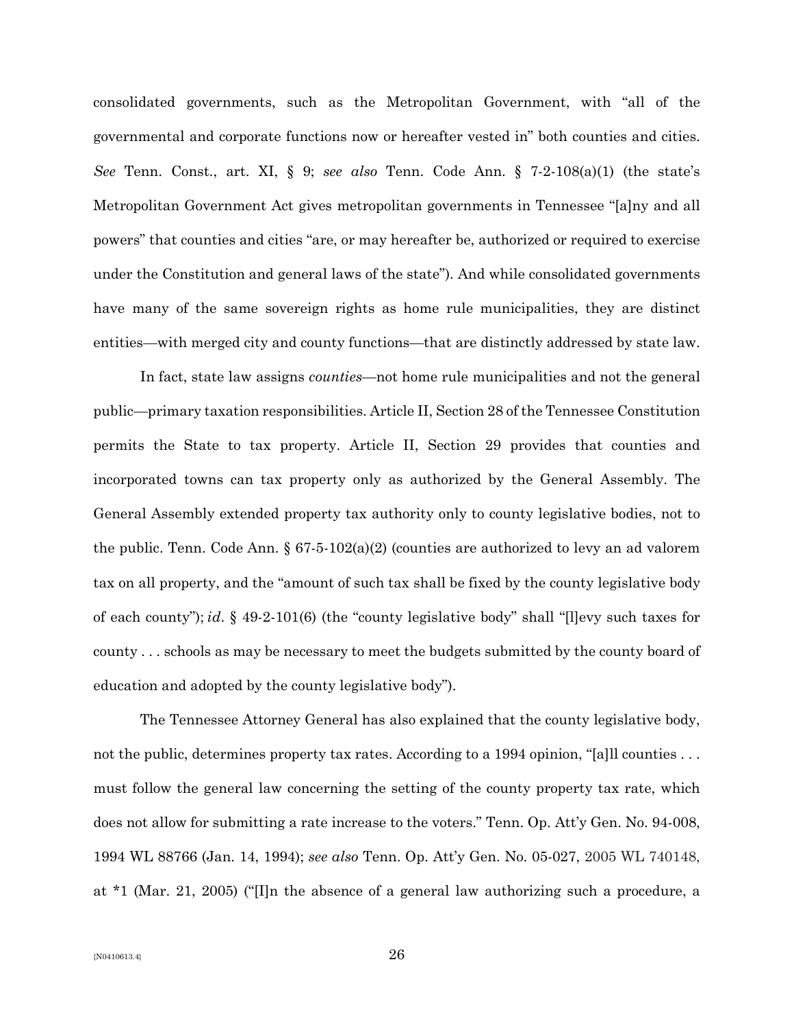consolidated governments, such as the Metropolitan Government, with "all of the governmental and corporate functions now or hereafter vested in" both counties and cities. *See* Tenn. Const., art. XI, § 9; *see also* Tenn. Code Ann. § 7-2-108(a)(1) (the state's Metropolitan Government Act gives metropolitan governments in Tennessee "[a]ny and all powers" that counties and cities "are, or may hereafter be, authorized or required to exercise under the Constitution and general laws of the state"). And while consolidated governments have many of the same sovereign rights as home rule municipalities, they are distinct entities—with merged city and county functions—that are distinctly addressed by state law.

In fact, state law assigns *counties*—not home rule municipalities and not the general public—primary taxation responsibilities. Article II, Section 28 of the Tennessee Constitution permits the State to tax property. Article II, Section 29 provides that counties and incorporated towns can tax property only as authorized by the General Assembly. The General Assembly extended property tax authority only to county legislative bodies, not to the public. Tenn. Code Ann. § 67-5-102(a)(2) (counties are authorized to levy an ad valorem tax on all property, and the "amount of such tax shall be fixed by the county legislative body of each county"); *id*. § 49-2-101(6) (the "county legislative body" shall "[l]evy such taxes for county . . . schools as may be necessary to meet the budgets submitted by the county board of education and adopted by the county legislative body").

The Tennessee Attorney General has also explained that the county legislative body, not the public, determines property tax rates. According to a 1994 opinion, "[a]ll counties . . . must follow the general law concerning the setting of the county property tax rate, which does not allow for submitting a rate increase to the voters." Tenn. Op. Att'y Gen. No. 94-008, 1994 WL 88766 (Jan. 14, 1994); *see also* Tenn. Op. Att'y Gen. No. 05-027, 2005 WL 740148, at *1 (Mar. 21, 2005) ("[I]n the absence of a general law authorizing such a procedure, a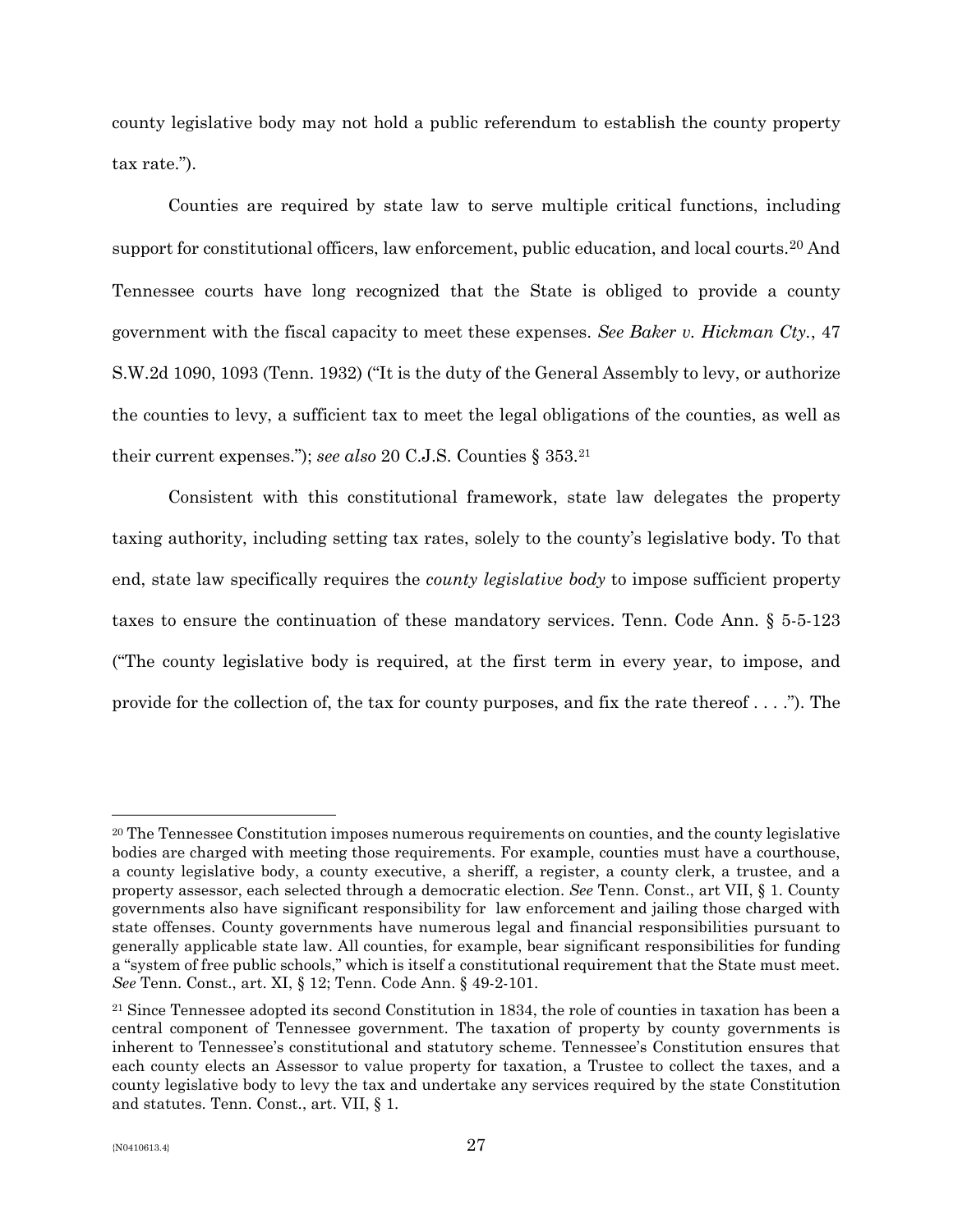county legislative body may not hold a public referendum to establish the county property tax rate.").

Counties are required by state law to serve multiple critical functions, including support for constitutional officers, law enforcement, public education, and local courts.[20] And Tennessee courts have long recognized that the State is obliged to provide a county government with the fiscal capacity to meet these expenses. *See Baker v. Hickman Cty.*, 47 S.W.2d 1090, 1093 (Tenn. 1932) ("It is the duty of the General Assembly to levy, or authorize the counties to levy, a sufficient tax to meet the legal obligations of the counties, as well as their current expenses."); *see also* 20 C.J.S. Counties § 353.[21]

Consistent with this constitutional framework, state law delegates the property taxing authority, including setting tax rates, solely to the county's legislative body. To that end, state law specifically requires the *county legislative body* to impose sufficient property taxes to ensure the continuation of these mandatory services. Tenn. Code Ann. § 5-5-123 ("The county legislative body is required, at the first term in every year, to impose, and provide for the collection of, the tax for county purposes, and fix the rate thereof . . . ."). The

---

[20] The Tennessee Constitution imposes numerous requirements on counties, and the county legislative bodies are charged with meeting those requirements. For example, counties must have a courthouse, a county legislative body, a county executive, a sheriff, a register, a county clerk, a trustee, and a property assessor, each selected through a democratic election. *See* Tenn. Const., art VII, § 1. County governments also have significant responsibility for law enforcement and jailing those charged with state offenses. County governments have numerous legal and financial responsibilities pursuant to generally applicable state law. All counties, for example, bear significant responsibilities for funding a "system of free public schools," which is itself a constitutional requirement that the State must meet. *See* Tenn. Const., art. XI, § 12; Tenn. Code Ann. § 49-2-101.

[21] Since Tennessee adopted its second Constitution in 1834, the role of counties in taxation has been a central component of Tennessee government. The taxation of property by county governments is inherent to Tennessee's constitutional and statutory scheme. Tennessee's Constitution ensures that each county elects an Assessor to value property for taxation, a Trustee to collect the taxes, and a county legislative body to levy the tax and undertake any services required by the state Constitution and statutes. Tenn. Const., art. VII, § 1.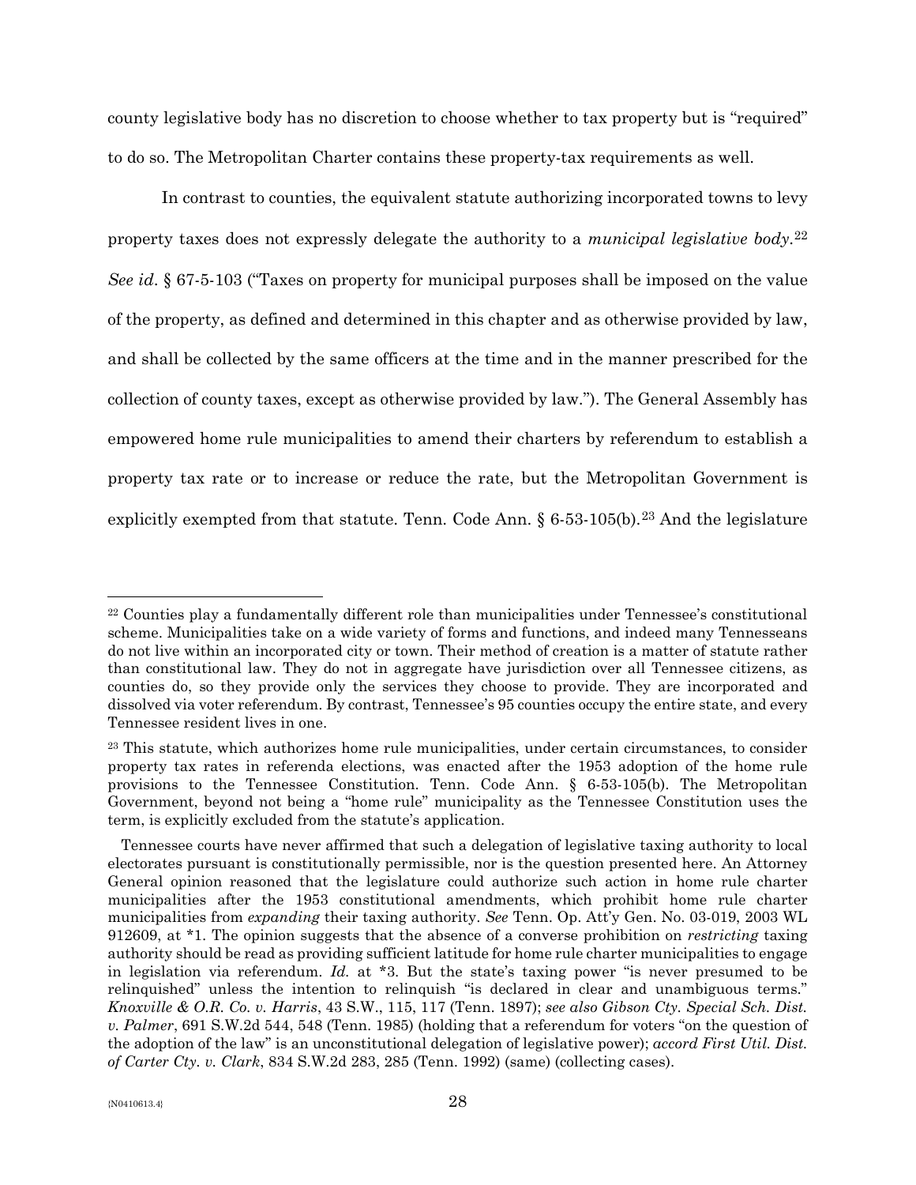county legislative body has no discretion to choose whether to tax property but is "required" to do so. The Metropolitan Charter contains these property-tax requirements as well.

In contrast to counties, the equivalent statute authorizing incorporated towns to levy property taxes does not expressly delegate the authority to a *municipal legislative body*.[22] *See id*. § 67-5-103 ("Taxes on property for municipal purposes shall be imposed on the value of the property, as defined and determined in this chapter and as otherwise provided by law, and shall be collected by the same officers at the time and in the manner prescribed for the collection of county taxes, except as otherwise provided by law."). The General Assembly has empowered home rule municipalities to amend their charters by referendum to establish a property tax rate or to increase or reduce the rate, but the Metropolitan Government is explicitly exempted from that statute. Tenn. Code Ann. § 6-53-105(b).[23] And the legislature

---

[22] Counties play a fundamentally different role than municipalities under Tennessee's constitutional scheme. Municipalities take on a wide variety of forms and functions, and indeed many Tennesseans do not live within an incorporated city or town. Their method of creation is a matter of statute rather than constitutional law. They do not in aggregate have jurisdiction over all Tennessee citizens, as counties do, so they provide only the services they choose to provide. They are incorporated and dissolved via voter referendum. By contrast, Tennessee's 95 counties occupy the entire state, and every Tennessee resident lives in one.

[23] This statute, which authorizes home rule municipalities, under certain circumstances, to consider property tax rates in referenda elections, was enacted after the 1953 adoption of the home rule provisions to the Tennessee Constitution. Tenn. Code Ann. § 6-53-105(b). The Metropolitan Government, beyond not being a "home rule" municipality as the Tennessee Constitution uses the term, is explicitly excluded from the statute's application.

Tennessee courts have never affirmed that such a delegation of legislative taxing authority to local electorates pursuant is constitutionally permissible, nor is the question presented here. An Attorney General opinion reasoned that the legislature could authorize such action in home rule charter municipalities after the 1953 constitutional amendments, which prohibit home rule charter municipalities from *expanding* their taxing authority. *See* Tenn. Op. Att'y Gen. No. 03-019, 2003 WL 912609, at *1. The opinion suggests that the absence of a converse prohibition on *restricting* taxing authority should be read as providing sufficient latitude for home rule charter municipalities to engage in legislation via referendum. *Id.* at *3. But the state's taxing power "is never presumed to be relinquished" unless the intention to relinquish "is declared in clear and unambiguous terms." *Knoxville & O.R. Co. v. Harris*, 43 S.W., 115, 117 (Tenn. 1897); *see also Gibson Cty. Special Sch. Dist. v. Palmer*, 691 S.W.2d 544, 548 (Tenn. 1985) (holding that a referendum for voters "on the question of the adoption of the law" is an unconstitutional delegation of legislative power); *accord First Util. Dist. of Carter Cty. v. Clark*, 834 S.W.2d 283, 285 (Tenn. 1992) (same) (collecting cases).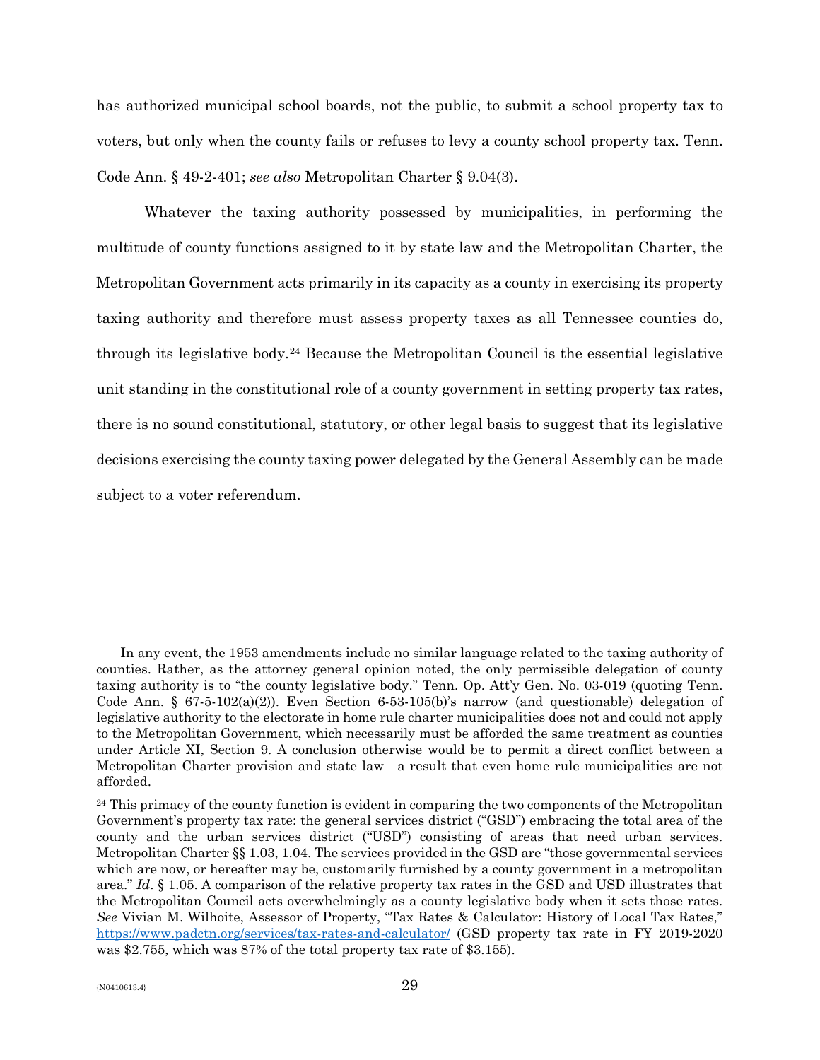has authorized municipal school boards, not the public, to submit a school property tax to voters, but only when the county fails or refuses to levy a county school property tax. Tenn. Code Ann. § 49-2-401; *see also* Metropolitan Charter § 9.04(3).

Whatever the taxing authority possessed by municipalities, in performing the multitude of county functions assigned to it by state law and the Metropolitan Charter, the Metropolitan Government acts primarily in its capacity as a county in exercising its property taxing authority and therefore must assess property taxes as all Tennessee counties do, through its legislative body.[24] Because the Metropolitan Council is the essential legislative unit standing in the constitutional role of a county government in setting property tax rates, there is no sound constitutional, statutory, or other legal basis to suggest that its legislative decisions exercising the county taxing power delegated by the General Assembly can be made subject to a voter referendum.

---

In any event, the 1953 amendments include no similar language related to the taxing authority of counties. Rather, as the attorney general opinion noted, the only permissible delegation of county taxing authority is to "the county legislative body." Tenn. Op. Att'y Gen. No. 03-019 (quoting Tenn. Code Ann. § 67-5-102(a)(2)). Even Section 6-53-105(b)'s narrow (and questionable) delegation of legislative authority to the electorate in home rule charter municipalities does not and could not apply to the Metropolitan Government, which necessarily must be afforded the same treatment as counties under Article XI, Section 9. A conclusion otherwise would be to permit a direct conflict between a Metropolitan Charter provision and state law—a result that even home rule municipalities are not afforded.

[24] This primacy of the county function is evident in comparing the two components of the Metropolitan Government's property tax rate: the general services district ("GSD") embracing the total area of the county and the urban services district ("USD") consisting of areas that need urban services. Metropolitan Charter §§ 1.03, 1.04. The services provided in the GSD are "those governmental services which are now, or hereafter may be, customarily furnished by a county government in a metropolitan area." *Id*. § 1.05. A comparison of the relative property tax rates in the GSD and USD illustrates that the Metropolitan Council acts overwhelmingly as a county legislative body when it sets those rates. *See* Vivian M. Wilhoite, Assessor of Property, "Tax Rates & Calculator: History of Local Tax Rates," https://www.padctn.org/services/tax-rates-and-calculator/ (GSD property tax rate in FY 2019-2020 was $2.755, which was 87% of the total property tax rate of $3.155).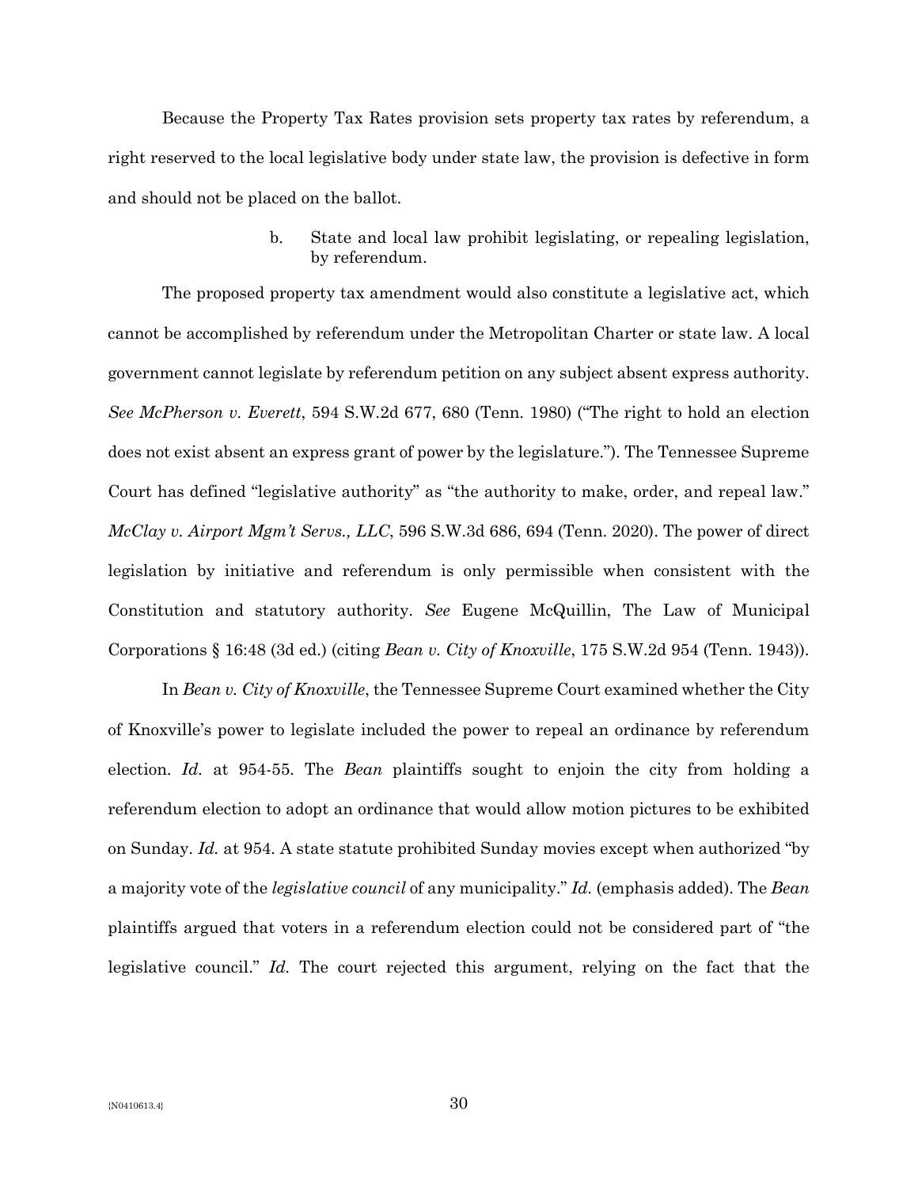Because the Property Tax Rates provision sets property tax rates by referendum, a right reserved to the local legislative body under state law, the provision is defective in form and should not be placed on the ballot.

b. State and local law prohibit legislating, or repealing legislation, by referendum.

The proposed property tax amendment would also constitute a legislative act, which cannot be accomplished by referendum under the Metropolitan Charter or state law. A local government cannot legislate by referendum petition on any subject absent express authority. *See McPherson v. Everett*, 594 S.W.2d 677, 680 (Tenn. 1980) ("The right to hold an election does not exist absent an express grant of power by the legislature."). The Tennessee Supreme Court has defined "legislative authority" as "the authority to make, order, and repeal law." *McClay v. Airport Mgm't Servs., LLC*, 596 S.W.3d 686, 694 (Tenn. 2020). The power of direct legislation by initiative and referendum is only permissible when consistent with the Constitution and statutory authority. *See* Eugene McQuillin, The Law of Municipal Corporations § 16:48 (3d ed.) (citing *Bean v. City of Knoxville*, 175 S.W.2d 954 (Tenn. 1943)).

In *Bean v. City of Knoxville*, the Tennessee Supreme Court examined whether the City of Knoxville's power to legislate included the power to repeal an ordinance by referendum election. *Id.* at 954-55. The *Bean* plaintiffs sought to enjoin the city from holding a referendum election to adopt an ordinance that would allow motion pictures to be exhibited on Sunday. *Id.* at 954. A state statute prohibited Sunday movies except when authorized "by a majority vote of the *legislative council* of any municipality." *Id.* (emphasis added). The *Bean* plaintiffs argued that voters in a referendum election could not be considered part of "the legislative council." *Id.* The court rejected this argument, relying on the fact that the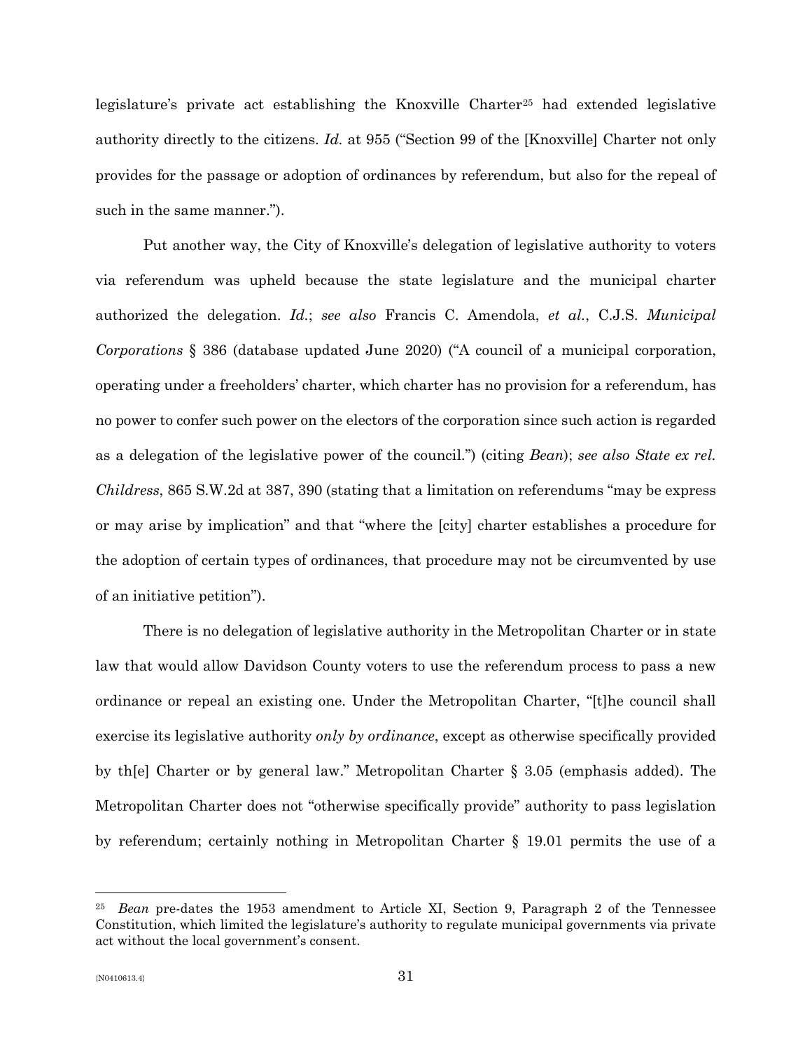legislature's private act establishing the Knoxville Charter[25] had extended legislative authority directly to the citizens. *Id.* at 955 ("Section 99 of the [Knoxville] Charter not only provides for the passage or adoption of ordinances by referendum, but also for the repeal of such in the same manner.").

Put another way, the City of Knoxville's delegation of legislative authority to voters via referendum was upheld because the state legislature and the municipal charter authorized the delegation. *Id.*; *see also* Francis C. Amendola, *et al.*, C.J.S. *Municipal Corporations* § 386 (database updated June 2020) ("A council of a municipal corporation, operating under a freeholders' charter, which charter has no provision for a referendum, has no power to confer such power on the electors of the corporation since such action is regarded as a delegation of the legislative power of the council.") (citing *Bean*); *see also State ex rel. Childress*, 865 S.W.2d at 387, 390 (stating that a limitation on referendums "may be express or may arise by implication" and that "where the [city] charter establishes a procedure for the adoption of certain types of ordinances, that procedure may not be circumvented by use of an initiative petition").

There is no delegation of legislative authority in the Metropolitan Charter or in state law that would allow Davidson County voters to use the referendum process to pass a new ordinance or repeal an existing one. Under the Metropolitan Charter, "[t]he council shall exercise its legislative authority *only by ordinance*, except as otherwise specifically provided by th[e] Charter or by general law." Metropolitan Charter § 3.05 (emphasis added). The Metropolitan Charter does not "otherwise specifically provide" authority to pass legislation by referendum; certainly nothing in Metropolitan Charter § 19.01 permits the use of a

---

[25] *Bean* pre-dates the 1953 amendment to Article XI, Section 9, Paragraph 2 of the Tennessee Constitution, which limited the legislature's authority to regulate municipal governments via private act without the local government's consent.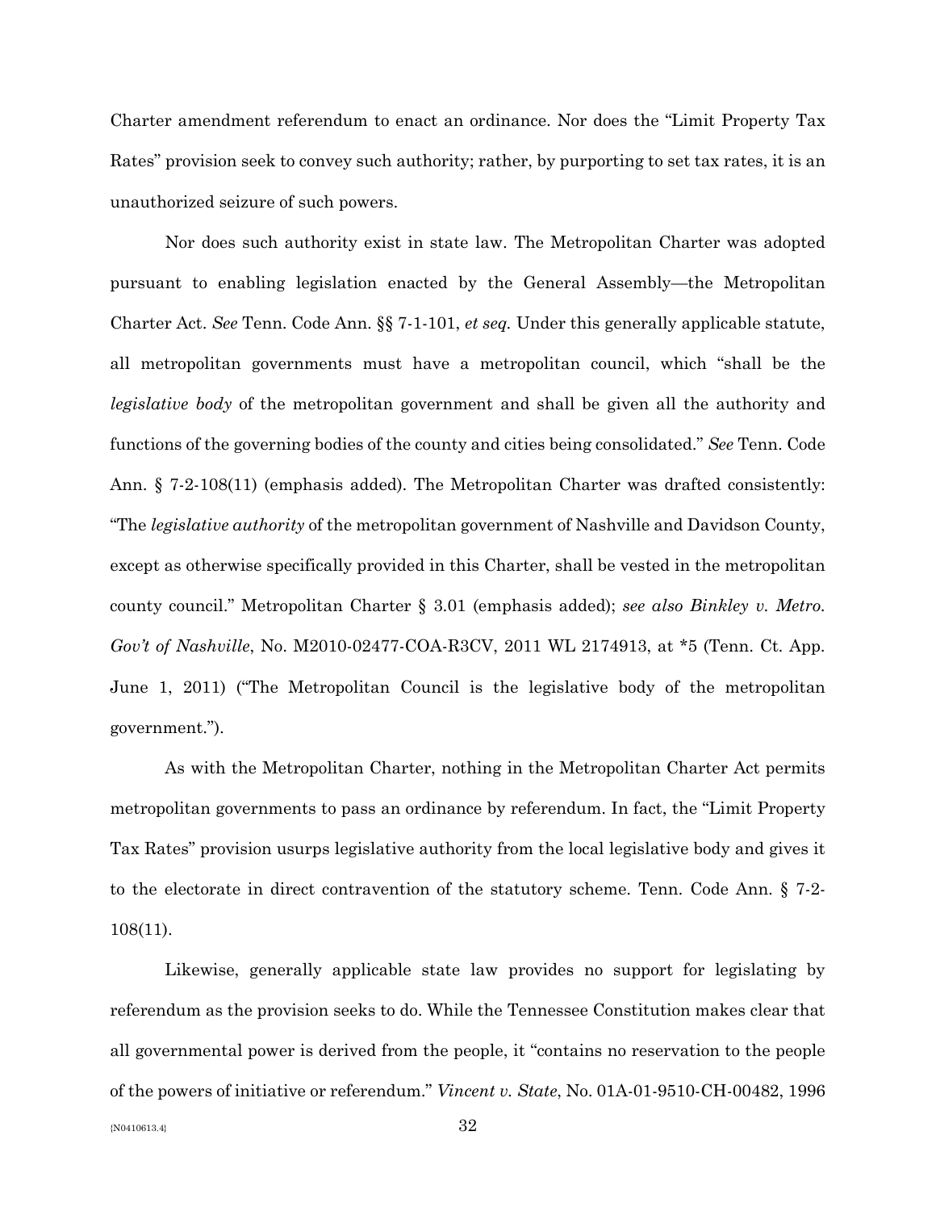Charter amendment referendum to enact an ordinance. Nor does the "Limit Property Tax Rates" provision seek to convey such authority; rather, by purporting to set tax rates, it is an unauthorized seizure of such powers.

Nor does such authority exist in state law. The Metropolitan Charter was adopted pursuant to enabling legislation enacted by the General Assembly—the Metropolitan Charter Act. *See* Tenn. Code Ann. §§ 7-1-101, *et seq.* Under this generally applicable statute, all metropolitan governments must have a metropolitan council, which "shall be the *legislative body* of the metropolitan government and shall be given all the authority and functions of the governing bodies of the county and cities being consolidated." *See* Tenn. Code Ann. § 7-2-108(11) (emphasis added). The Metropolitan Charter was drafted consistently: "The *legislative authority* of the metropolitan government of Nashville and Davidson County, except as otherwise specifically provided in this Charter, shall be vested in the metropolitan county council." Metropolitan Charter § 3.01 (emphasis added); *see also Binkley v. Metro. Gov't of Nashville*, No. M2010-02477-COA-R3CV, 2011 WL 2174913, at *5 (Tenn. Ct. App. June 1, 2011) ("The Metropolitan Council is the legislative body of the metropolitan government.").

As with the Metropolitan Charter, nothing in the Metropolitan Charter Act permits metropolitan governments to pass an ordinance by referendum. In fact, the "Limit Property Tax Rates" provision usurps legislative authority from the local legislative body and gives it to the electorate in direct contravention of the statutory scheme. Tenn. Code Ann. § 7-2-108(11).

Likewise, generally applicable state law provides no support for legislating by referendum as the provision seeks to do. While the Tennessee Constitution makes clear that all governmental power is derived from the people, it "contains no reservation to the people of the powers of initiative or referendum." *Vincent v. State*, No. 01A-01-9510-CH-00482, 1996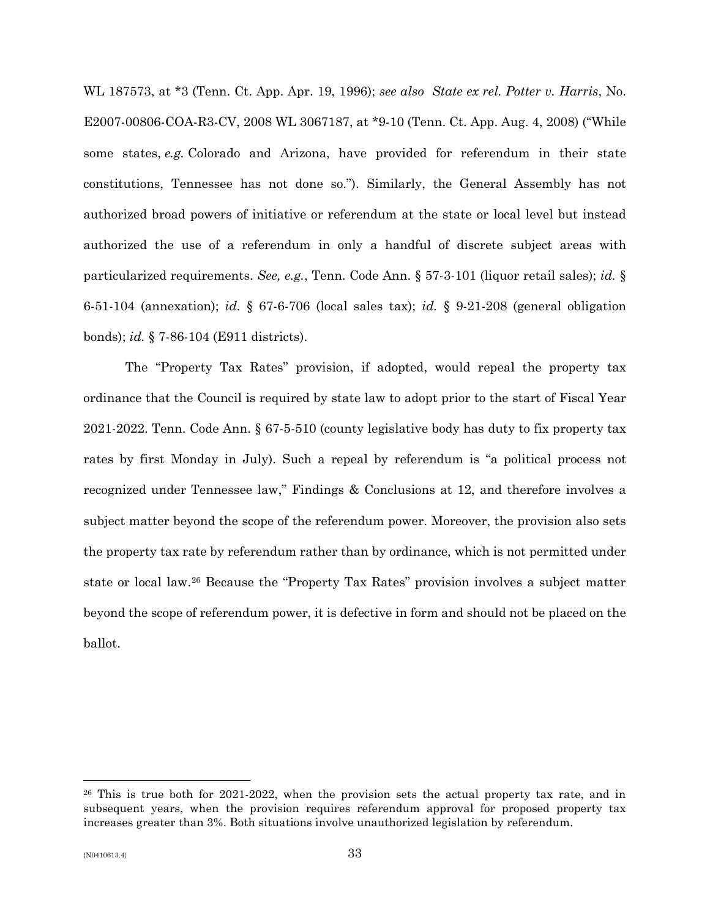WL 187573, at *3 (Tenn. Ct. App. Apr. 19, 1996); *see also State ex rel. Potter v. Harris*, No. E2007-00806-COA-R3-CV, 2008 WL 3067187, at *9-10 (Tenn. Ct. App. Aug. 4, 2008) ("While some states, *e.g.* Colorado and Arizona, have provided for referendum in their state constitutions, Tennessee has not done so."). Similarly, the General Assembly has not authorized broad powers of initiative or referendum at the state or local level but instead authorized the use of a referendum in only a handful of discrete subject areas with particularized requirements. *See, e.g.*, Tenn. Code Ann. § 57-3-101 (liquor retail sales); *id.* § 6-51-104 (annexation); *id.* § 67-6-706 (local sales tax); *id.* § 9-21-208 (general obligation bonds); *id.* § 7-86-104 (E911 districts).

The "Property Tax Rates" provision, if adopted, would repeal the property tax ordinance that the Council is required by state law to adopt prior to the start of Fiscal Year 2021-2022. Tenn. Code Ann. § 67-5-510 (county legislative body has duty to fix property tax rates by first Monday in July). Such a repeal by referendum is "a political process not recognized under Tennessee law," Findings & Conclusions at 12, and therefore involves a subject matter beyond the scope of the referendum power. Moreover, the provision also sets the property tax rate by referendum rather than by ordinance, which is not permitted under state or local law.[26] Because the "Property Tax Rates" provision involves a subject matter beyond the scope of referendum power, it is defective in form and should not be placed on the ballot.

---

[26] This is true both for 2021-2022, when the provision sets the actual property tax rate, and in subsequent years, when the provision requires referendum approval for proposed property tax increases greater than 3%. Both situations involve unauthorized legislation by referendum.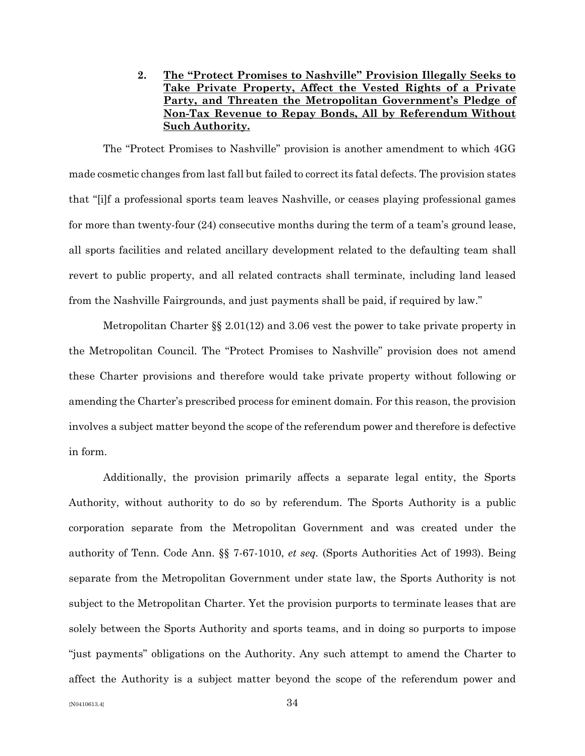**2. The "Protect Promises to Nashville" Provision Illegally Seeks to Take Private Property, Affect the Vested Rights of a Private Party, and Threaten the Metropolitan Government's Pledge of Non-Tax Revenue to Repay Bonds, All by Referendum Without Such Authority.**

The "Protect Promises to Nashville" provision is another amendment to which 4GG made cosmetic changes from last fall but failed to correct its fatal defects. The provision states that "[i]f a professional sports team leaves Nashville, or ceases playing professional games for more than twenty-four (24) consecutive months during the term of a team's ground lease, all sports facilities and related ancillary development related to the defaulting team shall revert to public property, and all related contracts shall terminate, including land leased from the Nashville Fairgrounds, and just payments shall be paid, if required by law."

Metropolitan Charter §§ 2.01(12) and 3.06 vest the power to take private property in the Metropolitan Council. The "Protect Promises to Nashville" provision does not amend these Charter provisions and therefore would take private property without following or amending the Charter's prescribed process for eminent domain. For this reason, the provision involves a subject matter beyond the scope of the referendum power and therefore is defective in form.

Additionally, the provision primarily affects a separate legal entity, the Sports Authority, without authority to do so by referendum. The Sports Authority is a public corporation separate from the Metropolitan Government and was created under the authority of Tenn. Code Ann. §§ 7-67-1010, *et seq.* (Sports Authorities Act of 1993). Being separate from the Metropolitan Government under state law, the Sports Authority is not subject to the Metropolitan Charter. Yet the provision purports to terminate leases that are solely between the Sports Authority and sports teams, and in doing so purports to impose "just payments" obligations on the Authority. Any such attempt to amend the Charter to affect the Authority is a subject matter beyond the scope of the referendum power and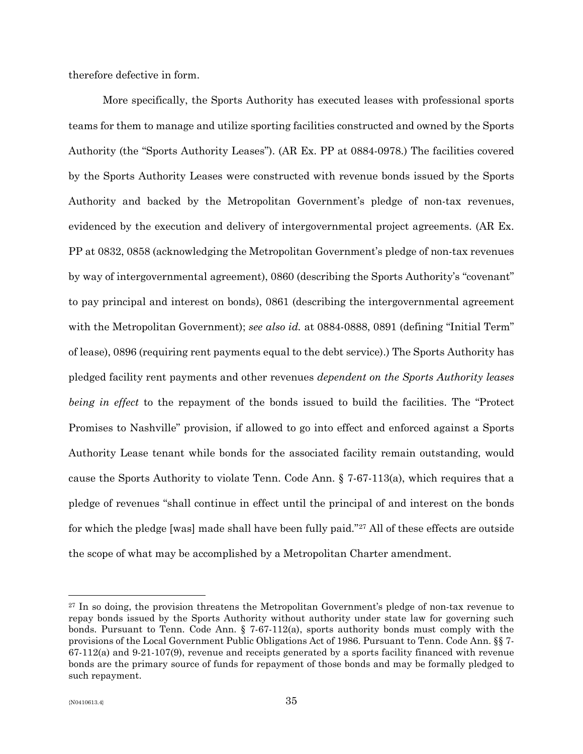therefore defective in form.

More specifically, the Sports Authority has executed leases with professional sports teams for them to manage and utilize sporting facilities constructed and owned by the Sports Authority (the "Sports Authority Leases"). (AR Ex. PP at 0884-0978.) The facilities covered by the Sports Authority Leases were constructed with revenue bonds issued by the Sports Authority and backed by the Metropolitan Government's pledge of non-tax revenues, evidenced by the execution and delivery of intergovernmental project agreements. (AR Ex. PP at 0832, 0858 (acknowledging the Metropolitan Government's pledge of non-tax revenues by way of intergovernmental agreement), 0860 (describing the Sports Authority's "covenant" to pay principal and interest on bonds), 0861 (describing the intergovernmental agreement with the Metropolitan Government); *see also id.* at 0884-0888, 0891 (defining "Initial Term" of lease), 0896 (requiring rent payments equal to the debt service).) The Sports Authority has pledged facility rent payments and other revenues *dependent on the Sports Authority leases being in effect* to the repayment of the bonds issued to build the facilities. The "Protect Promises to Nashville" provision, if allowed to go into effect and enforced against a Sports Authority Lease tenant while bonds for the associated facility remain outstanding, would cause the Sports Authority to violate Tenn. Code Ann. § 7-67-113(a), which requires that a pledge of revenues "shall continue in effect until the principal of and interest on the bonds for which the pledge [was] made shall have been fully paid."[27] All of these effects are outside the scope of what may be accomplished by a Metropolitan Charter amendment.

---

[27] In so doing, the provision threatens the Metropolitan Government's pledge of non-tax revenue to repay bonds issued by the Sports Authority without authority under state law for governing such bonds. Pursuant to Tenn. Code Ann. § 7-67-112(a), sports authority bonds must comply with the provisions of the Local Government Public Obligations Act of 1986. Pursuant to Tenn. Code Ann. §§ 7-67-112(a) and 9-21-107(9), revenue and receipts generated by a sports facility financed with revenue bonds are the primary source of funds for repayment of those bonds and may be formally pledged to such repayment.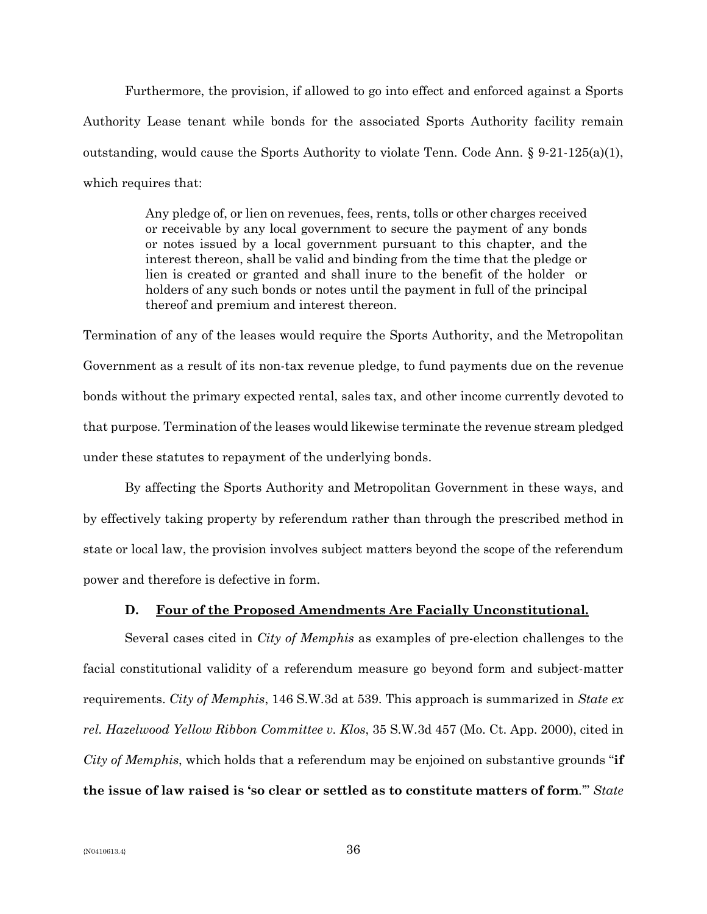Furthermore, the provision, if allowed to go into effect and enforced against a Sports Authority Lease tenant while bonds for the associated Sports Authority facility remain outstanding, would cause the Sports Authority to violate Tenn. Code Ann. § 9-21-125(a)(1), which requires that:

> Any pledge of, or lien on revenues, fees, rents, tolls or other charges received or receivable by any local government to secure the payment of any bonds or notes issued by a local government pursuant to this chapter, and the interest thereon, shall be valid and binding from the time that the pledge or lien is created or granted and shall inure to the benefit of the holder or holders of any such bonds or notes until the payment in full of the principal thereof and premium and interest thereon.

Termination of any of the leases would require the Sports Authority, and the Metropolitan Government as a result of its non-tax revenue pledge, to fund payments due on the revenue bonds without the primary expected rental, sales tax, and other income currently devoted to that purpose. Termination of the leases would likewise terminate the revenue stream pledged under these statutes to repayment of the underlying bonds.

By affecting the Sports Authority and Metropolitan Government in these ways, and by effectively taking property by referendum rather than through the prescribed method in state or local law, the provision involves subject matters beyond the scope of the referendum power and therefore is defective in form.

### D. Four of the Proposed Amendments Are Facially Unconstitutional.

Several cases cited in *City of Memphis* as examples of pre-election challenges to the facial constitutional validity of a referendum measure go beyond form and subject-matter requirements. *City of Memphis*, 146 S.W.3d at 539. This approach is summarized in *State ex rel. Hazelwood Yellow Ribbon Committee v. Klos*, 35 S.W.3d 457 (Mo. Ct. App. 2000), cited in *City of Memphis*, which holds that a referendum may be enjoined on substantive grounds "**if the issue of law raised is 'so clear or settled as to constitute matters of form**.'" *State*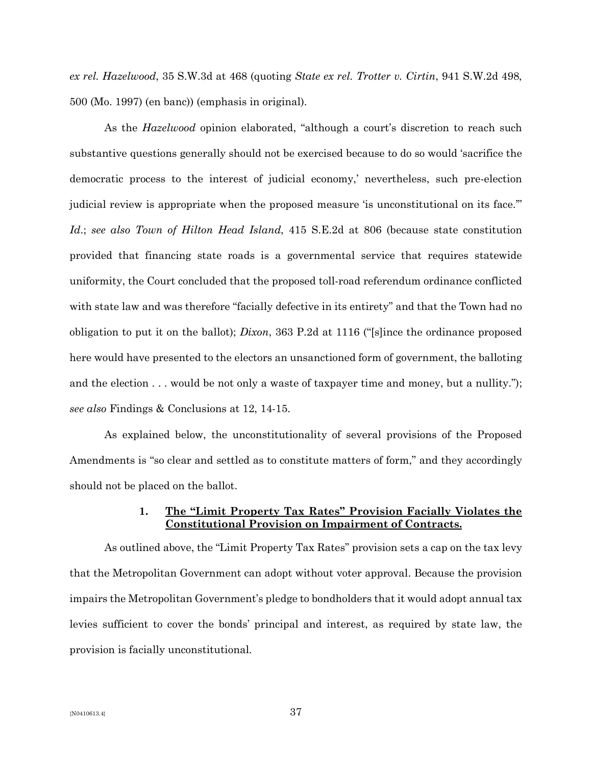*ex rel. Hazelwood*, 35 S.W.3d at 468 (quoting *State ex rel. Trotter v. Cirtin*, 941 S.W.2d 498, 500 (Mo. 1997) (en banc)) (emphasis in original).

As the *Hazelwood* opinion elaborated, "although a court's discretion to reach such substantive questions generally should not be exercised because to do so would 'sacrifice the democratic process to the interest of judicial economy,' nevertheless, such pre-election judicial review is appropriate when the proposed measure 'is unconstitutional on its face.'" *Id.*; *see also Town of Hilton Head Island*, 415 S.E.2d at 806 (because state constitution provided that financing state roads is a governmental service that requires statewide uniformity, the Court concluded that the proposed toll-road referendum ordinance conflicted with state law and was therefore "facially defective in its entirety" and that the Town had no obligation to put it on the ballot); *Dixon*, 363 P.2d at 1116 ("[s]ince the ordinance proposed here would have presented to the electors an unsanctioned form of government, the balloting and the election . . . would be not only a waste of taxpayer time and money, but a nullity."); *see also* Findings & Conclusions at 12, 14-15.

As explained below, the unconstitutionality of several provisions of the Proposed Amendments is "so clear and settled as to constitute matters of form," and they accordingly should not be placed on the ballot.

### 1. <u>The "Limit Property Tax Rates" Provision Facially Violates the Constitutional Provision on Impairment of Contracts.</u>

As outlined above, the "Limit Property Tax Rates" provision sets a cap on the tax levy that the Metropolitan Government can adopt without voter approval. Because the provision impairs the Metropolitan Government's pledge to bondholders that it would adopt annual tax levies sufficient to cover the bonds' principal and interest, as required by state law, the provision is facially unconstitutional.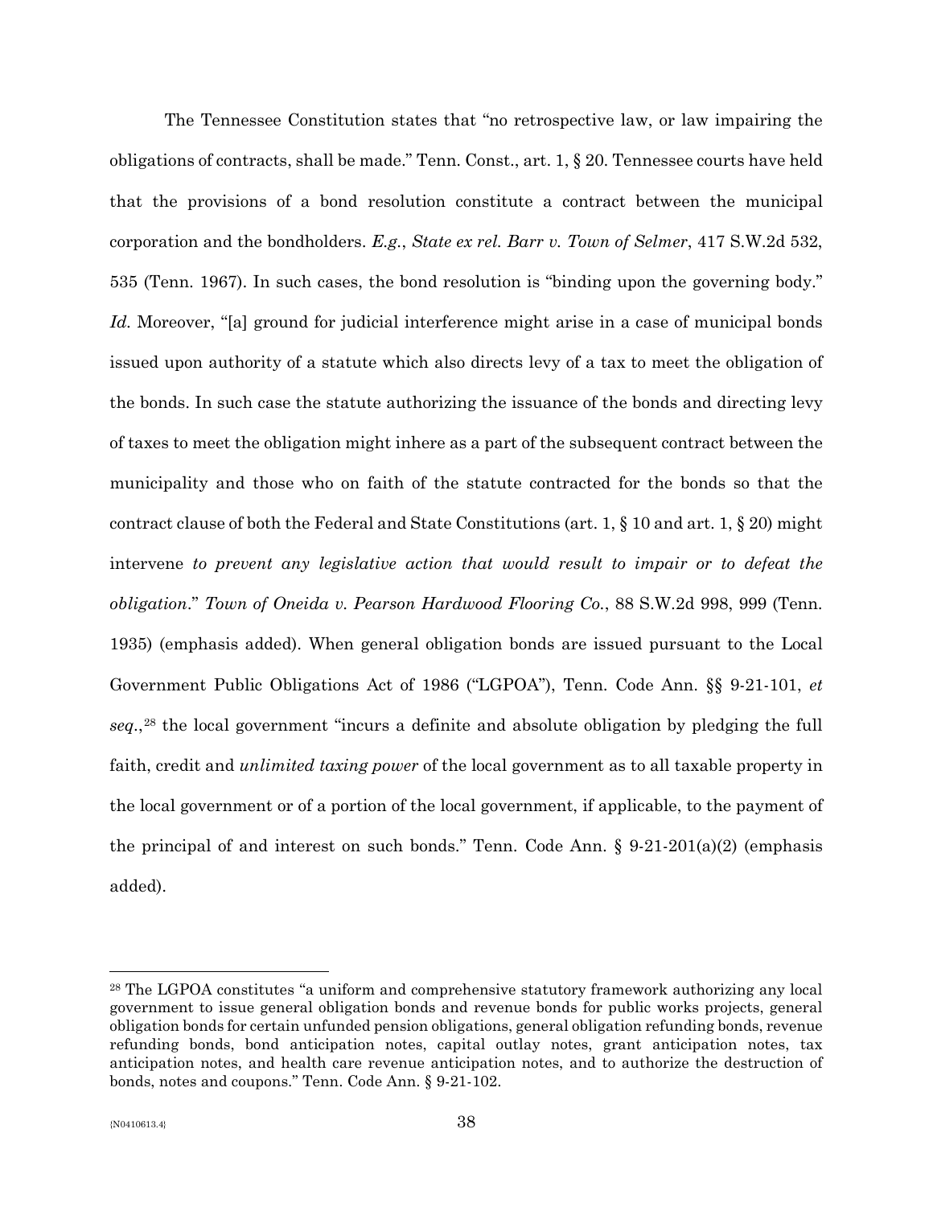The Tennessee Constitution states that "no retrospective law, or law impairing the obligations of contracts, shall be made." Tenn. Const., art. 1, § 20. Tennessee courts have held that the provisions of a bond resolution constitute a contract between the municipal corporation and the bondholders. *E.g.*, *State ex rel. Barr v. Town of Selmer*, 417 S.W.2d 532, 535 (Tenn. 1967). In such cases, the bond resolution is "binding upon the governing body." *Id.* Moreover, "[a] ground for judicial interference might arise in a case of municipal bonds issued upon authority of a statute which also directs levy of a tax to meet the obligation of the bonds. In such case the statute authorizing the issuance of the bonds and directing levy of taxes to meet the obligation might inhere as a part of the subsequent contract between the municipality and those who on faith of the statute contracted for the bonds so that the contract clause of both the Federal and State Constitutions (art. 1, § 10 and art. 1, § 20) might intervene *to prevent any legislative action that would result to impair or to defeat the obligation*." *Town of Oneida v. Pearson Hardwood Flooring Co.*, 88 S.W.2d 998, 999 (Tenn. 1935) (emphasis added). When general obligation bonds are issued pursuant to the Local Government Public Obligations Act of 1986 ("LGPOA"), Tenn. Code Ann. §§ 9-21-101, *et seq.*,[28] the local government "incurs a definite and absolute obligation by pledging the full faith, credit and *unlimited taxing power* of the local government as to all taxable property in the local government or of a portion of the local government, if applicable, to the payment of the principal of and interest on such bonds." Tenn. Code Ann. § 9-21-201(a)(2) (emphasis added).

[28] The LGPOA constitutes "a uniform and comprehensive statutory framework authorizing any local government to issue general obligation bonds and revenue bonds for public works projects, general obligation bonds for certain unfunded pension obligations, general obligation refunding bonds, revenue refunding bonds, bond anticipation notes, capital outlay notes, grant anticipation notes, tax anticipation notes, and health care revenue anticipation notes, and to authorize the destruction of bonds, notes and coupons." Tenn. Code Ann. § 9-21-102.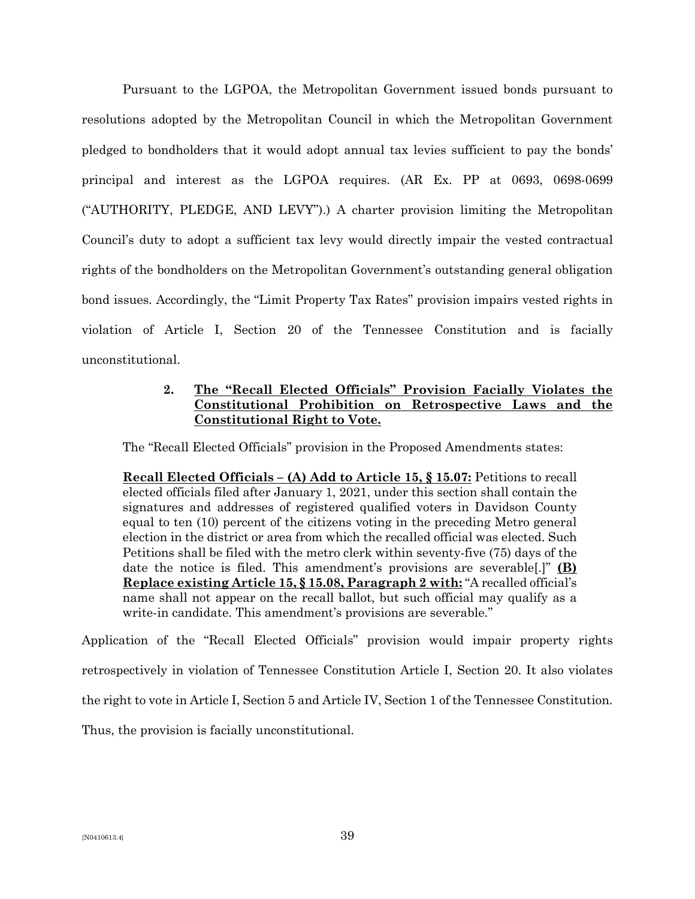Pursuant to the LGPOA, the Metropolitan Government issued bonds pursuant to resolutions adopted by the Metropolitan Council in which the Metropolitan Government pledged to bondholders that it would adopt annual tax levies sufficient to pay the bonds' principal and interest as the LGPOA requires. (AR Ex. PP at 0693, 0698-0699 ("AUTHORITY, PLEDGE, AND LEVY").) A charter provision limiting the Metropolitan Council's duty to adopt a sufficient tax levy would directly impair the vested contractual rights of the bondholders on the Metropolitan Government's outstanding general obligation bond issues. Accordingly, the "Limit Property Tax Rates" provision impairs vested rights in violation of Article I, Section 20 of the Tennessee Constitution and is facially unconstitutional.

### 2. <u>The "Recall Elected Officials" Provision Facially Violates the Constitutional Prohibition on Retrospective Laws and the Constitutional Right to Vote.</u>

The "Recall Elected Officials" provision in the Proposed Amendments states:

> **<u>Recall Elected Officials – (A) Add to Article 15, § 15.07:</u>** Petitions to recall elected officials filed after January 1, 2021, under this section shall contain the signatures and addresses of registered qualified voters in Davidson County equal to ten (10) percent of the citizens voting in the preceding Metro general election in the district or area from which the recalled official was elected. Such Petitions shall be filed with the metro clerk within seventy-five (75) days of the date the notice is filed. This amendment's provisions are severable[.]" **<u>(B) Replace existing Article 15, § 15.08, Paragraph 2 with:</u>** "A recalled official's name shall not appear on the recall ballot, but such official may qualify as a write-in candidate. This amendment's provisions are severable."

Application of the "Recall Elected Officials" provision would impair property rights retrospectively in violation of Tennessee Constitution Article I, Section 20. It also violates the right to vote in Article I, Section 5 and Article IV, Section 1 of the Tennessee Constitution. Thus, the provision is facially unconstitutional.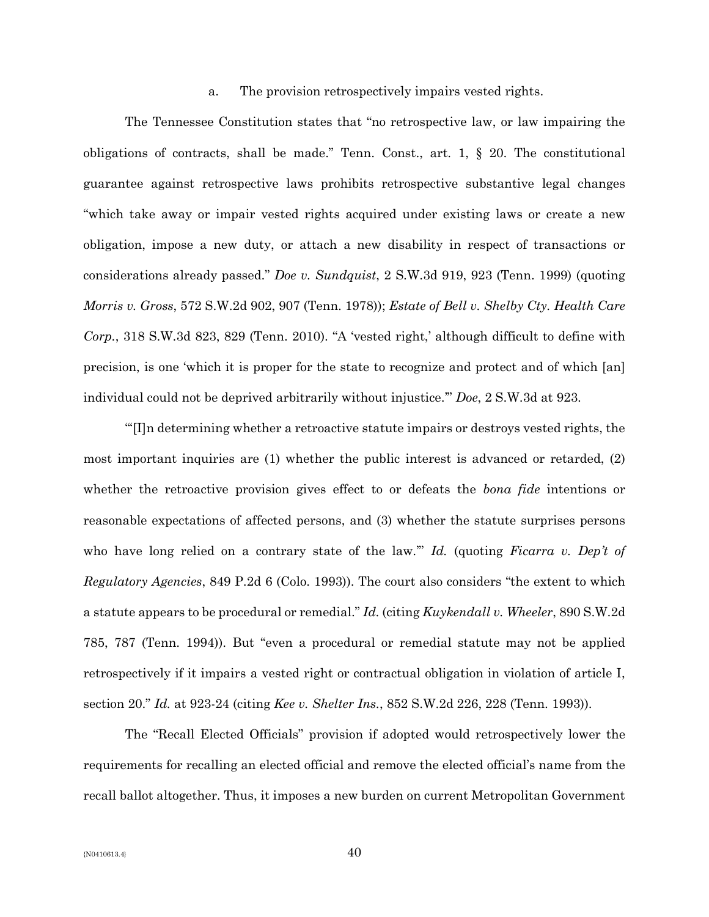a. The provision retrospectively impairs vested rights.

The Tennessee Constitution states that "no retrospective law, or law impairing the obligations of contracts, shall be made." Tenn. Const., art. 1, § 20. The constitutional guarantee against retrospective laws prohibits retrospective substantive legal changes "which take away or impair vested rights acquired under existing laws or create a new obligation, impose a new duty, or attach a new disability in respect of transactions or considerations already passed." *Doe v. Sundquist*, 2 S.W.3d 919, 923 (Tenn. 1999) (quoting *Morris v. Gross*, 572 S.W.2d 902, 907 (Tenn. 1978)); *Estate of Bell v. Shelby Cty. Health Care Corp.*, 318 S.W.3d 823, 829 (Tenn. 2010). "A 'vested right,' although difficult to define with precision, is one 'which it is proper for the state to recognize and protect and of which [an] individual could not be deprived arbitrarily without injustice.'" *Doe*, 2 S.W.3d at 923.

"'[I]n determining whether a retroactive statute impairs or destroys vested rights, the most important inquiries are (1) whether the public interest is advanced or retarded, (2) whether the retroactive provision gives effect to or defeats the *bona fide* intentions or reasonable expectations of affected persons, and (3) whether the statute surprises persons who have long relied on a contrary state of the law.'" *Id.* (quoting *Ficarra v. Dep't of Regulatory Agencies*, 849 P.2d 6 (Colo. 1993)). The court also considers "the extent to which a statute appears to be procedural or remedial." *Id.* (citing *Kuykendall v. Wheeler*, 890 S.W.2d 785, 787 (Tenn. 1994)). But "even a procedural or remedial statute may not be applied retrospectively if it impairs a vested right or contractual obligation in violation of article I, section 20." *Id.* at 923-24 (citing *Kee v. Shelter Ins.*, 852 S.W.2d 226, 228 (Tenn. 1993)).

The "Recall Elected Officials" provision if adopted would retrospectively lower the requirements for recalling an elected official and remove the elected official's name from the recall ballot altogether. Thus, it imposes a new burden on current Metropolitan Government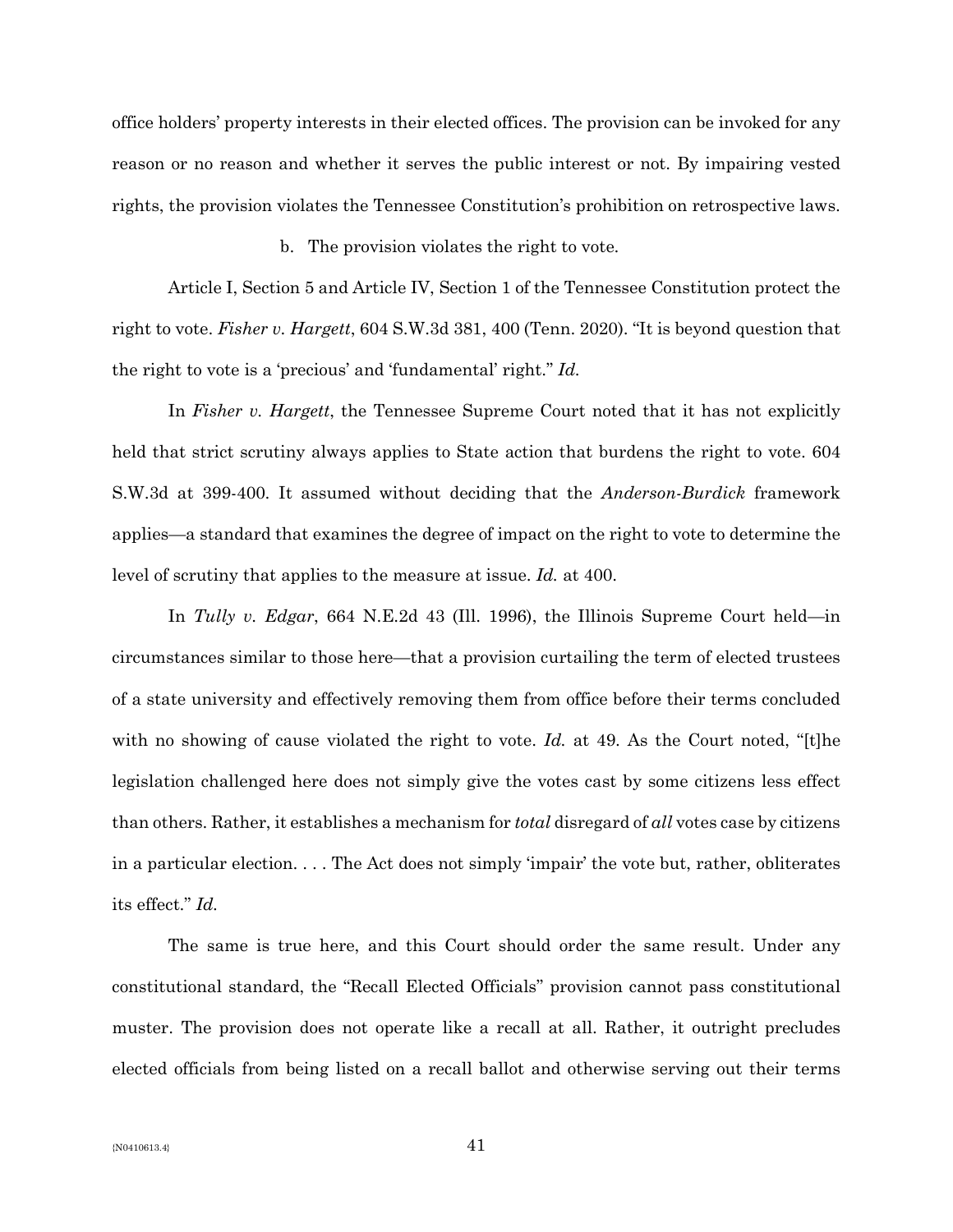office holders' property interests in their elected offices. The provision can be invoked for any reason or no reason and whether it serves the public interest or not. By impairing vested rights, the provision violates the Tennessee Constitution's prohibition on retrospective laws.

b. The provision violates the right to vote.

Article I, Section 5 and Article IV, Section 1 of the Tennessee Constitution protect the right to vote. *Fisher v. Hargett*, 604 S.W.3d 381, 400 (Tenn. 2020). "It is beyond question that the right to vote is a 'precious' and 'fundamental' right." *Id.*

In *Fisher v. Hargett*, the Tennessee Supreme Court noted that it has not explicitly held that strict scrutiny always applies to State action that burdens the right to vote. 604 S.W.3d at 399-400. It assumed without deciding that the *Anderson-Burdick* framework applies—a standard that examines the degree of impact on the right to vote to determine the level of scrutiny that applies to the measure at issue. *Id.* at 400.

In *Tully v. Edgar*, 664 N.E.2d 43 (Ill. 1996), the Illinois Supreme Court held—in circumstances similar to those here—that a provision curtailing the term of elected trustees of a state university and effectively removing them from office before their terms concluded with no showing of cause violated the right to vote. *Id.* at 49. As the Court noted, "[t]he legislation challenged here does not simply give the votes cast by some citizens less effect than others. Rather, it establishes a mechanism for *total* disregard of *all* votes case by citizens in a particular election. . . . The Act does not simply 'impair' the vote but, rather, obliterates its effect." *Id.*

The same is true here, and this Court should order the same result. Under any constitutional standard, the "Recall Elected Officials" provision cannot pass constitutional muster. The provision does not operate like a recall at all. Rather, it outright precludes elected officials from being listed on a recall ballot and otherwise serving out their terms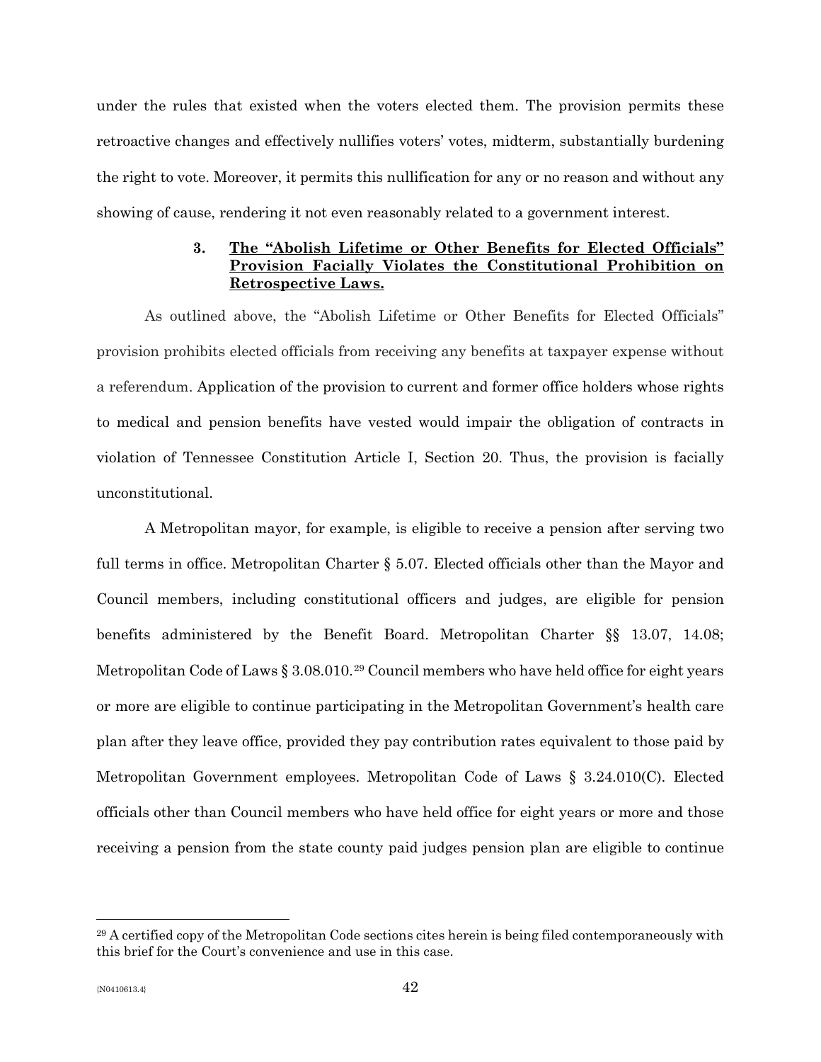under the rules that existed when the voters elected them. The provision permits these retroactive changes and effectively nullifies voters' votes, midterm, substantially burdening the right to vote. Moreover, it permits this nullification for any or no reason and without any showing of cause, rendering it not even reasonably related to a government interest.

### 3. The "Abolish Lifetime or Other Benefits for Elected Officials" Provision Facially Violates the Constitutional Prohibition on Retrospective Laws.

As outlined above, the "Abolish Lifetime or Other Benefits for Elected Officials" provision prohibits elected officials from receiving any benefits at taxpayer expense without a referendum. Application of the provision to current and former office holders whose rights to medical and pension benefits have vested would impair the obligation of contracts in violation of Tennessee Constitution Article I, Section 20. Thus, the provision is facially unconstitutional.

A Metropolitan mayor, for example, is eligible to receive a pension after serving two full terms in office. Metropolitan Charter § 5.07. Elected officials other than the Mayor and Council members, including constitutional officers and judges, are eligible for pension benefits administered by the Benefit Board. Metropolitan Charter §§ 13.07, 14.08; Metropolitan Code of Laws § 3.08.010.[29] Council members who have held office for eight years or more are eligible to continue participating in the Metropolitan Government's health care plan after they leave office, provided they pay contribution rates equivalent to those paid by Metropolitan Government employees. Metropolitan Code of Laws § 3.24.010(C). Elected officials other than Council members who have held office for eight years or more and those receiving a pension from the state county paid judges pension plan are eligible to continue

[29] A certified copy of the Metropolitan Code sections cites herein is being filed contemporaneously with this brief for the Court's convenience and use in this case.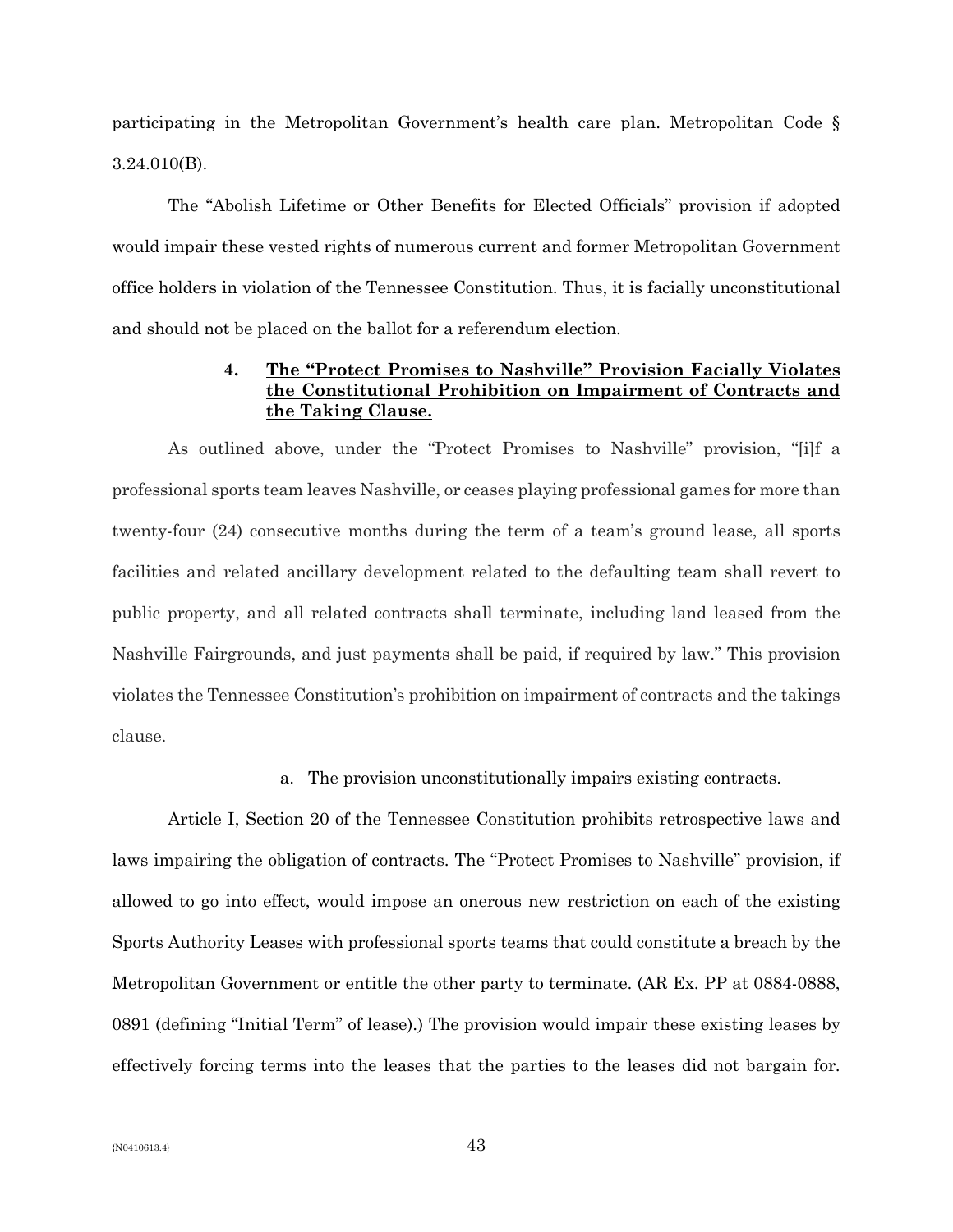participating in the Metropolitan Government's health care plan. Metropolitan Code § 3.24.010(B).

The "Abolish Lifetime or Other Benefits for Elected Officials" provision if adopted would impair these vested rights of numerous current and former Metropolitan Government office holders in violation of the Tennessee Constitution. Thus, it is facially unconstitutional and should not be placed on the ballot for a referendum election.

#### 4. **<u>The "Protect Promises to Nashville" Provision Facially Violates the Constitutional Prohibition on Impairment of Contracts and the Taking Clause.</u>**

As outlined above, under the "Protect Promises to Nashville" provision, "[i]f a professional sports team leaves Nashville, or ceases playing professional games for more than twenty-four (24) consecutive months during the term of a team's ground lease, all sports facilities and related ancillary development related to the defaulting team shall revert to public property, and all related contracts shall terminate, including land leased from the Nashville Fairgrounds, and just payments shall be paid, if required by law." This provision violates the Tennessee Constitution's prohibition on impairment of contracts and the takings clause.

a. The provision unconstitutionally impairs existing contracts.

Article I, Section 20 of the Tennessee Constitution prohibits retrospective laws and laws impairing the obligation of contracts. The "Protect Promises to Nashville" provision, if allowed to go into effect, would impose an onerous new restriction on each of the existing Sports Authority Leases with professional sports teams that could constitute a breach by the Metropolitan Government or entitle the other party to terminate. (AR Ex. PP at 0884-0888, 0891 (defining "Initial Term" of lease).) The provision would impair these existing leases by effectively forcing terms into the leases that the parties to the leases did not bargain for.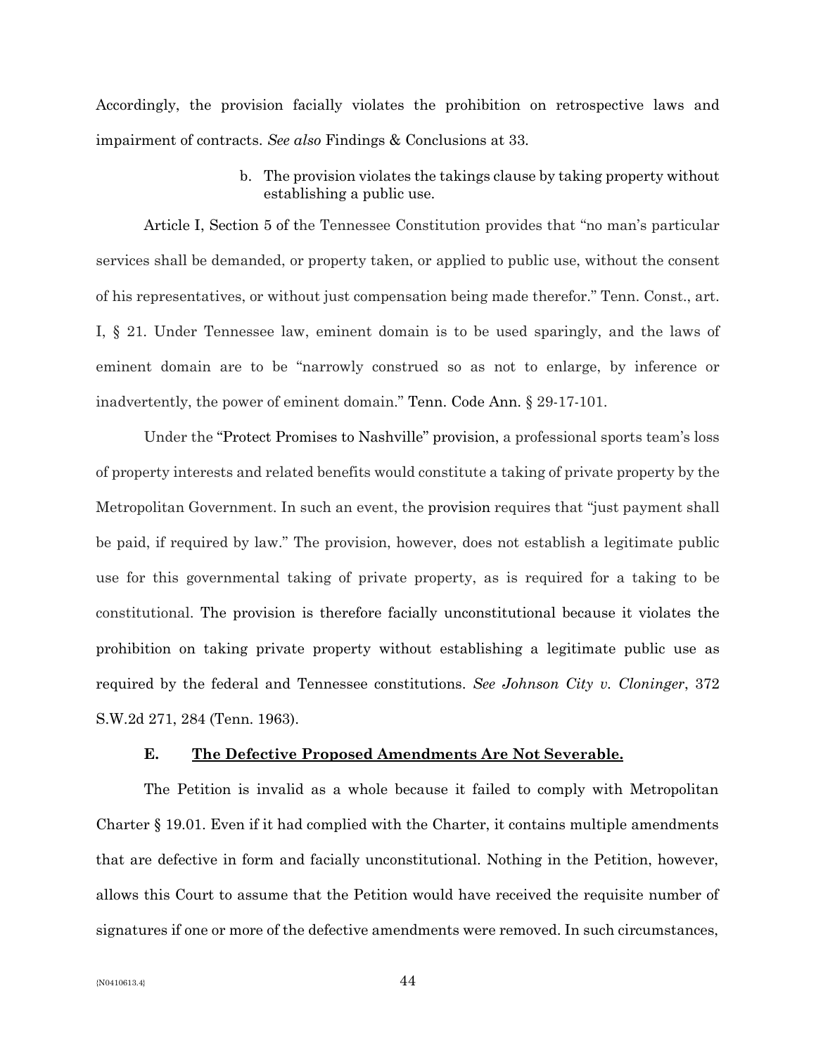Accordingly, the provision facially violates the prohibition on retrospective laws and impairment of contracts. *See also* Findings & Conclusions at 33.

b. The provision violates the takings clause by taking property without establishing a public use.

Article I, Section 5 of the Tennessee Constitution provides that "no man's particular services shall be demanded, or property taken, or applied to public use, without the consent of his representatives, or without just compensation being made therefor." Tenn. Const., art. I, § 21. Under Tennessee law, eminent domain is to be used sparingly, and the laws of eminent domain are to be "narrowly construed so as not to enlarge, by inference or inadvertently, the power of eminent domain." Tenn. Code Ann. § 29-17-101.

Under the "Protect Promises to Nashville" provision, a professional sports team's loss of property interests and related benefits would constitute a taking of private property by the Metropolitan Government. In such an event, the provision requires that "just payment shall be paid, if required by law." The provision, however, does not establish a legitimate public use for this governmental taking of private property, as is required for a taking to be constitutional. The provision is therefore facially unconstitutional because it violates the prohibition on taking private property without establishing a legitimate public use as required by the federal and Tennessee constitutions. *See Johnson City v. Cloninger*, 372 S.W.2d 271, 284 (Tenn. 1963).

**E. <u>The Defective Proposed Amendments Are Not Severable.</u>**

The Petition is invalid as a whole because it failed to comply with Metropolitan Charter § 19.01. Even if it had complied with the Charter, it contains multiple amendments that are defective in form and facially unconstitutional. Nothing in the Petition, however, allows this Court to assume that the Petition would have received the requisite number of signatures if one or more of the defective amendments were removed. In such circumstances,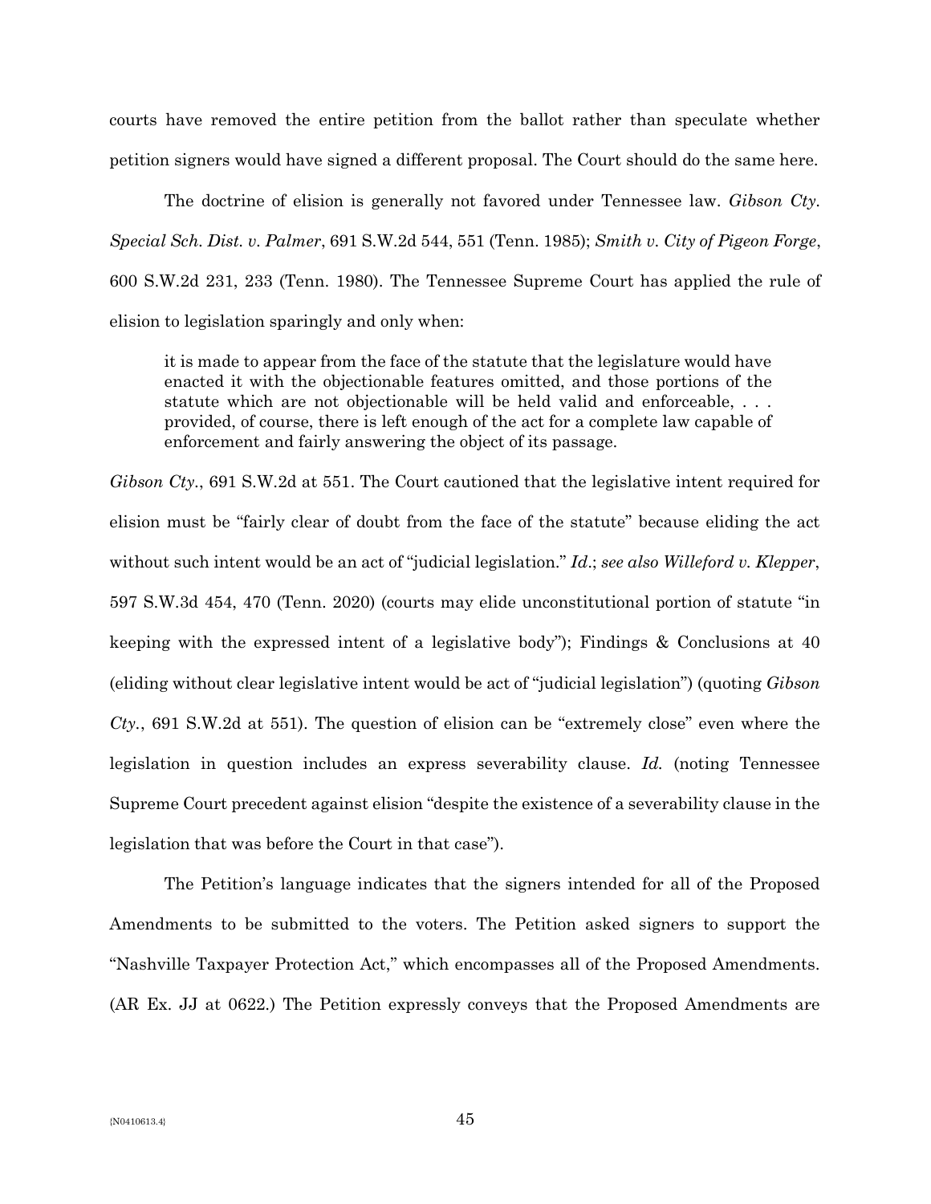courts have removed the entire petition from the ballot rather than speculate whether petition signers would have signed a different proposal. The Court should do the same here.

The doctrine of elision is generally not favored under Tennessee law. *Gibson Cty. Special Sch. Dist. v. Palmer*, 691 S.W.2d 544, 551 (Tenn. 1985); *Smith v. City of Pigeon Forge*, 600 S.W.2d 231, 233 (Tenn. 1980). The Tennessee Supreme Court has applied the rule of elision to legislation sparingly and only when:

> it is made to appear from the face of the statute that the legislature would have enacted it with the objectionable features omitted, and those portions of the statute which are not objectionable will be held valid and enforceable, . . . provided, of course, there is left enough of the act for a complete law capable of enforcement and fairly answering the object of its passage.

*Gibson Cty.*, 691 S.W.2d at 551. The Court cautioned that the legislative intent required for elision must be "fairly clear of doubt from the face of the statute" because eliding the act without such intent would be an act of "judicial legislation." *Id.*; *see also Willeford v. Klepper*, 597 S.W.3d 454, 470 (Tenn. 2020) (courts may elide unconstitutional portion of statute "in keeping with the expressed intent of a legislative body"); Findings & Conclusions at 40 (eliding without clear legislative intent would be act of "judicial legislation") (quoting *Gibson Cty.*, 691 S.W.2d at 551). The question of elision can be "extremely close" even where the legislation in question includes an express severability clause. *Id.* (noting Tennessee Supreme Court precedent against elision "despite the existence of a severability clause in the legislation that was before the Court in that case").

The Petition's language indicates that the signers intended for all of the Proposed Amendments to be submitted to the voters. The Petition asked signers to support the "Nashville Taxpayer Protection Act," which encompasses all of the Proposed Amendments. (AR Ex. JJ at 0622.) The Petition expressly conveys that the Proposed Amendments are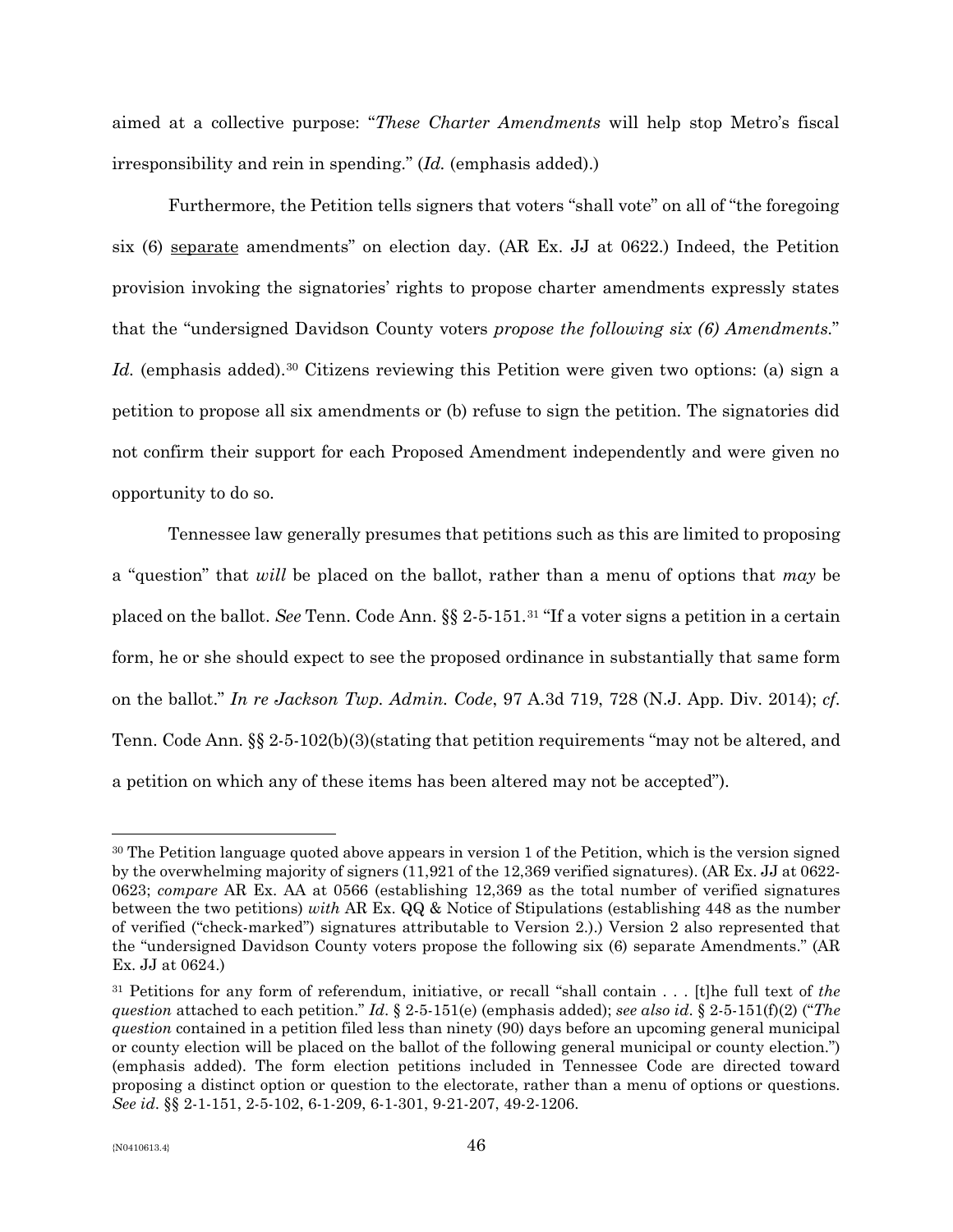aimed at a collective purpose: "*These Charter Amendments* will help stop Metro's fiscal irresponsibility and rein in spending." (*Id.* (emphasis added).)

Furthermore, the Petition tells signers that voters "shall vote" on all of "the foregoing six (6) separate amendments" on election day. (AR Ex. JJ at 0622.) Indeed, the Petition provision invoking the signatories' rights to propose charter amendments expressly states that the "undersigned Davidson County voters *propose the following six (6) Amendments*." *Id.* (emphasis added).[30] Citizens reviewing this Petition were given two options: (a) sign a petition to propose all six amendments or (b) refuse to sign the petition. The signatories did not confirm their support for each Proposed Amendment independently and were given no opportunity to do so.

Tennessee law generally presumes that petitions such as this are limited to proposing a "question" that *will* be placed on the ballot, rather than a menu of options that *may* be placed on the ballot. *See* Tenn. Code Ann. §§ 2-5-151.[31] "If a voter signs a petition in a certain form, he or she should expect to see the proposed ordinance in substantially that same form on the ballot." *In re Jackson Twp. Admin. Code*, 97 A.3d 719, 728 (N.J. App. Div. 2014); *cf.* Tenn. Code Ann. §§ 2-5-102(b)(3)(stating that petition requirements "may not be altered, and a petition on which any of these items has been altered may not be accepted").

---

[30] The Petition language quoted above appears in version 1 of the Petition, which is the version signed by the overwhelming majority of signers (11,921 of the 12,369 verified signatures). (AR Ex. JJ at 0622-0623; *compare* AR Ex. AA at 0566 (establishing 12,369 as the total number of verified signatures between the two petitions) *with* AR Ex. QQ & Notice of Stipulations (establishing 448 as the number of verified ("check-marked") signatures attributable to Version 2.).) Version 2 also represented that the "undersigned Davidson County voters propose the following six (6) separate Amendments." (AR Ex. JJ at 0624.)

[31] Petitions for any form of referendum, initiative, or recall "shall contain . . . [t]he full text of *the question* attached to each petition." *Id*. § 2-5-151(e) (emphasis added); *see also id*. § 2-5-151(f)(2) ("*The question* contained in a petition filed less than ninety (90) days before an upcoming general municipal or county election will be placed on the ballot of the following general municipal or county election.") (emphasis added). The form election petitions included in Tennessee Code are directed toward proposing a distinct option or question to the electorate, rather than a menu of options or questions. *See id*. §§ 2-1-151, 2-5-102, 6-1-209, 6-1-301, 9-21-207, 49-2-1206.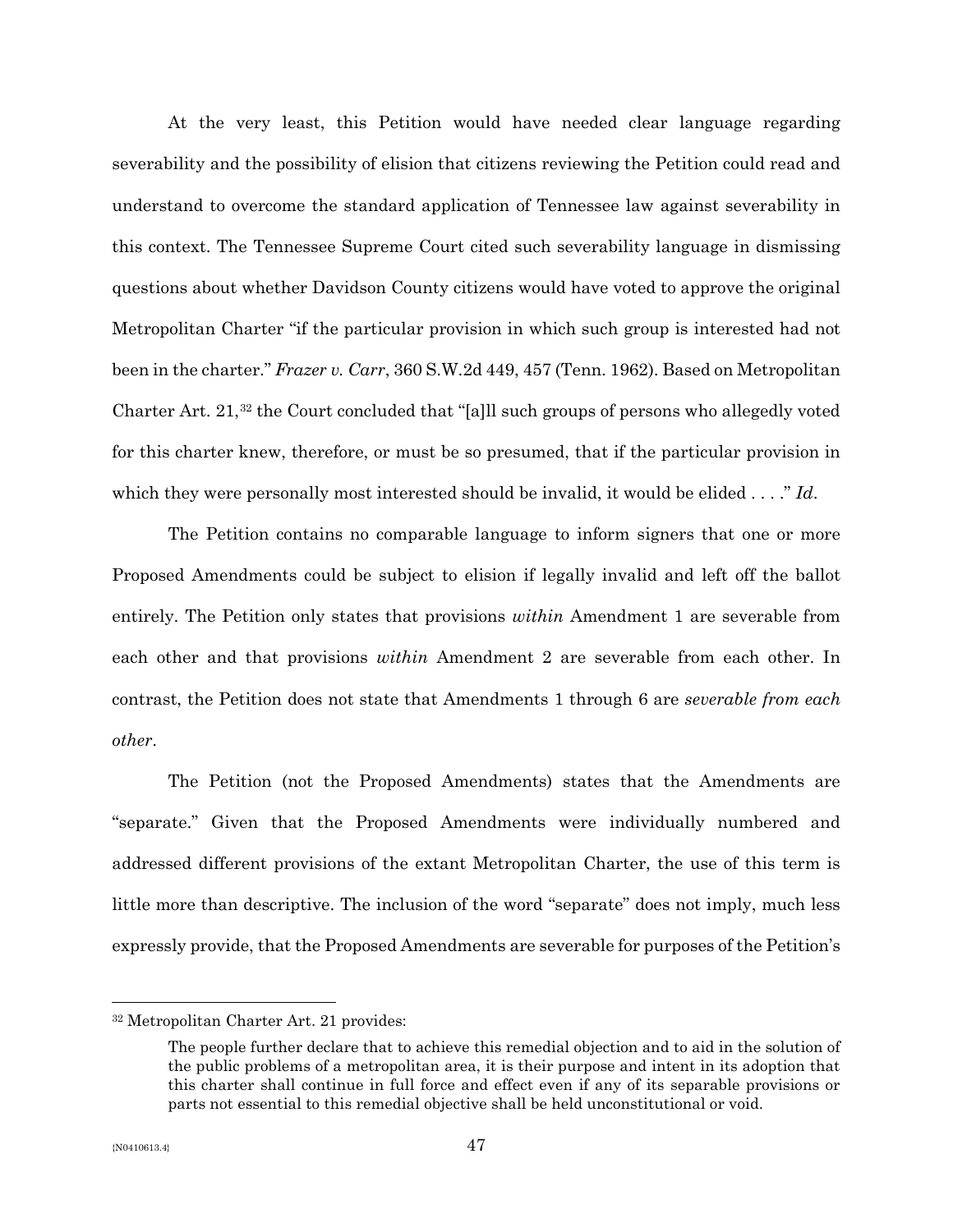At the very least, this Petition would have needed clear language regarding severability and the possibility of elision that citizens reviewing the Petition could read and understand to overcome the standard application of Tennessee law against severability in this context. The Tennessee Supreme Court cited such severability language in dismissing questions about whether Davidson County citizens would have voted to approve the original Metropolitan Charter "if the particular provision in which such group is interested had not been in the charter." *Frazer v. Carr*, 360 S.W.2d 449, 457 (Tenn. 1962). Based on Metropolitan Charter Art. 21,[32] the Court concluded that "[a]ll such groups of persons who allegedly voted for this charter knew, therefore, or must be so presumed, that if the particular provision in which they were personally most interested should be invalid, it would be elided . . . ." *Id*.

The Petition contains no comparable language to inform signers that one or more Proposed Amendments could be subject to elision if legally invalid and left off the ballot entirely. The Petition only states that provisions *within* Amendment 1 are severable from each other and that provisions *within* Amendment 2 are severable from each other. In contrast, the Petition does not state that Amendments 1 through 6 are *severable from each other*.

The Petition (not the Proposed Amendments) states that the Amendments are "separate." Given that the Proposed Amendments were individually numbered and addressed different provisions of the extant Metropolitan Charter, the use of this term is little more than descriptive. The inclusion of the word "separate" does not imply, much less expressly provide, that the Proposed Amendments are severable for purposes of the Petition's

---

[32] Metropolitan Charter Art. 21 provides:

> The people further declare that to achieve this remedial objection and to aid in the solution of the public problems of a metropolitan area, it is their purpose and intent in its adoption that this charter shall continue in full force and effect even if any of its separable provisions or parts not essential to this remedial objective shall be held unconstitutional or void.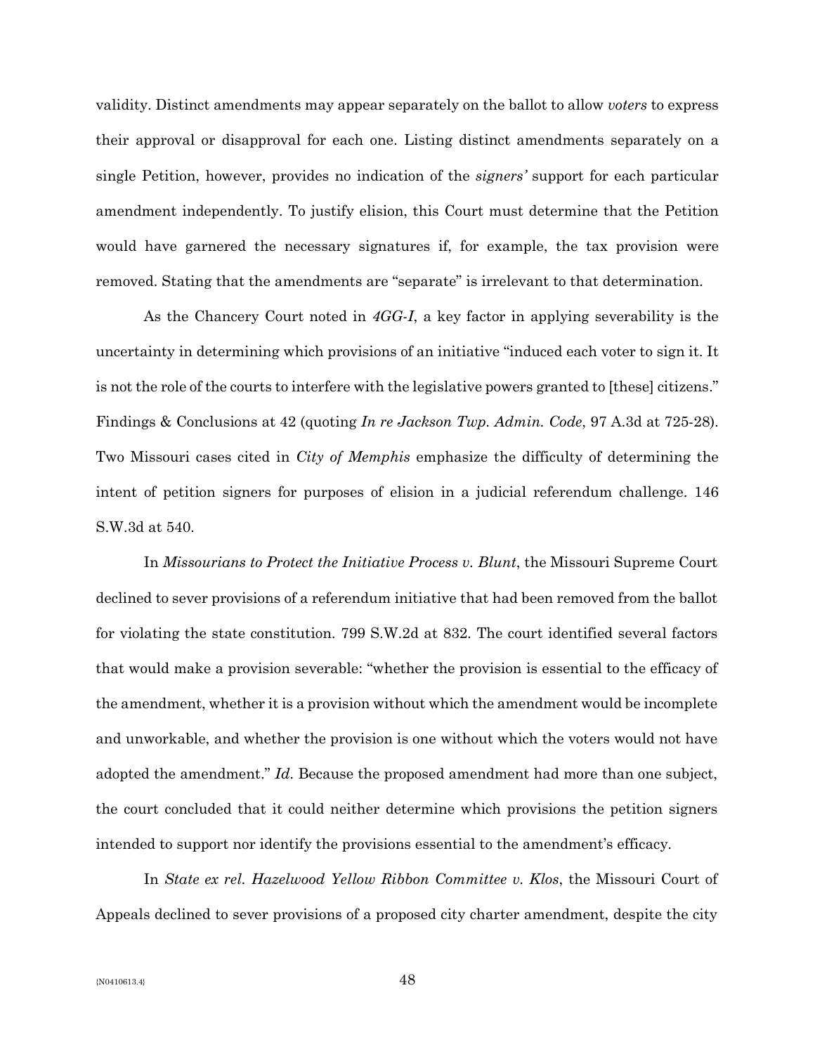validity. Distinct amendments may appear separately on the ballot to allow *voters* to express their approval or disapproval for each one. Listing distinct amendments separately on a single Petition, however, provides no indication of the *signers'* support for each particular amendment independently. To justify elision, this Court must determine that the Petition would have garnered the necessary signatures if, for example, the tax provision were removed. Stating that the amendments are "separate" is irrelevant to that determination.

As the Chancery Court noted in *4GG-I*, a key factor in applying severability is the uncertainty in determining which provisions of an initiative "induced each voter to sign it. It is not the role of the courts to interfere with the legislative powers granted to [these] citizens." Findings & Conclusions at 42 (quoting *In re Jackson Twp. Admin. Code*, 97 A.3d at 725-28). Two Missouri cases cited in *City of Memphis* emphasize the difficulty of determining the intent of petition signers for purposes of elision in a judicial referendum challenge. 146 S.W.3d at 540.

In *Missourians to Protect the Initiative Process v. Blunt*, the Missouri Supreme Court declined to sever provisions of a referendum initiative that had been removed from the ballot for violating the state constitution. 799 S.W.2d at 832. The court identified several factors that would make a provision severable: "whether the provision is essential to the efficacy of the amendment, whether it is a provision without which the amendment would be incomplete and unworkable, and whether the provision is one without which the voters would not have adopted the amendment." *Id.* Because the proposed amendment had more than one subject, the court concluded that it could neither determine which provisions the petition signers intended to support nor identify the provisions essential to the amendment's efficacy.

In *State ex rel. Hazelwood Yellow Ribbon Committee v. Klos*, the Missouri Court of Appeals declined to sever provisions of a proposed city charter amendment, despite the city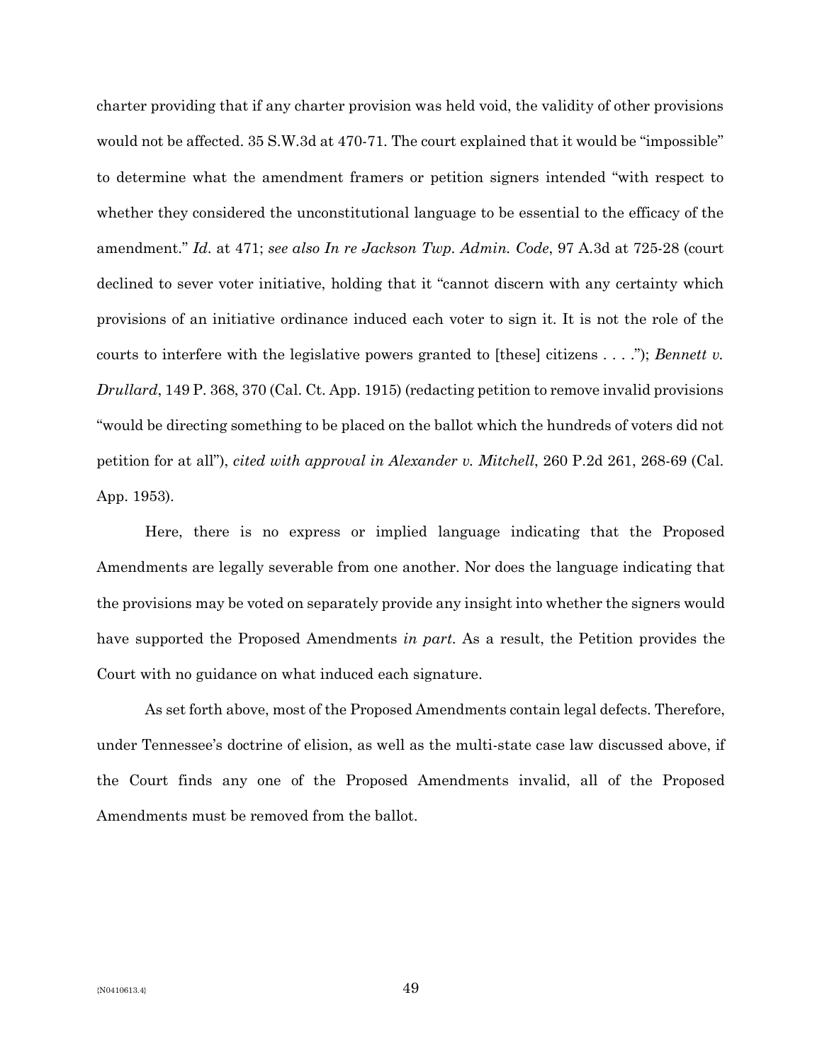charter providing that if any charter provision was held void, the validity of other provisions would not be affected. 35 S.W.3d at 470-71. The court explained that it would be "impossible" to determine what the amendment framers or petition signers intended "with respect to whether they considered the unconstitutional language to be essential to the efficacy of the amendment." *Id.* at 471; *see also In re Jackson Twp. Admin. Code*, 97 A.3d at 725-28 (court declined to sever voter initiative, holding that it "cannot discern with any certainty which provisions of an initiative ordinance induced each voter to sign it. It is not the role of the courts to interfere with the legislative powers granted to [these] citizens . . . ."); *Bennett v. Drullard*, 149 P. 368, 370 (Cal. Ct. App. 1915) (redacting petition to remove invalid provisions "would be directing something to be placed on the ballot which the hundreds of voters did not petition for at all"), *cited with approval in Alexander v. Mitchell*, 260 P.2d 261, 268-69 (Cal. App. 1953).

Here, there is no express or implied language indicating that the Proposed Amendments are legally severable from one another. Nor does the language indicating that the provisions may be voted on separately provide any insight into whether the signers would have supported the Proposed Amendments *in part*. As a result, the Petition provides the Court with no guidance on what induced each signature.

As set forth above, most of the Proposed Amendments contain legal defects. Therefore, under Tennessee's doctrine of elision, as well as the multi-state case law discussed above, if the Court finds any one of the Proposed Amendments invalid, all of the Proposed Amendments must be removed from the ballot.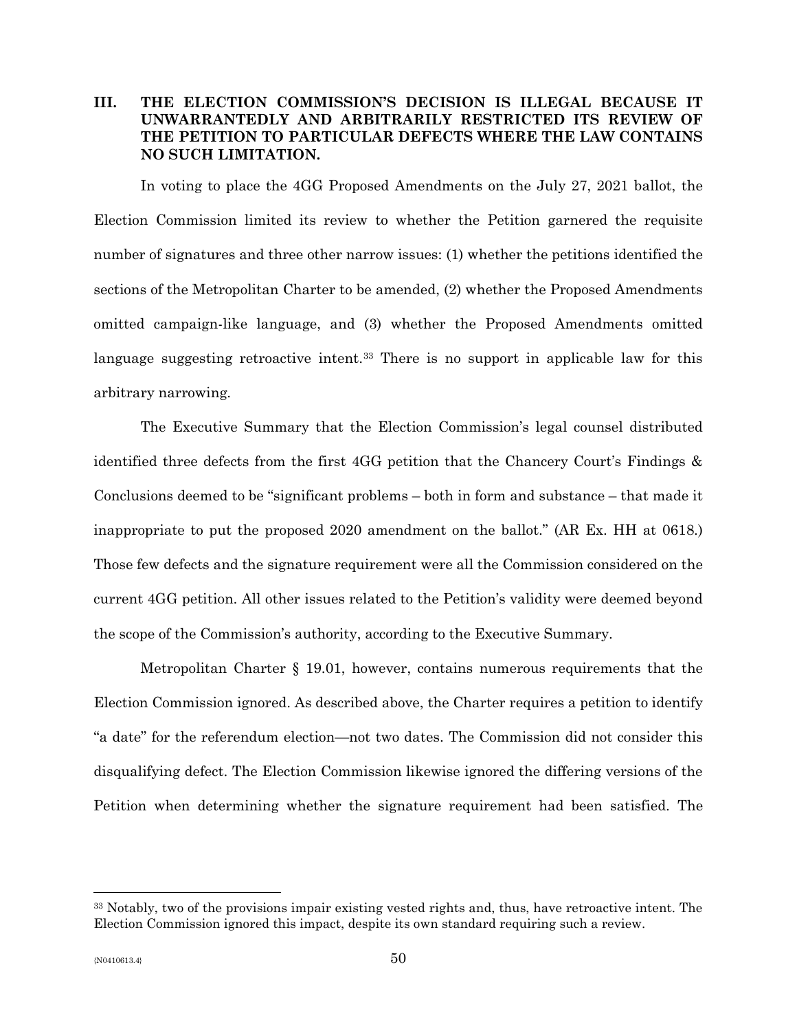## III. THE ELECTION COMMISSION'S DECISION IS ILLEGAL BECAUSE IT UNWARRANTEDLY AND ARBITRARILY RESTRICTED ITS REVIEW OF THE PETITION TO PARTICULAR DEFECTS WHERE THE LAW CONTAINS NO SUCH LIMITATION.

In voting to place the 4GG Proposed Amendments on the July 27, 2021 ballot, the Election Commission limited its review to whether the Petition garnered the requisite number of signatures and three other narrow issues: (1) whether the petitions identified the sections of the Metropolitan Charter to be amended, (2) whether the Proposed Amendments omitted campaign-like language, and (3) whether the Proposed Amendments omitted language suggesting retroactive intent.[33] There is no support in applicable law for this arbitrary narrowing.

The Executive Summary that the Election Commission's legal counsel distributed identified three defects from the first 4GG petition that the Chancery Court's Findings & Conclusions deemed to be "significant problems – both in form and substance – that made it inappropriate to put the proposed 2020 amendment on the ballot." (AR Ex. HH at 0618.) Those few defects and the signature requirement were all the Commission considered on the current 4GG petition. All other issues related to the Petition's validity were deemed beyond the scope of the Commission's authority, according to the Executive Summary.

Metropolitan Charter § 19.01, however, contains numerous requirements that the Election Commission ignored. As described above, the Charter requires a petition to identify "a date" for the referendum election—not two dates. The Commission did not consider this disqualifying defect. The Election Commission likewise ignored the differing versions of the Petition when determining whether the signature requirement had been satisfied. The

---

[33] Notably, two of the provisions impair existing vested rights and, thus, have retroactive intent. The Election Commission ignored this impact, despite its own standard requiring such a review.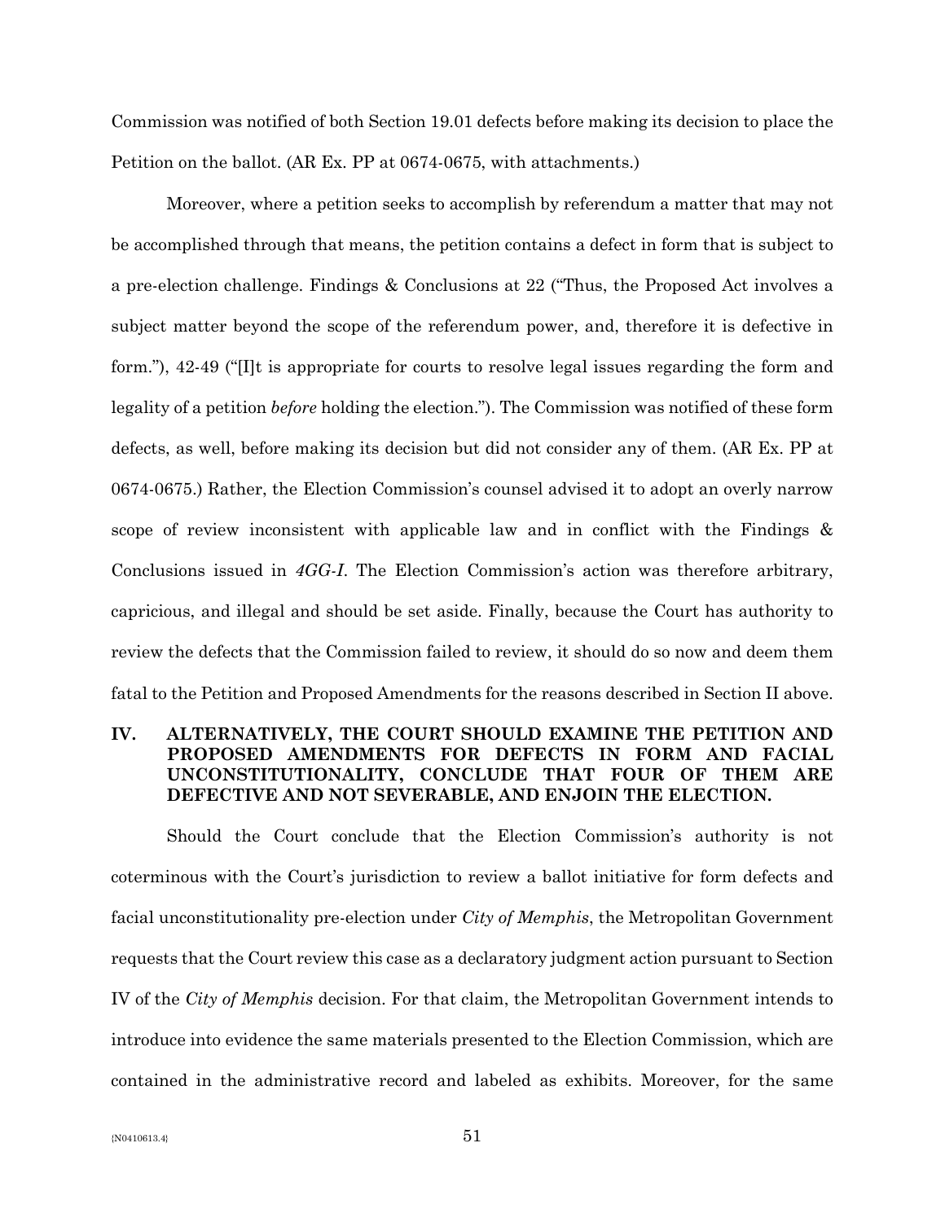Commission was notified of both Section 19.01 defects before making its decision to place the Petition on the ballot. (AR Ex. PP at 0674-0675, with attachments.)

Moreover, where a petition seeks to accomplish by referendum a matter that may not be accomplished through that means, the petition contains a defect in form that is subject to a pre-election challenge. Findings & Conclusions at 22 ("Thus, the Proposed Act involves a subject matter beyond the scope of the referendum power, and, therefore it is defective in form."), 42-49 ("[I]t is appropriate for courts to resolve legal issues regarding the form and legality of a petition *before* holding the election."). The Commission was notified of these form defects, as well, before making its decision but did not consider any of them. (AR Ex. PP at 0674-0675.) Rather, the Election Commission's counsel advised it to adopt an overly narrow scope of review inconsistent with applicable law and in conflict with the Findings & Conclusions issued in *4GG-I*. The Election Commission's action was therefore arbitrary, capricious, and illegal and should be set aside. Finally, because the Court has authority to review the defects that the Commission failed to review, it should do so now and deem them fatal to the Petition and Proposed Amendments for the reasons described in Section II above.

## IV. ALTERNATIVELY, THE COURT SHOULD EXAMINE THE PETITION AND PROPOSED AMENDMENTS FOR DEFECTS IN FORM AND FACIAL UNCONSTITUTIONALITY, CONCLUDE THAT FOUR OF THEM ARE DEFECTIVE AND NOT SEVERABLE, AND ENJOIN THE ELECTION.

Should the Court conclude that the Election Commission's authority is not coterminous with the Court's jurisdiction to review a ballot initiative for form defects and facial unconstitutionality pre-election under *City of Memphis*, the Metropolitan Government requests that the Court review this case as a declaratory judgment action pursuant to Section IV of the *City of Memphis* decision. For that claim, the Metropolitan Government intends to introduce into evidence the same materials presented to the Election Commission, which are contained in the administrative record and labeled as exhibits. Moreover, for the same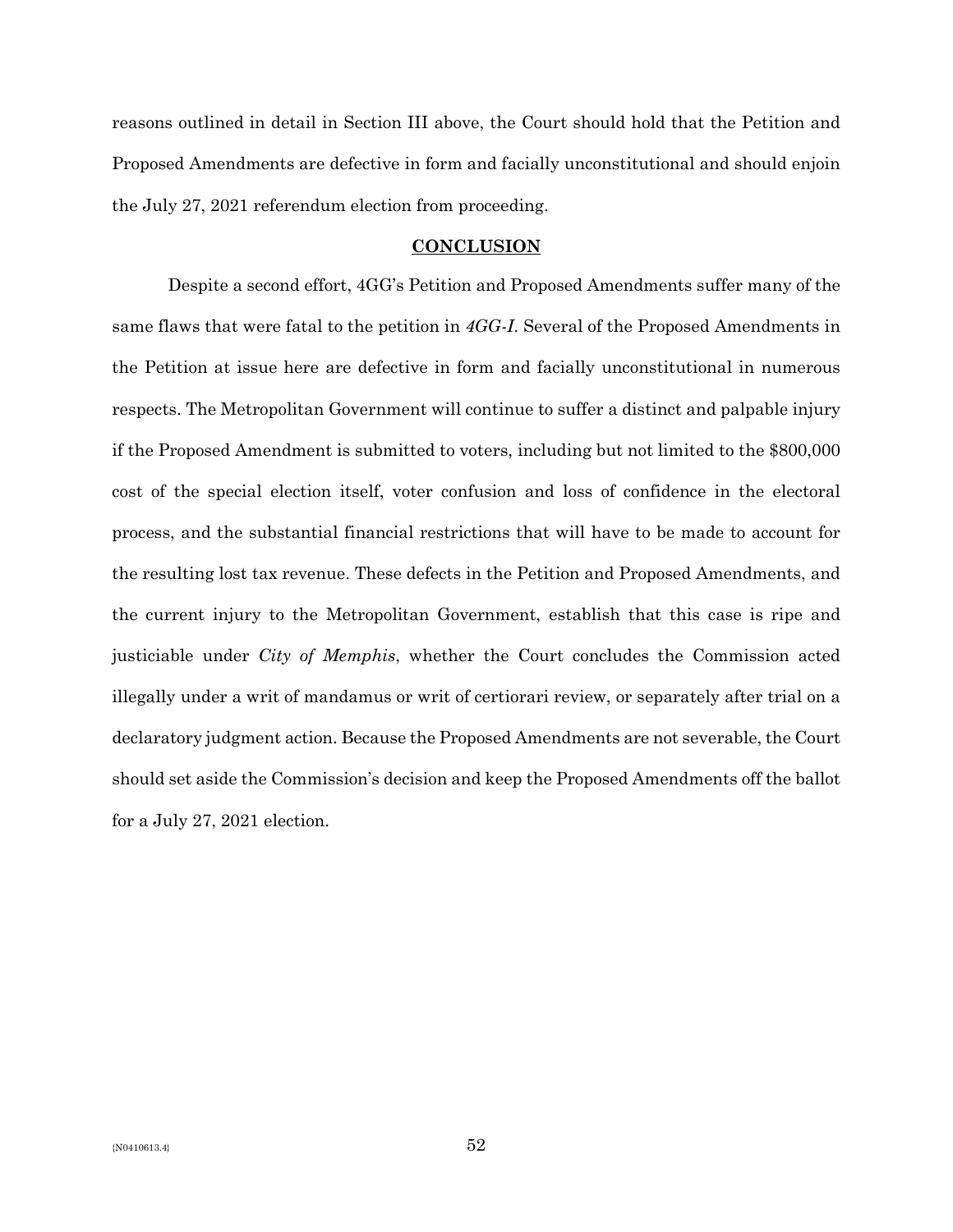reasons outlined in detail in Section III above, the Court should hold that the Petition and Proposed Amendments are defective in form and facially unconstitutional and should enjoin the July 27, 2021 referendum election from proceeding.

## CONCLUSION

Despite a second effort, 4GG's Petition and Proposed Amendments suffer many of the same flaws that were fatal to the petition in *4GG-I*. Several of the Proposed Amendments in the Petition at issue here are defective in form and facially unconstitutional in numerous respects. The Metropolitan Government will continue to suffer a distinct and palpable injury if the Proposed Amendment is submitted to voters, including but not limited to the $800,000 cost of the special election itself, voter confusion and loss of confidence in the electoral process, and the substantial financial restrictions that will have to be made to account for the resulting lost tax revenue. These defects in the Petition and Proposed Amendments, and the current injury to the Metropolitan Government, establish that this case is ripe and justiciable under *City of Memphis*, whether the Court concludes the Commission acted illegally under a writ of mandamus or writ of certiorari review, or separately after trial on a declaratory judgment action. Because the Proposed Amendments are not severable, the Court should set aside the Commission's decision and keep the Proposed Amendments off the ballot for a July 27, 2021 election.

{N0410613.4}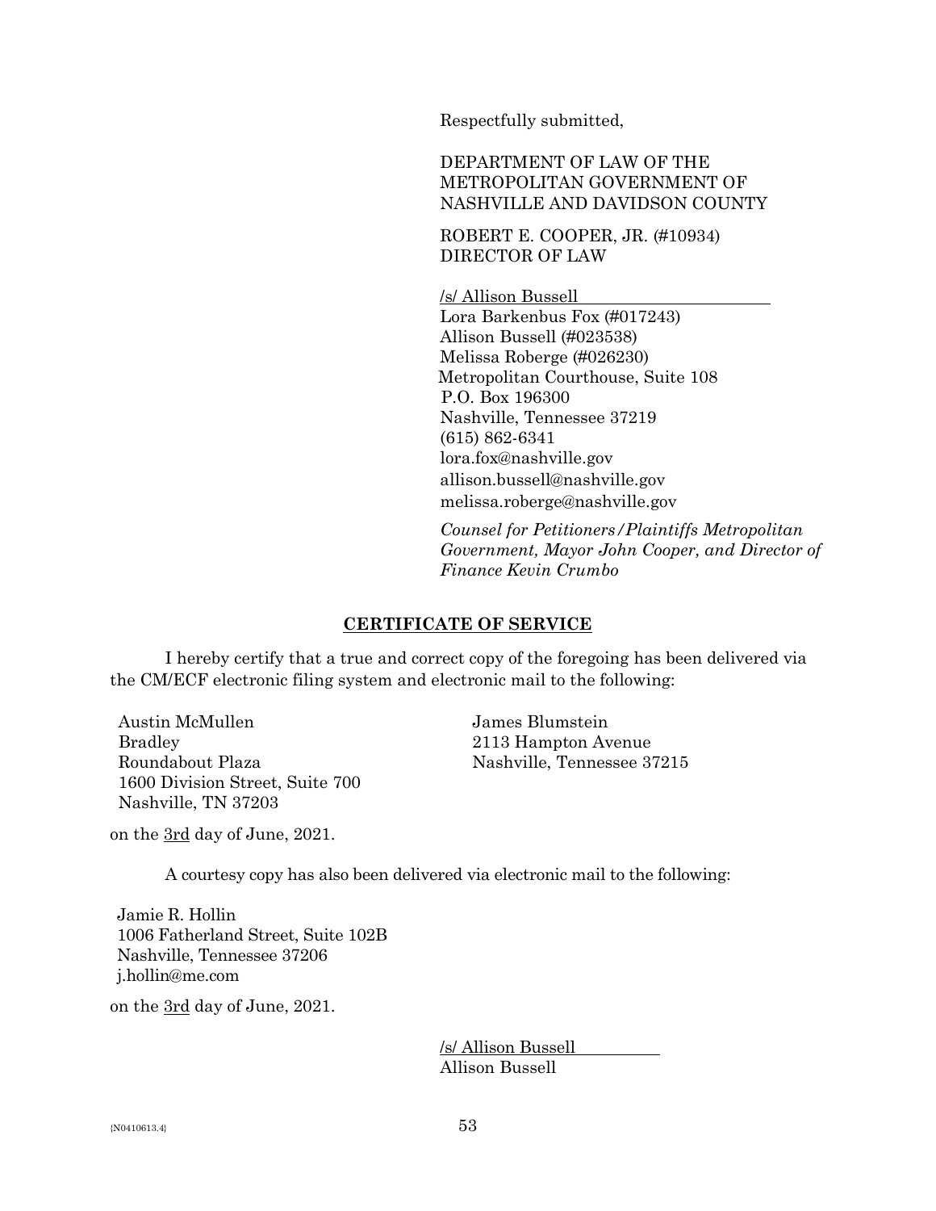Respectfully submitted,

DEPARTMENT OF LAW OF THE
METROPOLITAN GOVERNMENT OF
NASHVILLE AND DAVIDSON COUNTY

ROBERT E. COOPER, JR. (#10934)
DIRECTOR OF LAW

/s/ Allison Bussell
Lora Barkenbus Fox (#017243)
Allison Bussell (#023538)
Melissa Roberge (#026230)
Metropolitan Courthouse, Suite 108
P.O. Box 196300
Nashville, Tennessee 37219
(615) 862-6341
lora.fox@nashville.gov
allison.bussell@nashville.gov
melissa.roberge@nashville.gov

*Counsel for Petitioners/Plaintiffs Metropolitan Government, Mayor John Cooper, and Director of Finance Kevin Crumbo*

## CERTIFICATE OF SERVICE

I hereby certify that a true and correct copy of the foregoing has been delivered via the CM/ECF electronic filing system and electronic mail to the following:

Austin McMullen
Bradley
Roundabout Plaza
1600 Division Street, Suite 700
Nashville, TN 37203

James Blumstein
2113 Hampton Avenue
Nashville, Tennessee 37215

on the 3rd day of June, 2021.

A courtesy copy has also been delivered via electronic mail to the following:

Jamie R. Hollin
1006 Fatherland Street, Suite 102B
Nashville, Tennessee 37206
j.hollin@me.com

on the 3rd day of June, 2021.

/s/ Allison Bussell
Allison Bussell

{N0410613.4}